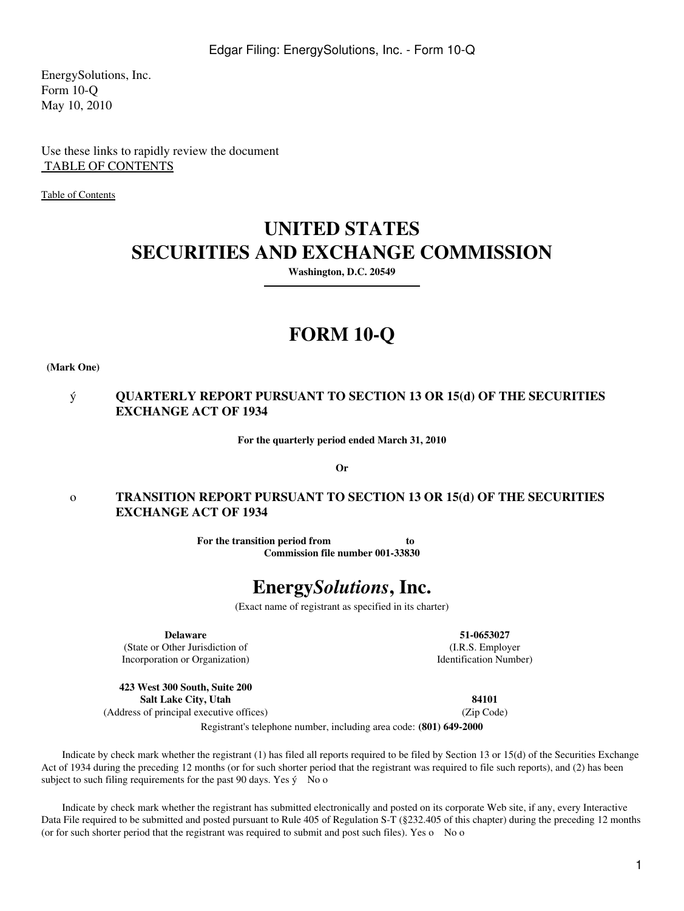EnergySolutions, Inc.
Form 10-Q
May 10, 2010

Use these links to rapidly review the document
TABLE OF CONTENTS

Table of Contents

# UNITED STATES
# SECURITIES AND EXCHANGE COMMISSION

**Washington, D.C. 20549**

# FORM 10-Q

**(Mark One)**

ý **QUARTERLY REPORT PURSUANT TO SECTION 13 OR 15(d) OF THE SECURITIES EXCHANGE ACT OF 1934**

**For the quarterly period ended March 31, 2010**

**Or**

o **TRANSITION REPORT PURSUANT TO SECTION 13 OR 15(d) OF THE SECURITIES EXCHANGE ACT OF 1934**

**For the transition period from to**
**Commission file number 001-33830**

# Energy*Solutions*, Inc.

(Exact name of registrant as specified in its charter)

| **Delaware** | **51-0653027** |
|---|---|
| (State or Other Jurisdiction of Incorporation or Organization) | (I.R.S. Employer Identification Number) |
| **423 West 300 South, Suite 200 Salt Lake City, Utah** | **84101** |
| (Address of principal executive offices) | (Zip Code) |

Registrant's telephone number, including area code: **(801) 649-2000**

Indicate by check mark whether the registrant (1) has filed all reports required to be filed by Section 13 or 15(d) of the Securities Exchange Act of 1934 during the preceding 12 months (or for such shorter period that the registrant was required to file such reports), and (2) has been subject to such filing requirements for the past 90 days. Yes ý No o

Indicate by check mark whether the registrant has submitted electronically and posted on its corporate Web site, if any, every Interactive Data File required to be submitted and posted pursuant to Rule 405 of Regulation S-T (§232.405 of this chapter) during the preceding 12 months (or for such shorter period that the registrant was required to submit and post such files). Yes o No o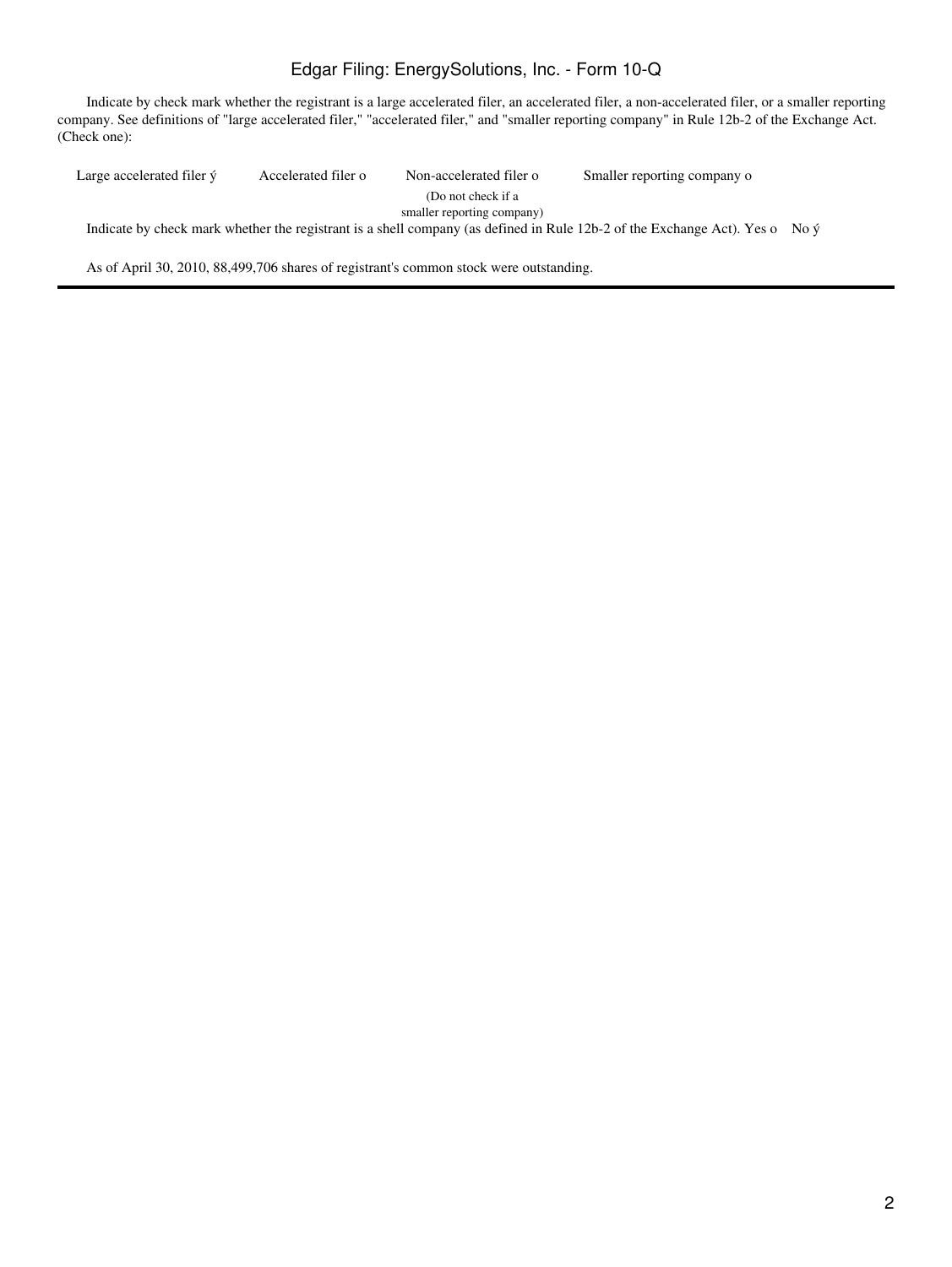Indicate by check mark whether the registrant is a large accelerated filer, an accelerated filer, a non-accelerated filer, or a smaller reporting company. See definitions of "large accelerated filer," "accelerated filer," and "smaller reporting company" in Rule 12b-2 of the Exchange Act. (Check one):

| Large accelerated filer ý | Accelerated filer o | Non-accelerated filer o (Do not check if a smaller reporting company) | Smaller reporting company o |
|---|---|---|---|

Indicate by check mark whether the registrant is a shell company (as defined in Rule 12b-2 of the Exchange Act). Yes o No ý

As of April 30, 2010, 88,499,706 shares of registrant's common stock were outstanding.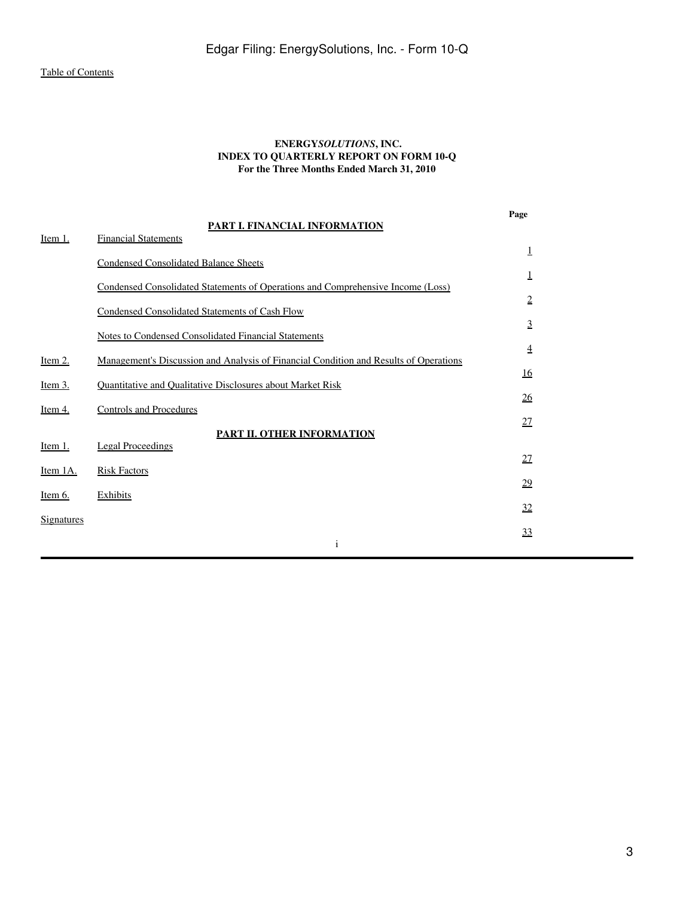**ENERGY*SOLUTIONS*, INC.**
**INDEX TO QUARTERLY REPORT ON FORM 10-Q**
**For the Three Months Ended March 31, 2010**

| | | Page |
|---|---|---|
| | **PART I. FINANCIAL INFORMATION** | |
| Item 1. | Financial Statements | 1 |
| | Condensed Consolidated Balance Sheets | 1 |
| | Condensed Consolidated Statements of Operations and Comprehensive Income (Loss) | 2 |
| | Condensed Consolidated Statements of Cash Flow | 3 |
| | Notes to Condensed Consolidated Financial Statements | 4 |
| Item 2. | Management's Discussion and Analysis of Financial Condition and Results of Operations | 16 |
| Item 3. | Quantitative and Qualitative Disclosures about Market Risk | 26 |
| Item 4. | Controls and Procedures | 27 |
| | **PART II. OTHER INFORMATION** | |
| Item 1. | Legal Proceedings | 27 |
| Item 1A. | Risk Factors | 29 |
| Item 6. | Exhibits | 32 |
| Signatures | | 33 |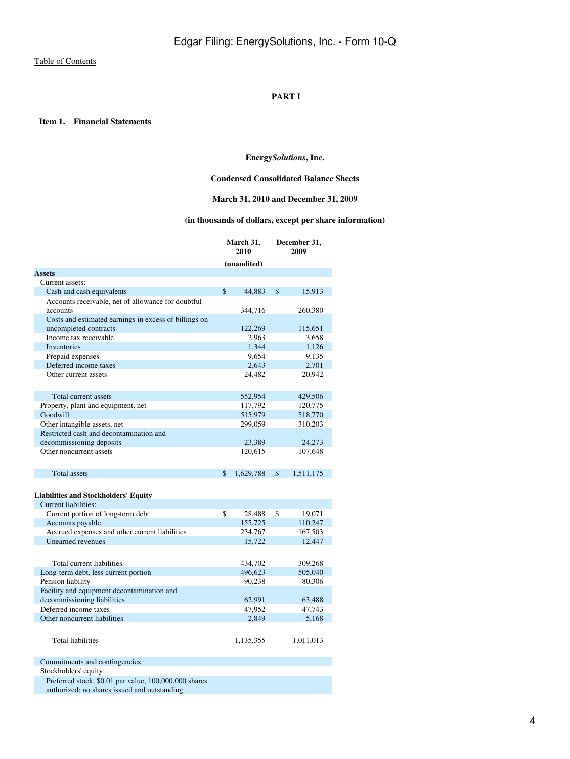# PART I

## Item 1. Financial Statements

**Energy*Solutions*, Inc.**

**Condensed Consolidated Balance Sheets**

**March 31, 2010 and December 31, 2009**

**(in thousands of dollars, except per share information)**

| | March 31, 2010 (unaudited) | December 31, 2009 |
|---|---|---|
| **Assets** | | |
| Current assets: | | |
| Cash and cash equivalents | $ 44,883 | $ 15,913 |
| Accounts receivable, net of allowance for doubtful accounts | 344,716 | 260,380 |
| Costs and estimated earnings in excess of billings on uncompleted contracts | 122,269 | 115,651 |
| Income tax receivable | 2,963 | 3,658 |
| Inventories | 1,344 | 1,126 |
| Prepaid expenses | 9,654 | 9,135 |
| Deferred income taxes | 2,643 | 2,701 |
| Other current assets | 24,482 | 20,942 |
| Total current assets | 552,954 | 429,506 |
| Property, plant and equipment, net | 117,792 | 120,775 |
| Goodwill | 515,979 | 518,770 |
| Other intangible assets, net | 299,059 | 310,203 |
| Restricted cash and decontamination and decommissioning deposits | 23,389 | 24,273 |
| Other noncurrent assets | 120,615 | 107,648 |
| Total assets | $ 1,629,788 | $ 1,511,175 |
| **Liabilities and Stockholders' Equity** | | |
| Current liabilities: | | |
| Current portion of long-term debt | $ 28,488 | $ 19,071 |
| Accounts payable | 155,725 | 110,247 |
| Accrued expenses and other current liabilities | 234,767 | 167,503 |
| Unearned revenues | 15,722 | 12,447 |
| Total current liabilities | 434,702 | 309,268 |
| Long-term debt, less current portion | 496,623 | 505,040 |
| Pension liability | 90,238 | 80,306 |
| Facility and equipment decontamination and decommissioning liabilities | 62,991 | 63,488 |
| Deferred income taxes | 47,952 | 47,743 |
| Other noncurrent liabilities | 2,849 | 5,168 |
| Total liabilities | 1,135,355 | 1,011,013 |
| Commitments and contingencies | | |
| Stockholders' equity: | | |
| Preferred stock, $0.01 par value, 100,000,000 shares authorized; no shares issued and outstanding | | |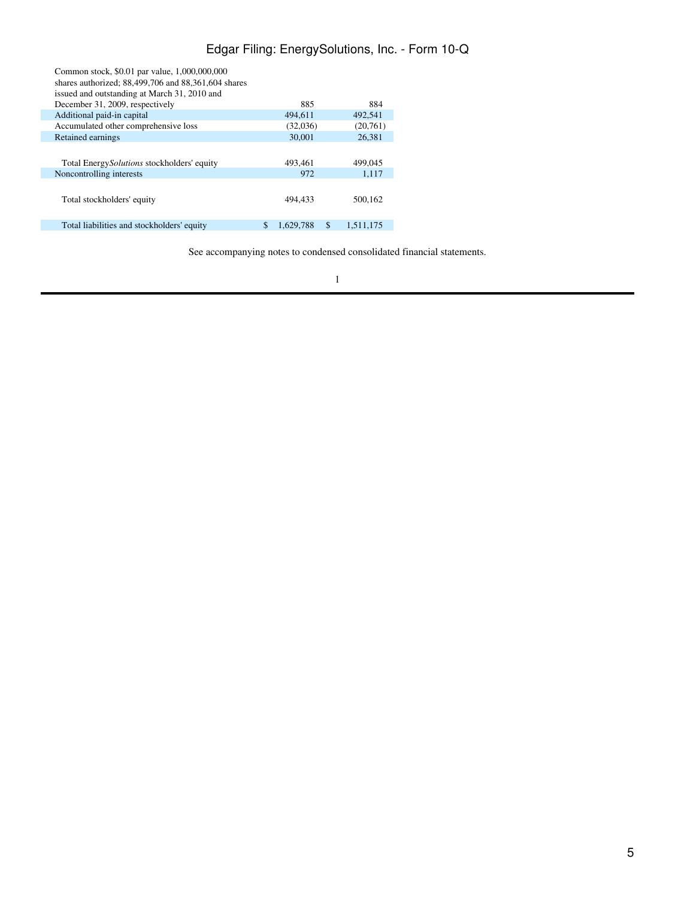| | | |
|---|---|---|
| Common stock, $0.01 par value, 1,000,000,000 shares authorized; 88,499,706 and 88,361,604 shares issued and outstanding at March 31, 2010 and December 31, 2009, respectively | 885 | 884 |
| Additional paid-in capital | 494,611 | 492,541 |
| Accumulated other comprehensive loss | (32,036) | (20,761) |
| Retained earnings | 30,001 | 26,381 |
| Total Energy*Solutions* stockholders' equity | 493,461 | 499,045 |
| Noncontrolling interests | 972 | 1,117 |
| Total stockholders' equity | 494,433 | 500,162 |
| Total liabilities and stockholders' equity | $ 1,629,788 | $ 1,511,175 |

See accompanying notes to condensed consolidated financial statements.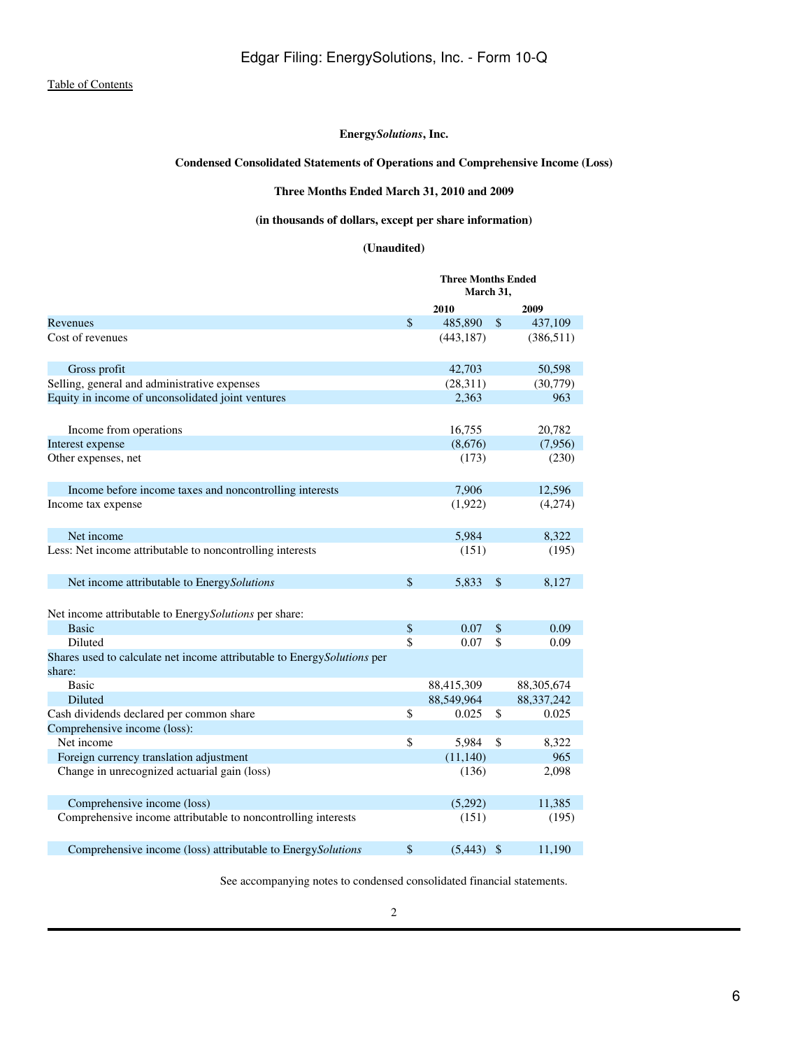[Table of Contents]

**Energy*Solutions*, Inc.**

**Condensed Consolidated Statements of Operations and Comprehensive Income (Loss)**

**Three Months Ended March 31, 2010 and 2009**

**(in thousands of dollars, except per share information)**

**(Unaudited)**

| | Three Months Ended March 31, | |
|---|---|---|
| | **2010** | **2009** |
| Revenues | $ 485,890 | $ 437,109 |
| Cost of revenues | (443,187) | (386,511) |
| Gross profit | 42,703 | 50,598 |
| Selling, general and administrative expenses | (28,311) | (30,779) |
| Equity in income of unconsolidated joint ventures | 2,363 | 963 |
| Income from operations | 16,755 | 20,782 |
| Interest expense | (8,676) | (7,956) |
| Other expenses, net | (173) | (230) |
| Income before income taxes and noncontrolling interests | 7,906 | 12,596 |
| Income tax expense | (1,922) | (4,274) |
| Net income | 5,984 | 8,322 |
| Less: Net income attributable to noncontrolling interests | (151) | (195) |
| Net income attributable to Energy*Solutions* | $ 5,833 | $ 8,127 |
| Net income attributable to Energy*Solutions* per share: | | |
| Basic | $ 0.07 | $ 0.09 |
| Diluted | $ 0.07 | $ 0.09 |
| Shares used to calculate net income attributable to Energy*Solutions* per share: | | |
| Basic | 88,415,309 | 88,305,674 |
| Diluted | 88,549,964 | 88,337,242 |
| Cash dividends declared per common share | $ 0.025 | $ 0.025 |
| Comprehensive income (loss): | | |
| Net income | $ 5,984 | $ 8,322 |
| Foreign currency translation adjustment | (11,140) | 965 |
| Change in unrecognized actuarial gain (loss) | (136) | 2,098 |
| Comprehensive income (loss) | (5,292) | 11,385 |
| Comprehensive income attributable to noncontrolling interests | (151) | (195) |
| Comprehensive income (loss) attributable to Energy*Solutions* | $ (5,443) | $ 11,190 |

See accompanying notes to condensed consolidated financial statements.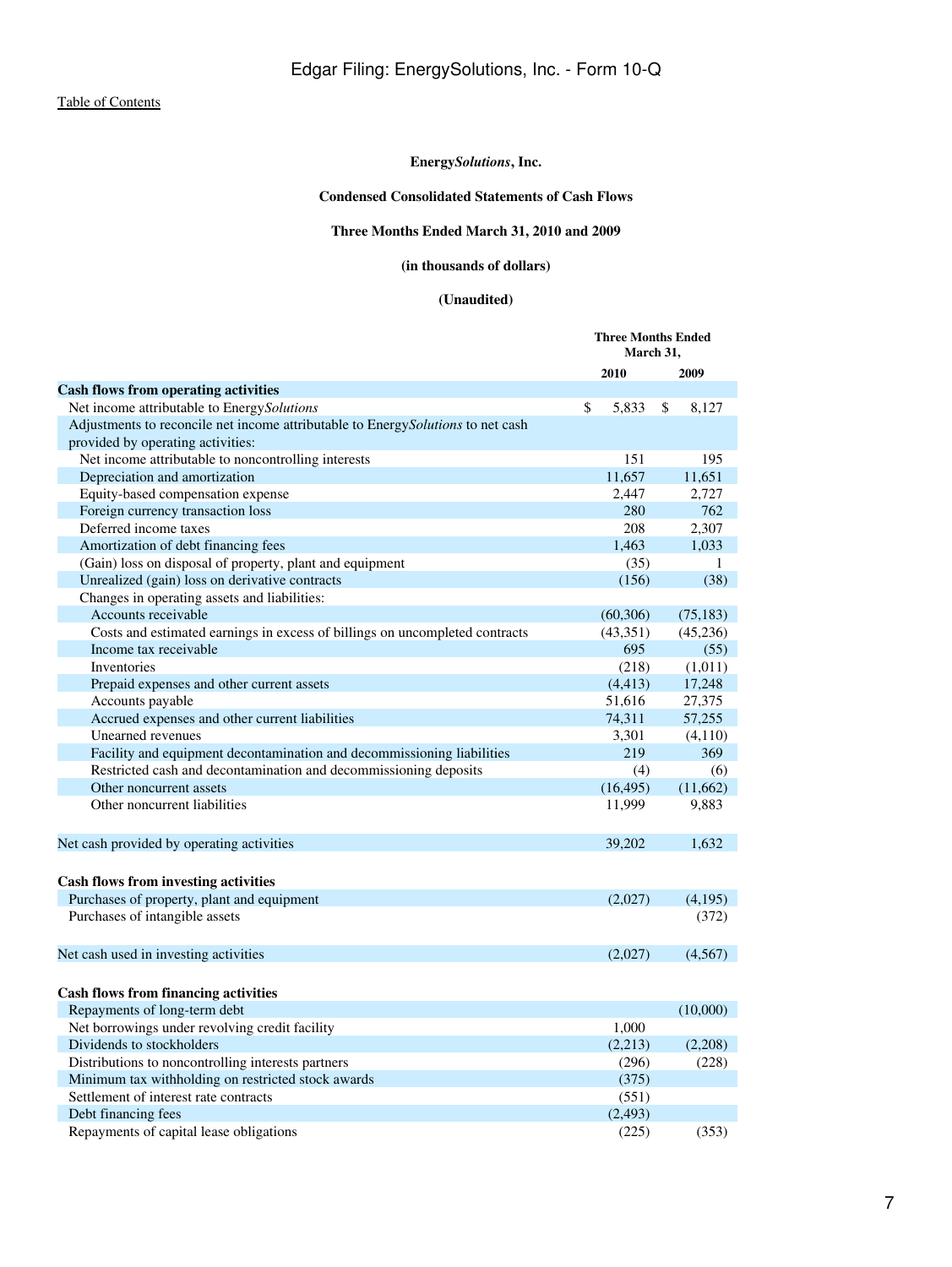**Energy*Solutions*, Inc.**

**Condensed Consolidated Statements of Cash Flows**

**Three Months Ended March 31, 2010 and 2009**

**(in thousands of dollars)**

**(Unaudited)**

| | Three Months Ended March 31, 2010 | Three Months Ended March 31, 2009 |
|---|---|---|
| **Cash flows from operating activities** | | |
| Net income attributable to Energy*Solutions* | $ 5,833 | $ 8,127 |
| Adjustments to reconcile net income attributable to Energy*Solutions* to net cash provided by operating activities: | | |
| Net income attributable to noncontrolling interests | 151 | 195 |
| Depreciation and amortization | 11,657 | 11,651 |
| Equity-based compensation expense | 2,447 | 2,727 |
| Foreign currency transaction loss | 280 | 762 |
| Deferred income taxes | 208 | 2,307 |
| Amortization of debt financing fees | 1,463 | 1,033 |
| (Gain) loss on disposal of property, plant and equipment | (35) | 1 |
| Unrealized (gain) loss on derivative contracts | (156) | (38) |
| Changes in operating assets and liabilities: | | |
| Accounts receivable | (60,306) | (75,183) |
| Costs and estimated earnings in excess of billings on uncompleted contracts | (43,351) | (45,236) |
| Income tax receivable | 695 | (55) |
| Inventories | (218) | (1,011) |
| Prepaid expenses and other current assets | (4,413) | 17,248 |
| Accounts payable | 51,616 | 27,375 |
| Accrued expenses and other current liabilities | 74,311 | 57,255 |
| Unearned revenues | 3,301 | (4,110) |
| Facility and equipment decontamination and decommissioning liabilities | 219 | 369 |
| Restricted cash and decontamination and decommissioning deposits | (4) | (6) |
| Other noncurrent assets | (16,495) | (11,662) |
| Other noncurrent liabilities | 11,999 | 9,883 |
| Net cash provided by operating activities | 39,202 | 1,632 |
| **Cash flows from investing activities** | | |
| Purchases of property, plant and equipment | (2,027) | (4,195) |
| Purchases of intangible assets | | (372) |
| Net cash used in investing activities | (2,027) | (4,567) |
| **Cash flows from financing activities** | | |
| Repayments of long-term debt | | (10,000) |
| Net borrowings under revolving credit facility | 1,000 | |
| Dividends to stockholders | (2,213) | (2,208) |
| Distributions to noncontrolling interests partners | (296) | (228) |
| Minimum tax withholding on restricted stock awards | (375) | |
| Settlement of interest rate contracts | (551) | |
| Debt financing fees | (2,493) | |
| Repayments of capital lease obligations | (225) | (353) |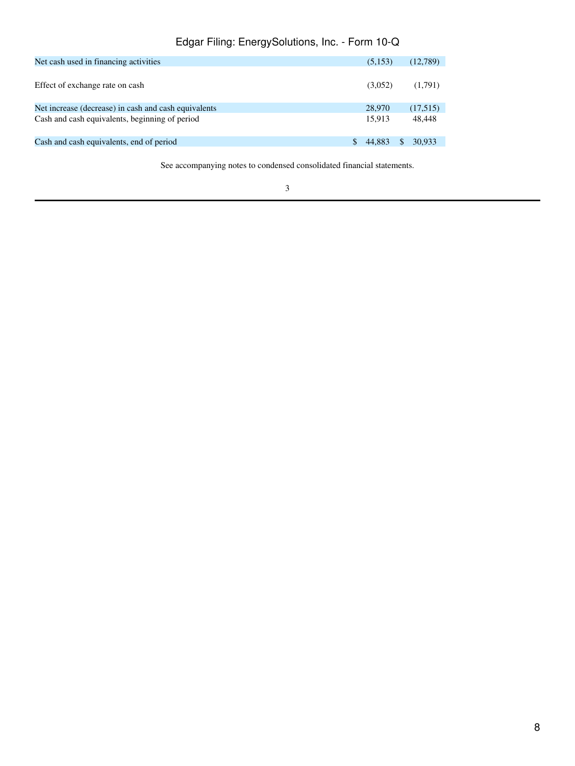| | | |
|---|---|---|
| Net cash used in financing activities | (5,153) | (12,789) |
| | | |
| Effect of exchange rate on cash | (3,052) | (1,791) |
| | | |
| Net increase (decrease) in cash and cash equivalents | 28,970 | (17,515) |
| Cash and cash equivalents, beginning of period | 15,913 | 48,448 |
| | | |
| Cash and cash equivalents, end of period | $ 44,883 | $ 30,933 |

See accompanying notes to condensed consolidated financial statements.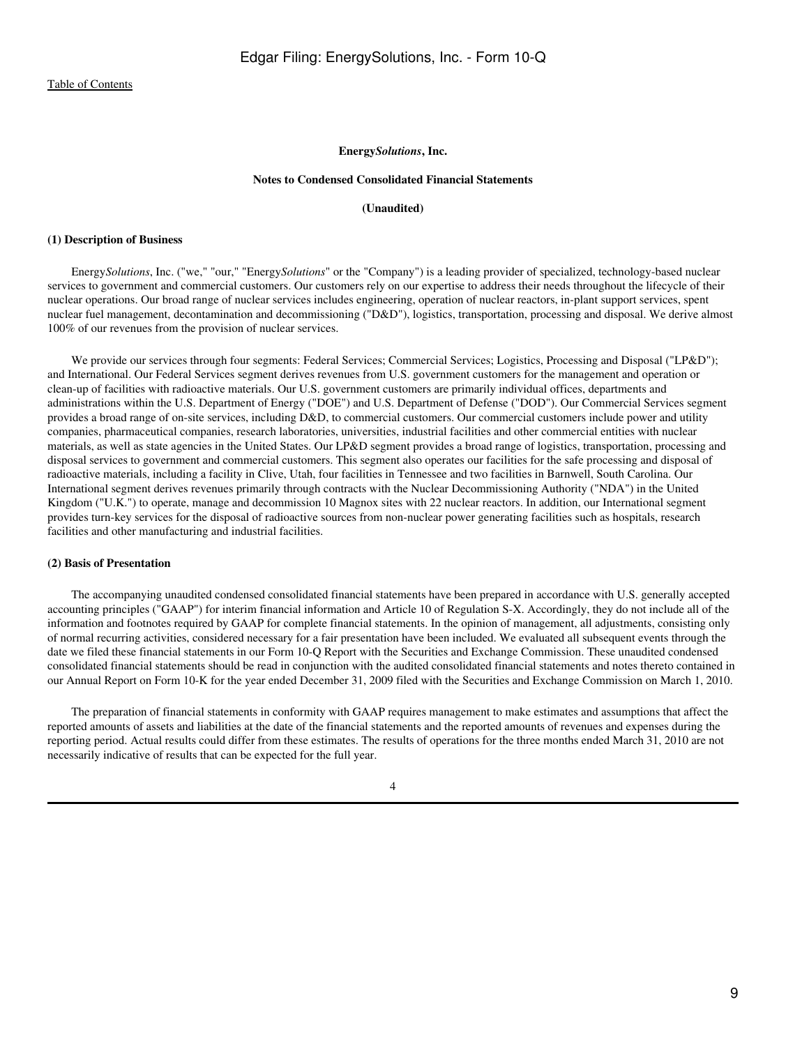**Energy*Solutions*, Inc.**

**Notes to Condensed Consolidated Financial Statements**

**(Unaudited)**

**(1) Description of Business**

Energy*Solutions*, Inc. ("we," "our," "Energy*Solutions*" or the "Company") is a leading provider of specialized, technology-based nuclear services to government and commercial customers. Our customers rely on our expertise to address their needs throughout the lifecycle of their nuclear operations. Our broad range of nuclear services includes engineering, operation of nuclear reactors, in-plant support services, spent nuclear fuel management, decontamination and decommissioning ("D&D"), logistics, transportation, processing and disposal. We derive almost 100% of our revenues from the provision of nuclear services.

We provide our services through four segments: Federal Services; Commercial Services; Logistics, Processing and Disposal ("LP&D"); and International. Our Federal Services segment derives revenues from U.S. government customers for the management and operation or clean-up of facilities with radioactive materials. Our U.S. government customers are primarily individual offices, departments and administrations within the U.S. Department of Energy ("DOE") and U.S. Department of Defense ("DOD"). Our Commercial Services segment provides a broad range of on-site services, including D&D, to commercial customers. Our commercial customers include power and utility companies, pharmaceutical companies, research laboratories, universities, industrial facilities and other commercial entities with nuclear materials, as well as state agencies in the United States. Our LP&D segment provides a broad range of logistics, transportation, processing and disposal services to government and commercial customers. This segment also operates our facilities for the safe processing and disposal of radioactive materials, including a facility in Clive, Utah, four facilities in Tennessee and two facilities in Barnwell, South Carolina. Our International segment derives revenues primarily through contracts with the Nuclear Decommissioning Authority ("NDA") in the United Kingdom ("U.K.") to operate, manage and decommission 10 Magnox sites with 22 nuclear reactors. In addition, our International segment provides turn-key services for the disposal of radioactive sources from non-nuclear power generating facilities such as hospitals, research facilities and other manufacturing and industrial facilities.

**(2) Basis of Presentation**

The accompanying unaudited condensed consolidated financial statements have been prepared in accordance with U.S. generally accepted accounting principles ("GAAP") for interim financial information and Article 10 of Regulation S-X. Accordingly, they do not include all of the information and footnotes required by GAAP for complete financial statements. In the opinion of management, all adjustments, consisting only of normal recurring activities, considered necessary for a fair presentation have been included. We evaluated all subsequent events through the date we filed these financial statements in our Form 10-Q Report with the Securities and Exchange Commission. These unaudited condensed consolidated financial statements should be read in conjunction with the audited consolidated financial statements and notes thereto contained in our Annual Report on Form 10-K for the year ended December 31, 2009 filed with the Securities and Exchange Commission on March 1, 2010.

The preparation of financial statements in conformity with GAAP requires management to make estimates and assumptions that affect the reported amounts of assets and liabilities at the date of the financial statements and the reported amounts of revenues and expenses during the reporting period. Actual results could differ from these estimates. The results of operations for the three months ended March 31, 2010 are not necessarily indicative of results that can be expected for the full year.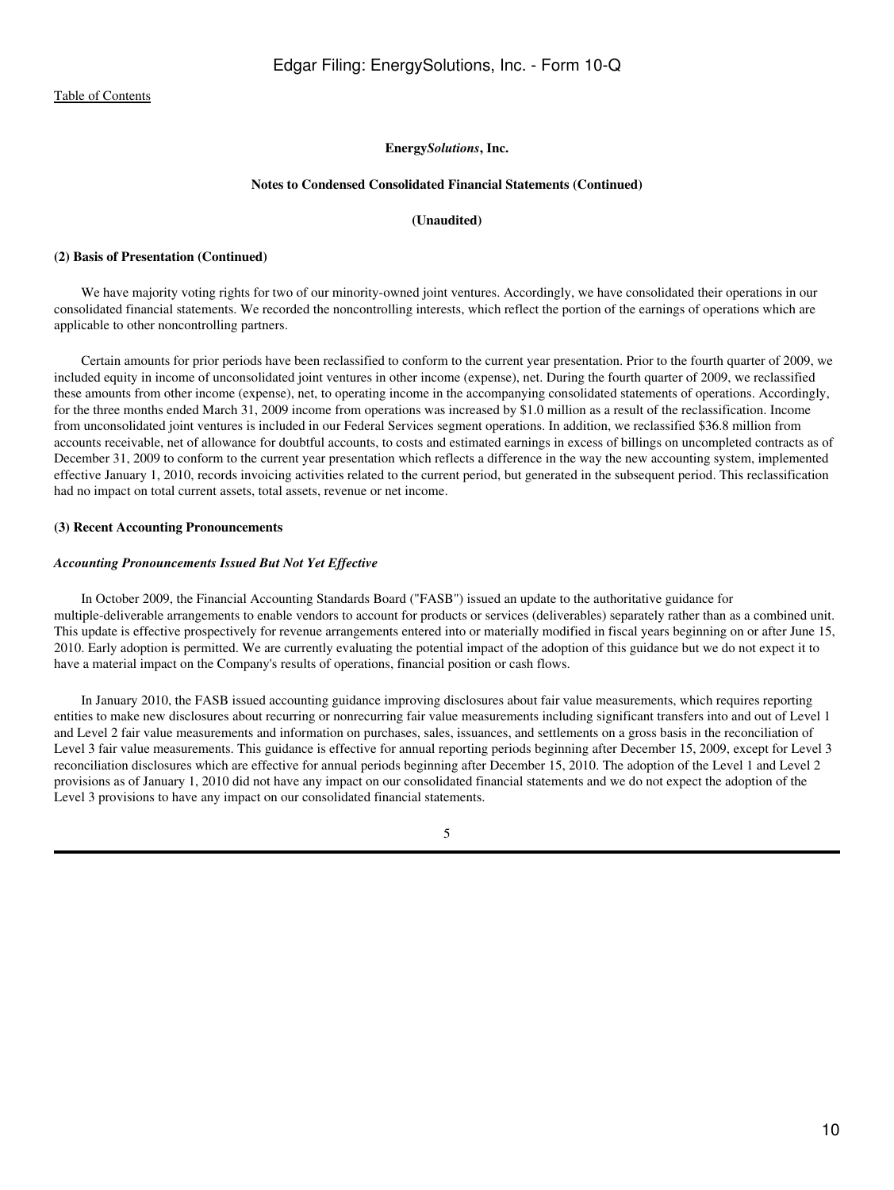**Energy*Solutions*, Inc.**

**Notes to Condensed Consolidated Financial Statements (Continued)**

**(Unaudited)**

**(2) Basis of Presentation (Continued)**

We have majority voting rights for two of our minority-owned joint ventures. Accordingly, we have consolidated their operations in our consolidated financial statements. We recorded the noncontrolling interests, which reflect the portion of the earnings of operations which are applicable to other noncontrolling partners.

Certain amounts for prior periods have been reclassified to conform to the current year presentation. Prior to the fourth quarter of 2009, we included equity in income of unconsolidated joint ventures in other income (expense), net. During the fourth quarter of 2009, we reclassified these amounts from other income (expense), net, to operating income in the accompanying consolidated statements of operations. Accordingly, for the three months ended March 31, 2009 income from operations was increased by $1.0 million as a result of the reclassification. Income from unconsolidated joint ventures is included in our Federal Services segment operations. In addition, we reclassified $36.8 million from accounts receivable, net of allowance for doubtful accounts, to costs and estimated earnings in excess of billings on uncompleted contracts as of December 31, 2009 to conform to the current year presentation which reflects a difference in the way the new accounting system, implemented effective January 1, 2010, records invoicing activities related to the current period, but generated in the subsequent period. This reclassification had no impact on total current assets, total assets, revenue or net income.

**(3) Recent Accounting Pronouncements**

***Accounting Pronouncements Issued But Not Yet Effective***

In October 2009, the Financial Accounting Standards Board ("FASB") issued an update to the authoritative guidance for multiple-deliverable arrangements to enable vendors to account for products or services (deliverables) separately rather than as a combined unit. This update is effective prospectively for revenue arrangements entered into or materially modified in fiscal years beginning on or after June 15, 2010. Early adoption is permitted. We are currently evaluating the potential impact of the adoption of this guidance but we do not expect it to have a material impact on the Company's results of operations, financial position or cash flows.

In January 2010, the FASB issued accounting guidance improving disclosures about fair value measurements, which requires reporting entities to make new disclosures about recurring or nonrecurring fair value measurements including significant transfers into and out of Level 1 and Level 2 fair value measurements and information on purchases, sales, issuances, and settlements on a gross basis in the reconciliation of Level 3 fair value measurements. This guidance is effective for annual reporting periods beginning after December 15, 2009, except for Level 3 reconciliation disclosures which are effective for annual periods beginning after December 15, 2010. The adoption of the Level 1 and Level 2 provisions as of January 1, 2010 did not have any impact on our consolidated financial statements and we do not expect the adoption of the Level 3 provisions to have any impact on our consolidated financial statements.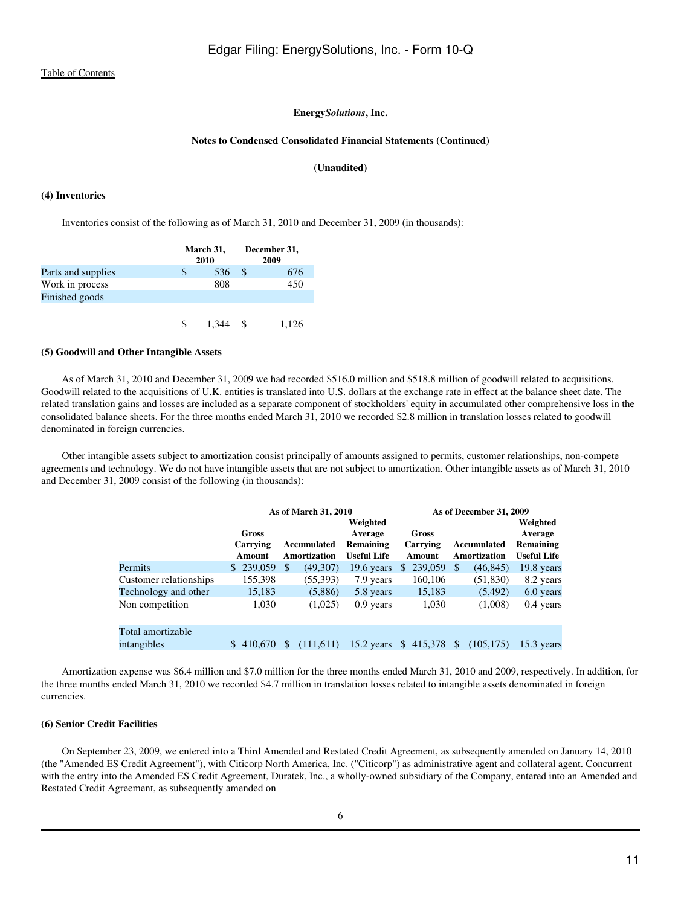Table of Contents

**Energy*Solutions*, Inc.**

**Notes to Condensed Consolidated Financial Statements (Continued)**

**(Unaudited)**

**(4) Inventories**

Inventories consist of the following as of March 31, 2010 and December 31, 2009 (in thousands):

| | March 31, 2010 | December 31, 2009 |
|---|---|---|
| Parts and supplies | $ 536 | $ 676 |
| Work in process | 808 | 450 |
| Finished goods | | |
| | $ 1,344 | $ 1,126 |

**(5) Goodwill and Other Intangible Assets**

As of March 31, 2010 and December 31, 2009 we had recorded $516.0 million and $518.8 million of goodwill related to acquisitions. Goodwill related to the acquisitions of U.K. entities is translated into U.S. dollars at the exchange rate in effect at the balance sheet date. The related translation gains and losses are included as a separate component of stockholders' equity in accumulated other comprehensive loss in the consolidated balance sheets. For the three months ended March 31, 2010 we recorded $2.8 million in translation losses related to goodwill denominated in foreign currencies.

Other intangible assets subject to amortization consist principally of amounts assigned to permits, customer relationships, non-compete agreements and technology. We do not have intangible assets that are not subject to amortization. Other intangible assets as of March 31, 2010 and December 31, 2009 consist of the following (in thousands):

| | As of March 31, 2010 | | | As of December 31, 2009 | | |
|---|---|---|---|---|---|---|
| | Gross Carrying Amount | Accumulated Amortization | Weighted Average Remaining Useful Life | Gross Carrying Amount | Accumulated Amortization | Weighted Average Remaining Useful Life |
| Permits | $ 239,059 | $ (49,307) | 19.6 years | $ 239,059 | $ (46,845) | 19.8 years |
| Customer relationships | 155,398 | (55,393) | 7.9 years | 160,106 | (51,830) | 8.2 years |
| Technology and other | 15,183 | (5,886) | 5.8 years | 15,183 | (5,492) | 6.0 years |
| Non competition | 1,030 | (1,025) | 0.9 years | 1,030 | (1,008) | 0.4 years |
| Total amortizable intangibles | $ 410,670 | $ (111,611) | 15.2 years | $ 415,378 | $ (105,175) | 15.3 years |

Amortization expense was $6.4 million and $7.0 million for the three months ended March 31, 2010 and 2009, respectively. In addition, for the three months ended March 31, 2010 we recorded $4.7 million in translation losses related to intangible assets denominated in foreign currencies.

**(6) Senior Credit Facilities**

On September 23, 2009, we entered into a Third Amended and Restated Credit Agreement, as subsequently amended on January 14, 2010 (the "Amended ES Credit Agreement"), with Citicorp North America, Inc. ("Citicorp") as administrative agent and collateral agent. Concurrent with the entry into the Amended ES Credit Agreement, Duratek, Inc., a wholly-owned subsidiary of the Company, entered into an Amended and Restated Credit Agreement, as subsequently amended on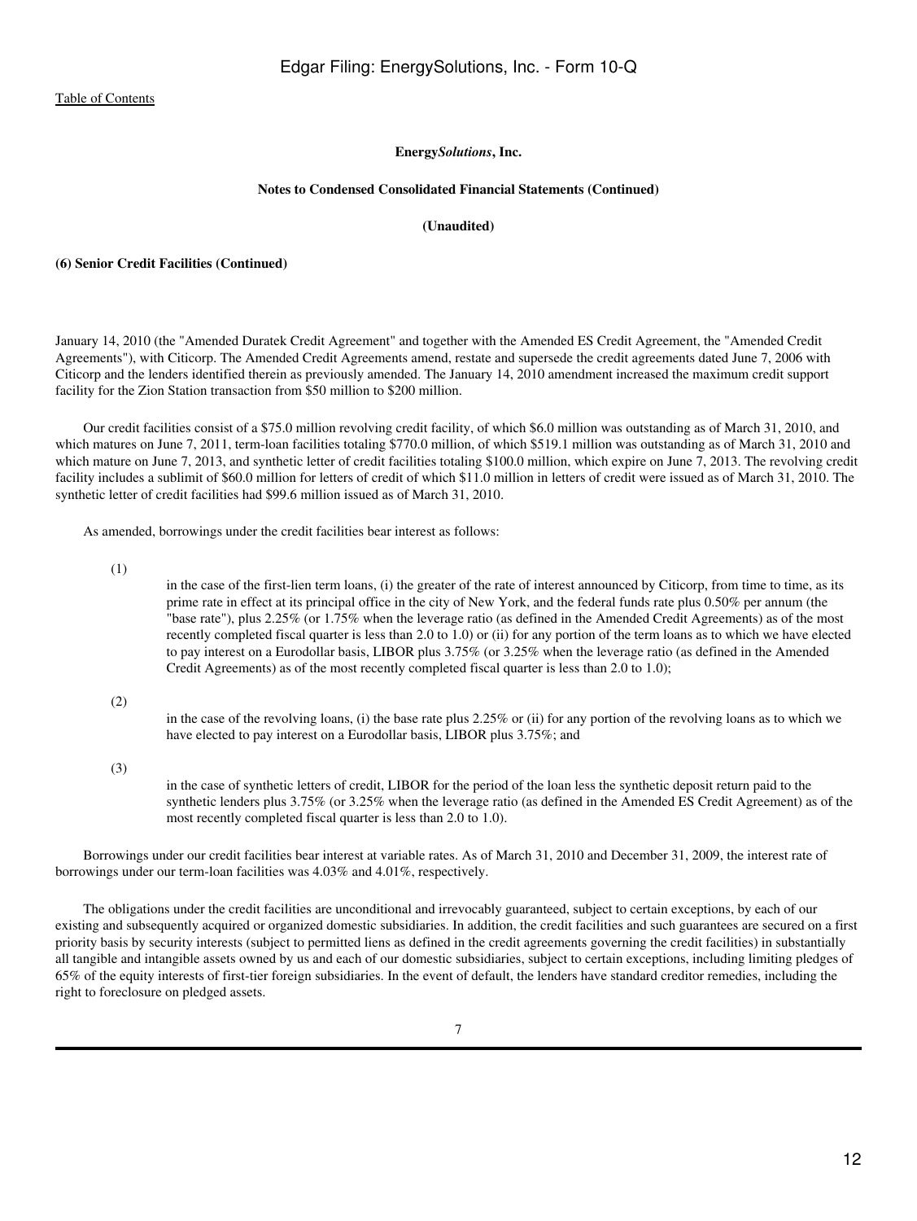**Energy*Solutions*, Inc.**

**Notes to Condensed Consolidated Financial Statements (Continued)**

**(Unaudited)**

**(6) Senior Credit Facilities (Continued)**

January 14, 2010 (the "Amended Duratek Credit Agreement" and together with the Amended ES Credit Agreement, the "Amended Credit Agreements"), with Citicorp. The Amended Credit Agreements amend, restate and supersede the credit agreements dated June 7, 2006 with Citicorp and the lenders identified therein as previously amended. The January 14, 2010 amendment increased the maximum credit support facility for the Zion Station transaction from $50 million to $200 million.

Our credit facilities consist of a $75.0 million revolving credit facility, of which $6.0 million was outstanding as of March 31, 2010, and which matures on June 7, 2011, term-loan facilities totaling $770.0 million, of which $519.1 million was outstanding as of March 31, 2010 and which mature on June 7, 2013, and synthetic letter of credit facilities totaling $100.0 million, which expire on June 7, 2013. The revolving credit facility includes a sublimit of $60.0 million for letters of credit of which $11.0 million in letters of credit were issued as of March 31, 2010. The synthetic letter of credit facilities had $99.6 million issued as of March 31, 2010.

As amended, borrowings under the credit facilities bear interest as follows:

(1) in the case of the first-lien term loans, (i) the greater of the rate of interest announced by Citicorp, from time to time, as its prime rate in effect at its principal office in the city of New York, and the federal funds rate plus 0.50% per annum (the "base rate"), plus 2.25% (or 1.75% when the leverage ratio (as defined in the Amended Credit Agreements) as of the most recently completed fiscal quarter is less than 2.0 to 1.0) or (ii) for any portion of the term loans as to which we have elected to pay interest on a Eurodollar basis, LIBOR plus 3.75% (or 3.25% when the leverage ratio (as defined in the Amended Credit Agreements) as of the most recently completed fiscal quarter is less than 2.0 to 1.0);

(2) in the case of the revolving loans, (i) the base rate plus 2.25% or (ii) for any portion of the revolving loans as to which we have elected to pay interest on a Eurodollar basis, LIBOR plus 3.75%; and

(3) in the case of synthetic letters of credit, LIBOR for the period of the loan less the synthetic deposit return paid to the synthetic lenders plus 3.75% (or 3.25% when the leverage ratio (as defined in the Amended ES Credit Agreement) as of the most recently completed fiscal quarter is less than 2.0 to 1.0).

Borrowings under our credit facilities bear interest at variable rates. As of March 31, 2010 and December 31, 2009, the interest rate of borrowings under our term-loan facilities was 4.03% and 4.01%, respectively.

The obligations under the credit facilities are unconditional and irrevocably guaranteed, subject to certain exceptions, by each of our existing and subsequently acquired or organized domestic subsidiaries. In addition, the credit facilities and such guarantees are secured on a first priority basis by security interests (subject to permitted liens as defined in the credit agreements governing the credit facilities) in substantially all tangible and intangible assets owned by us and each of our domestic subsidiaries, subject to certain exceptions, including limiting pledges of 65% of the equity interests of first-tier foreign subsidiaries. In the event of default, the lenders have standard creditor remedies, including the right to foreclosure on pledged assets.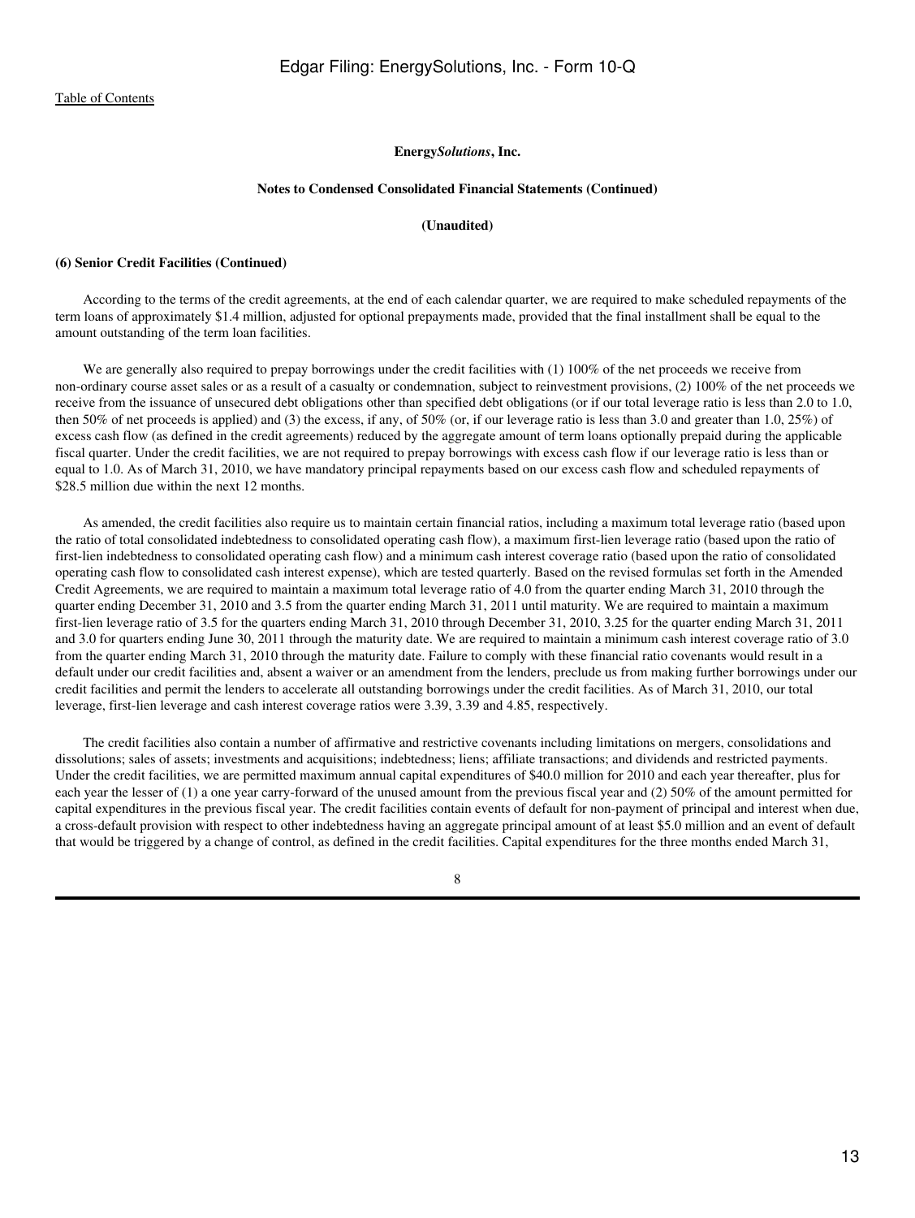**Energy*Solutions*, Inc.**

**Notes to Condensed Consolidated Financial Statements (Continued)**

**(Unaudited)**

**(6) Senior Credit Facilities (Continued)**

According to the terms of the credit agreements, at the end of each calendar quarter, we are required to make scheduled repayments of the term loans of approximately $1.4 million, adjusted for optional prepayments made, provided that the final installment shall be equal to the amount outstanding of the term loan facilities.

We are generally also required to prepay borrowings under the credit facilities with (1) 100% of the net proceeds we receive from non-ordinary course asset sales or as a result of a casualty or condemnation, subject to reinvestment provisions, (2) 100% of the net proceeds we receive from the issuance of unsecured debt obligations other than specified debt obligations (or if our total leverage ratio is less than 2.0 to 1.0, then 50% of net proceeds is applied) and (3) the excess, if any, of 50% (or, if our leverage ratio is less than 3.0 and greater than 1.0, 25%) of excess cash flow (as defined in the credit agreements) reduced by the aggregate amount of term loans optionally prepaid during the applicable fiscal quarter. Under the credit facilities, we are not required to prepay borrowings with excess cash flow if our leverage ratio is less than or equal to 1.0. As of March 31, 2010, we have mandatory principal repayments based on our excess cash flow and scheduled repayments of $28.5 million due within the next 12 months.

As amended, the credit facilities also require us to maintain certain financial ratios, including a maximum total leverage ratio (based upon the ratio of total consolidated indebtedness to consolidated operating cash flow), a maximum first-lien leverage ratio (based upon the ratio of first-lien indebtedness to consolidated operating cash flow) and a minimum cash interest coverage ratio (based upon the ratio of consolidated operating cash flow to consolidated cash interest expense), which are tested quarterly. Based on the revised formulas set forth in the Amended Credit Agreements, we are required to maintain a maximum total leverage ratio of 4.0 from the quarter ending March 31, 2010 through the quarter ending December 31, 2010 and 3.5 from the quarter ending March 31, 2011 until maturity. We are required to maintain a maximum first-lien leverage ratio of 3.5 for the quarters ending March 31, 2010 through December 31, 2010, 3.25 for the quarter ending March 31, 2011 and 3.0 for quarters ending June 30, 2011 through the maturity date. We are required to maintain a minimum cash interest coverage ratio of 3.0 from the quarter ending March 31, 2010 through the maturity date. Failure to comply with these financial ratio covenants would result in a default under our credit facilities and, absent a waiver or an amendment from the lenders, preclude us from making further borrowings under our credit facilities and permit the lenders to accelerate all outstanding borrowings under the credit facilities. As of March 31, 2010, our total leverage, first-lien leverage and cash interest coverage ratios were 3.39, 3.39 and 4.85, respectively.

The credit facilities also contain a number of affirmative and restrictive covenants including limitations on mergers, consolidations and dissolutions; sales of assets; investments and acquisitions; indebtedness; liens; affiliate transactions; and dividends and restricted payments. Under the credit facilities, we are permitted maximum annual capital expenditures of $40.0 million for 2010 and each year thereafter, plus for each year the lesser of (1) a one year carry-forward of the unused amount from the previous fiscal year and (2) 50% of the amount permitted for capital expenditures in the previous fiscal year. The credit facilities contain events of default for non-payment of principal and interest when due, a cross-default provision with respect to other indebtedness having an aggregate principal amount of at least $5.0 million and an event of default that would be triggered by a change of control, as defined in the credit facilities. Capital expenditures for the three months ended March 31,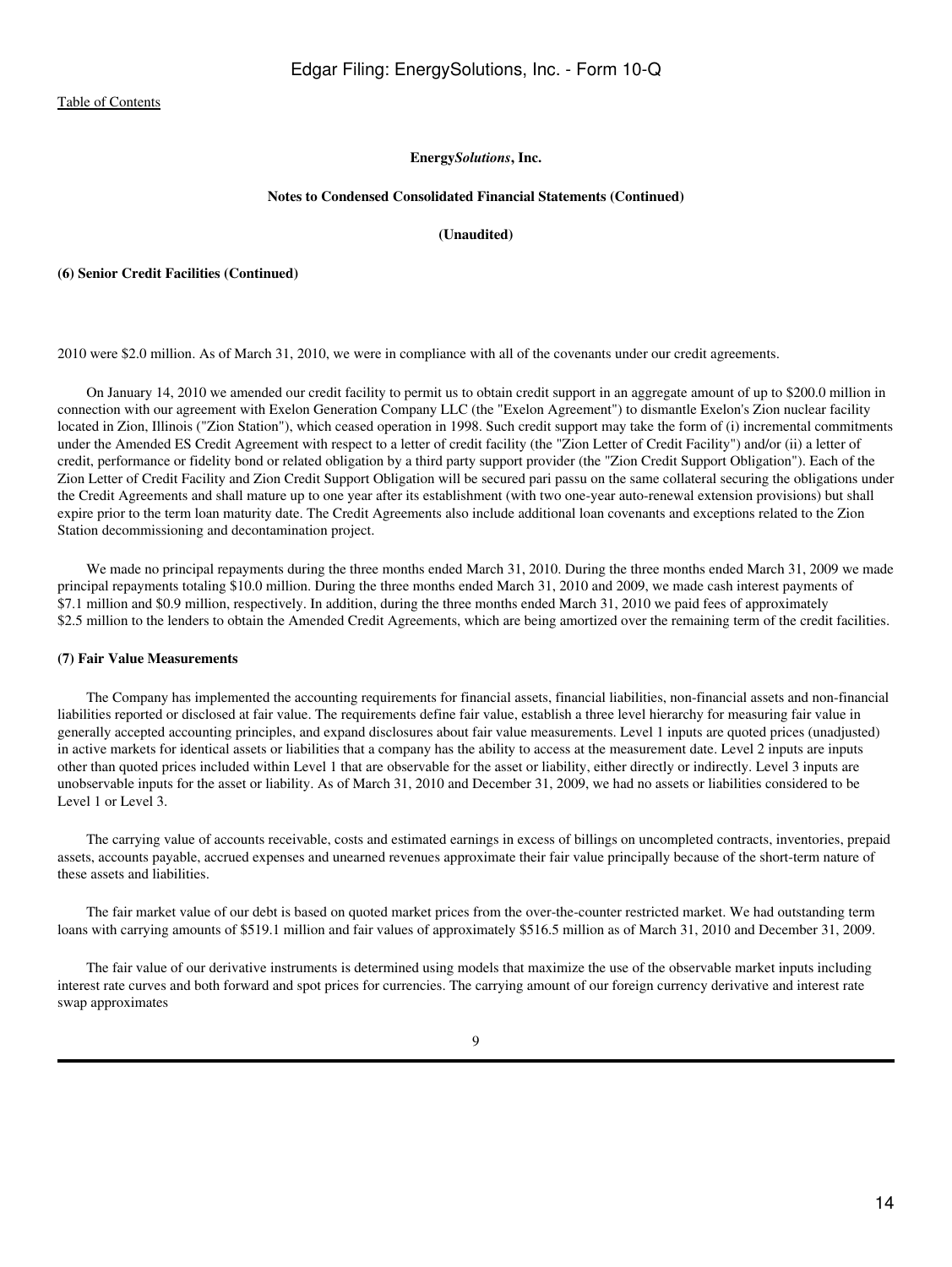**Energy*Solutions*, Inc.**

**Notes to Condensed Consolidated Financial Statements (Continued)**

**(Unaudited)**

**(6) Senior Credit Facilities (Continued)**

2010 were $2.0 million. As of March 31, 2010, we were in compliance with all of the covenants under our credit agreements.

On January 14, 2010 we amended our credit facility to permit us to obtain credit support in an aggregate amount of up to $200.0 million in connection with our agreement with Exelon Generation Company LLC (the "Exelon Agreement") to dismantle Exelon's Zion nuclear facility located in Zion, Illinois ("Zion Station"), which ceased operation in 1998. Such credit support may take the form of (i) incremental commitments under the Amended ES Credit Agreement with respect to a letter of credit facility (the "Zion Letter of Credit Facility") and/or (ii) a letter of credit, performance or fidelity bond or related obligation by a third party support provider (the "Zion Credit Support Obligation"). Each of the Zion Letter of Credit Facility and Zion Credit Support Obligation will be secured pari passu on the same collateral securing the obligations under the Credit Agreements and shall mature up to one year after its establishment (with two one-year auto-renewal extension provisions) but shall expire prior to the term loan maturity date. The Credit Agreements also include additional loan covenants and exceptions related to the Zion Station decommissioning and decontamination project.

We made no principal repayments during the three months ended March 31, 2010. During the three months ended March 31, 2009 we made principal repayments totaling $10.0 million. During the three months ended March 31, 2010 and 2009, we made cash interest payments of $7.1 million and $0.9 million, respectively. In addition, during the three months ended March 31, 2010 we paid fees of approximately $2.5 million to the lenders to obtain the Amended Credit Agreements, which are being amortized over the remaining term of the credit facilities.

**(7) Fair Value Measurements**

The Company has implemented the accounting requirements for financial assets, financial liabilities, non-financial assets and non-financial liabilities reported or disclosed at fair value. The requirements define fair value, establish a three level hierarchy for measuring fair value in generally accepted accounting principles, and expand disclosures about fair value measurements. Level 1 inputs are quoted prices (unadjusted) in active markets for identical assets or liabilities that a company has the ability to access at the measurement date. Level 2 inputs are inputs other than quoted prices included within Level 1 that are observable for the asset or liability, either directly or indirectly. Level 3 inputs are unobservable inputs for the asset or liability. As of March 31, 2010 and December 31, 2009, we had no assets or liabilities considered to be Level 1 or Level 3.

The carrying value of accounts receivable, costs and estimated earnings in excess of billings on uncompleted contracts, inventories, prepaid assets, accounts payable, accrued expenses and unearned revenues approximate their fair value principally because of the short-term nature of these assets and liabilities.

The fair market value of our debt is based on quoted market prices from the over-the-counter restricted market. We had outstanding term loans with carrying amounts of $519.1 million and fair values of approximately $516.5 million as of March 31, 2010 and December 31, 2009.

The fair value of our derivative instruments is determined using models that maximize the use of the observable market inputs including interest rate curves and both forward and spot prices for currencies. The carrying amount of our foreign currency derivative and interest rate swap approximates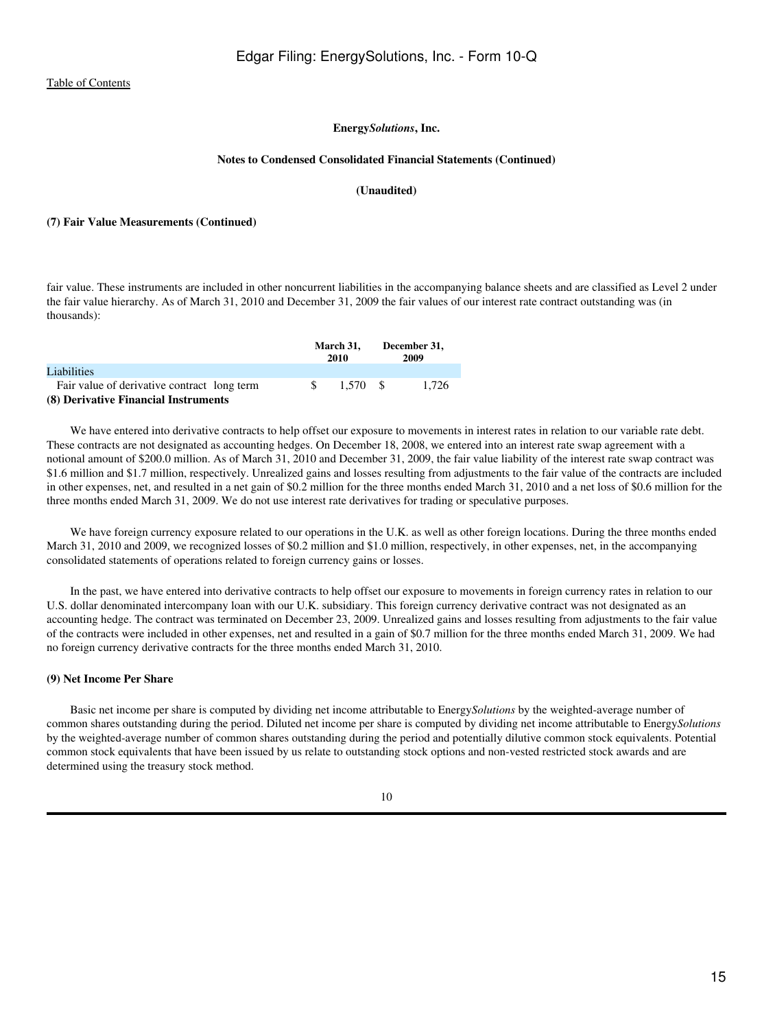**Energy*Solutions*, Inc.**

**Notes to Condensed Consolidated Financial Statements (Continued)**

**(Unaudited)**

**(7) Fair Value Measurements (Continued)**

fair value. These instruments are included in other noncurrent liabilities in the accompanying balance sheets and are classified as Level 2 under the fair value hierarchy. As of March 31, 2010 and December 31, 2009 the fair values of our interest rate contract outstanding was (in thousands):

| | March 31, 2010 | December 31, 2009 |
|---|---|---|
| Liabilities | | |
| Fair value of derivative contract long term | $ 1,570 | $ 1,726 |

**(8) Derivative Financial Instruments**

We have entered into derivative contracts to help offset our exposure to movements in interest rates in relation to our variable rate debt. These contracts are not designated as accounting hedges. On December 18, 2008, we entered into an interest rate swap agreement with a notional amount of $200.0 million. As of March 31, 2010 and December 31, 2009, the fair value liability of the interest rate swap contract was $1.6 million and $1.7 million, respectively. Unrealized gains and losses resulting from adjustments to the fair value of the contracts are included in other expenses, net, and resulted in a net gain of $0.2 million for the three months ended March 31, 2010 and a net loss of $0.6 million for the three months ended March 31, 2009. We do not use interest rate derivatives for trading or speculative purposes.

We have foreign currency exposure related to our operations in the U.K. as well as other foreign locations. During the three months ended March 31, 2010 and 2009, we recognized losses of $0.2 million and $1.0 million, respectively, in other expenses, net, in the accompanying consolidated statements of operations related to foreign currency gains or losses.

In the past, we have entered into derivative contracts to help offset our exposure to movements in foreign currency rates in relation to our U.S. dollar denominated intercompany loan with our U.K. subsidiary. This foreign currency derivative contract was not designated as an accounting hedge. The contract was terminated on December 23, 2009. Unrealized gains and losses resulting from adjustments to the fair value of the contracts were included in other expenses, net and resulted in a gain of $0.7 million for the three months ended March 31, 2009. We had no foreign currency derivative contracts for the three months ended March 31, 2010.

**(9) Net Income Per Share**

Basic net income per share is computed by dividing net income attributable to Energy*Solutions* by the weighted-average number of common shares outstanding during the period. Diluted net income per share is computed by dividing net income attributable to Energy*Solutions* by the weighted-average number of common shares outstanding during the period and potentially dilutive common stock equivalents. Potential common stock equivalents that have been issued by us relate to outstanding stock options and non-vested restricted stock awards and are determined using the treasury stock method.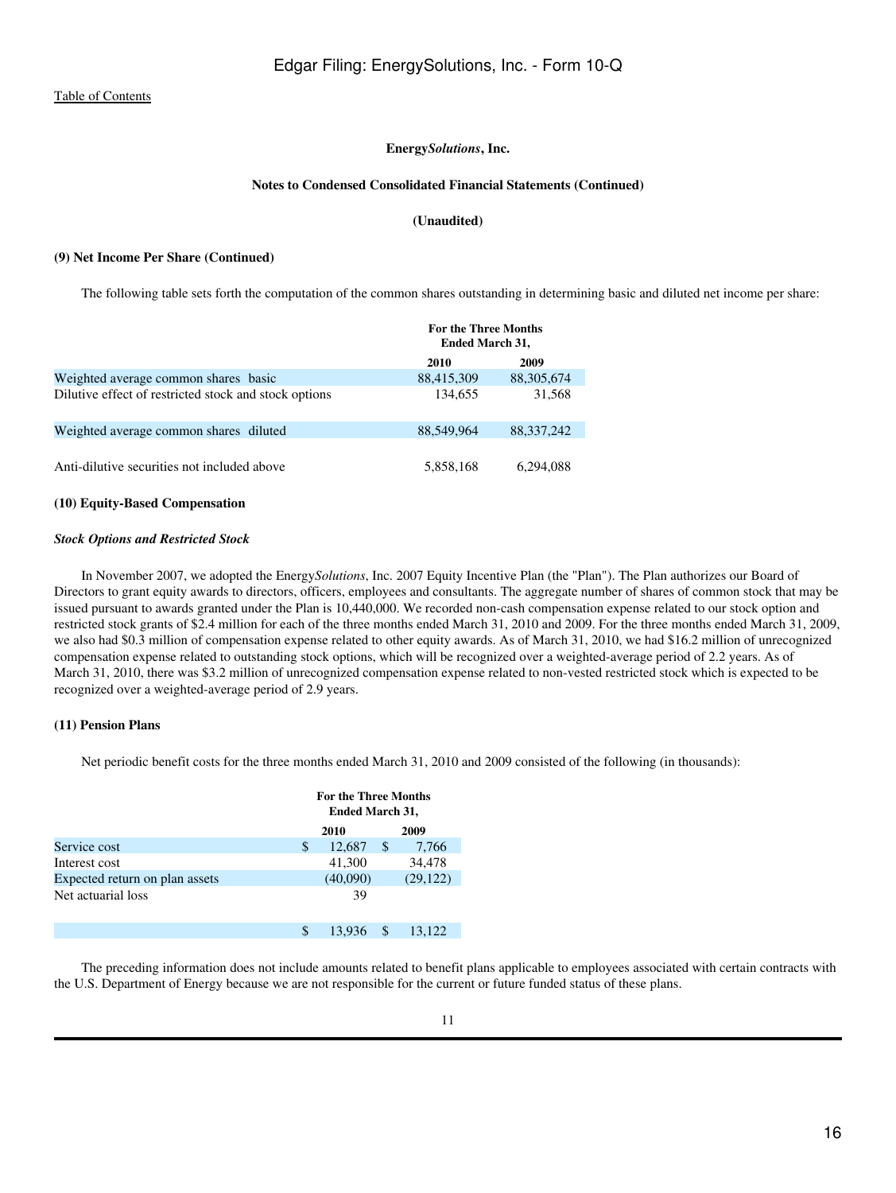Edgar Filing: EnergySolutions, Inc. - Form 10-Q

Table of Contents

**Energy*Solutions*, Inc.**

**Notes to Condensed Consolidated Financial Statements (Continued)**

**(Unaudited)**

**(9) Net Income Per Share (Continued)**

The following table sets forth the computation of the common shares outstanding in determining basic and diluted net income per share:

| | For the Three Months Ended March 31, | |
|---|---|---|
| | 2010 | 2009 |
| Weighted average common shares basic | 88,415,309 | 88,305,674 |
| Dilutive effect of restricted stock and stock options | 134,655 | 31,568 |
| Weighted average common shares diluted | 88,549,964 | 88,337,242 |
| Anti-dilutive securities not included above | 5,858,168 | 6,294,088 |

**(10) Equity-Based Compensation**

***Stock Options and Restricted Stock***

In November 2007, we adopted the Energy*Solutions*, Inc. 2007 Equity Incentive Plan (the "Plan"). The Plan authorizes our Board of Directors to grant equity awards to directors, officers, employees and consultants. The aggregate number of shares of common stock that may be issued pursuant to awards granted under the Plan is 10,440,000. We recorded non-cash compensation expense related to our stock option and restricted stock grants of $2.4 million for each of the three months ended March 31, 2010 and 2009. For the three months ended March 31, 2009, we also had $0.3 million of compensation expense related to other equity awards. As of March 31, 2010, we had $16.2 million of unrecognized compensation expense related to outstanding stock options, which will be recognized over a weighted-average period of 2.2 years. As of March 31, 2010, there was $3.2 million of unrecognized compensation expense related to non-vested restricted stock which is expected to be recognized over a weighted-average period of 2.9 years.

**(11) Pension Plans**

Net periodic benefit costs for the three months ended March 31, 2010 and 2009 consisted of the following (in thousands):

| | For the Three Months Ended March 31, | |
|---|---|---|
| | 2010 | 2009 |
| Service cost | $ 12,687 | $ 7,766 |
| Interest cost | 41,300 | 34,478 |
| Expected return on plan assets | (40,090) | (29,122) |
| Net actuarial loss | 39 | |
| | $ 13,936 | $ 13,122 |

The preceding information does not include amounts related to benefit plans applicable to employees associated with certain contracts with the U.S. Department of Energy because we are not responsible for the current or future funded status of these plans.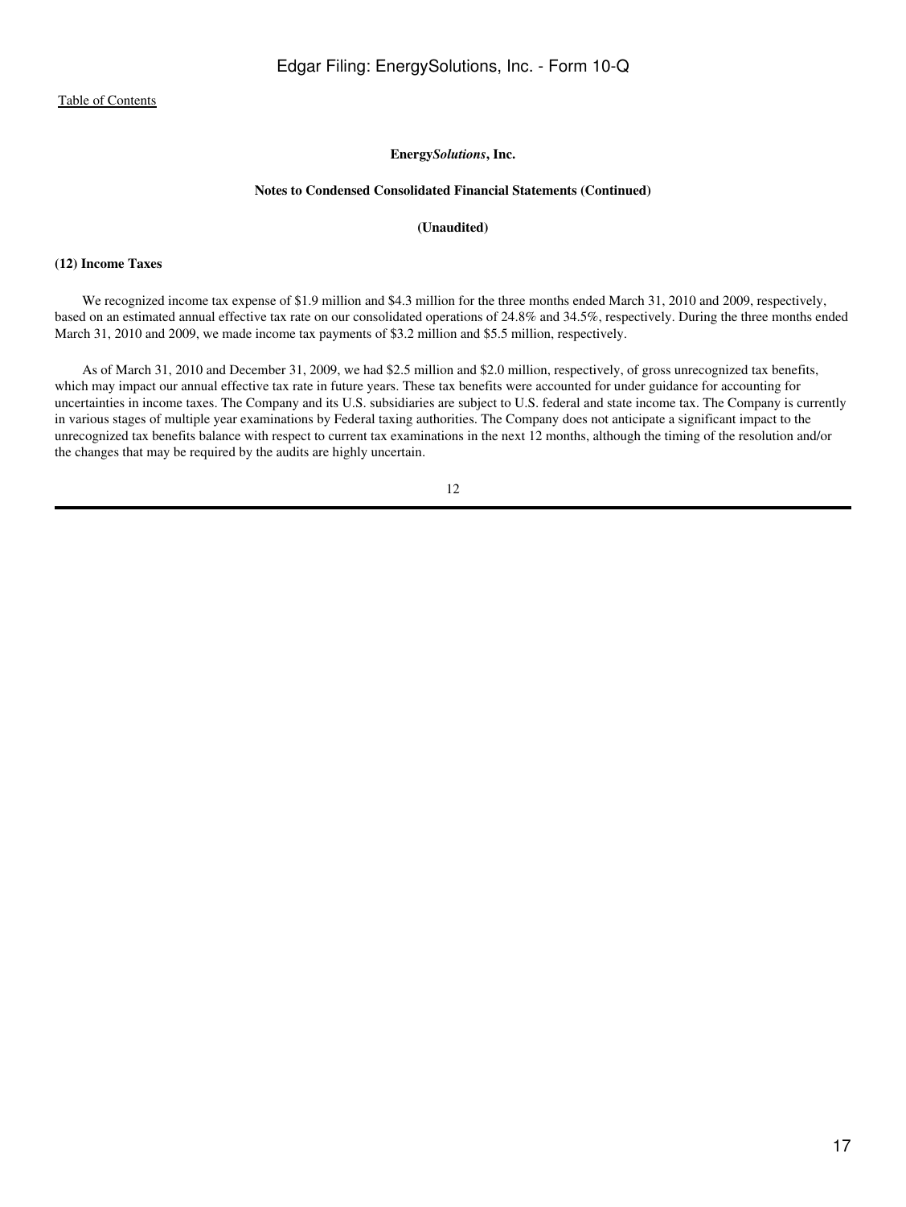**Energy*Solutions*, Inc.**

**Notes to Condensed Consolidated Financial Statements (Continued)**

**(Unaudited)**

**(12) Income Taxes**

We recognized income tax expense of $1.9 million and $4.3 million for the three months ended March 31, 2010 and 2009, respectively, based on an estimated annual effective tax rate on our consolidated operations of 24.8% and 34.5%, respectively. During the three months ended March 31, 2010 and 2009, we made income tax payments of $3.2 million and $5.5 million, respectively.

As of March 31, 2010 and December 31, 2009, we had $2.5 million and $2.0 million, respectively, of gross unrecognized tax benefits, which may impact our annual effective tax rate in future years. These tax benefits were accounted for under guidance for accounting for uncertainties in income taxes. The Company and its U.S. subsidiaries are subject to U.S. federal and state income tax. The Company is currently in various stages of multiple year examinations by Federal taxing authorities. The Company does not anticipate a significant impact to the unrecognized tax benefits balance with respect to current tax examinations in the next 12 months, although the timing of the resolution and/or the changes that may be required by the audits are highly uncertain.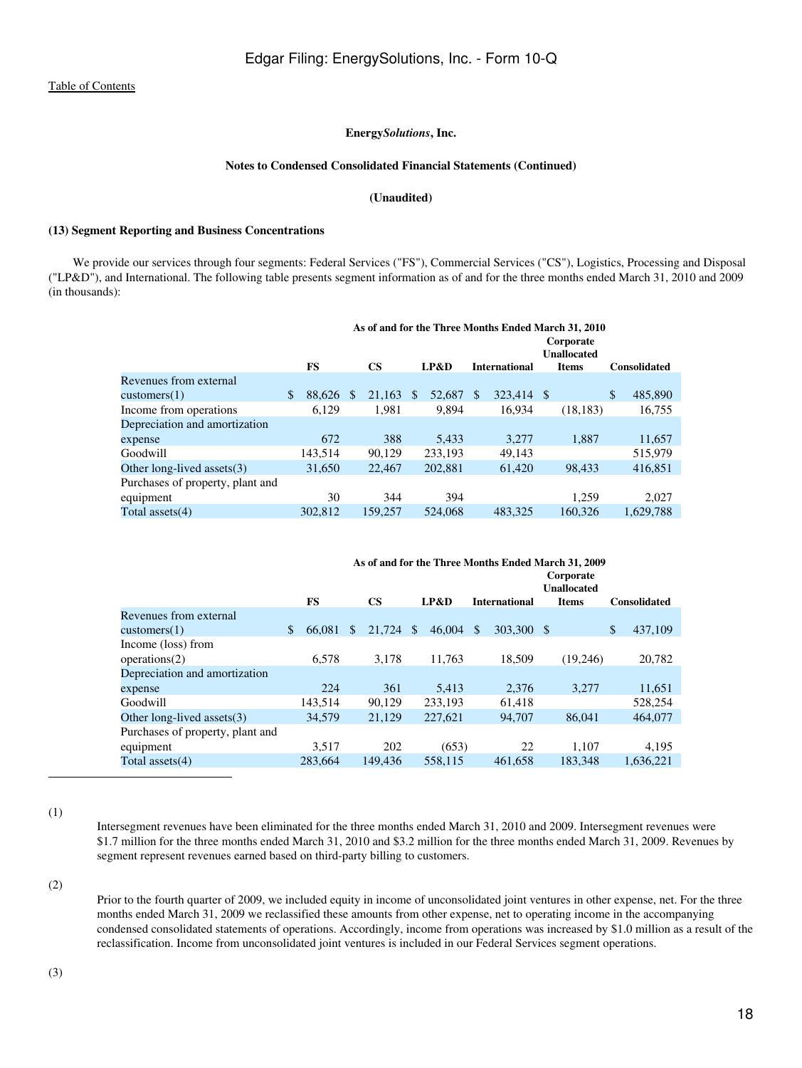Edgar Filing: EnergySolutions, Inc. - Form 10-Q

Table of Contents

**Energy*Solutions*, Inc.**

**Notes to Condensed Consolidated Financial Statements (Continued)**

**(Unaudited)**

**(13) Segment Reporting and Business Concentrations**

We provide our services through four segments: Federal Services ("FS"), Commercial Services ("CS"), Logistics, Processing and Disposal ("LP&D"), and International. The following table presents segment information as of and for the three months ended March 31, 2010 and 2009 (in thousands):

| | As of and for the Three Months Ended March 31, 2010 | | | | | |
|---|---|---|---|---|---|---|
| | FS | CS | LP&D | International | Corporate Unallocated Items | Consolidated |
| Revenues from external customers(1) | $ 88,626 | $ 21,163 | $ 52,687 | $ 323,414 | $ | $ 485,890 |
| Income from operations | 6,129 | 1,981 | 9,894 | 16,934 | (18,183) | 16,755 |
| Depreciation and amortization expense | 672 | 388 | 5,433 | 3,277 | 1,887 | 11,657 |
| Goodwill | 143,514 | 90,129 | 233,193 | 49,143 | | 515,979 |
| Other long-lived assets(3) | 31,650 | 22,467 | 202,881 | 61,420 | 98,433 | 416,851 |
| Purchases of property, plant and equipment | 30 | 344 | 394 | | 1,259 | 2,027 |
| Total assets(4) | 302,812 | 159,257 | 524,068 | 483,325 | 160,326 | 1,629,788 |

| | As of and for the Three Months Ended March 31, 2009 | | | | | |
|---|---|---|---|---|---|---|
| | FS | CS | LP&D | International | Corporate Unallocated Items | Consolidated |
| Revenues from external customers(1) | $ 66,081 | $ 21,724 | $ 46,004 | $ 303,300 | $ | $ 437,109 |
| Income (loss) from operations(2) | 6,578 | 3,178 | 11,763 | 18,509 | (19,246) | 20,782 |
| Depreciation and amortization expense | 224 | 361 | 5,413 | 2,376 | 3,277 | 11,651 |
| Goodwill | 143,514 | 90,129 | 233,193 | 61,418 | | 528,254 |
| Other long-lived assets(3) | 34,579 | 21,129 | 227,621 | 94,707 | 86,041 | 464,077 |
| Purchases of property, plant and equipment | 3,517 | 202 | (653) | 22 | 1,107 | 4,195 |
| Total assets(4) | 283,664 | 149,436 | 558,115 | 461,658 | 183,348 | 1,636,221 |

(1) Intersegment revenues have been eliminated for the three months ended March 31, 2010 and 2009. Intersegment revenues were $1.7 million for the three months ended March 31, 2010 and $3.2 million for the three months ended March 31, 2009. Revenues by segment represent revenues earned based on third-party billing to customers.

(2) Prior to the fourth quarter of 2009, we included equity in income of unconsolidated joint ventures in other expense, net. For the three months ended March 31, 2009 we reclassified these amounts from other expense, net to operating income in the accompanying condensed consolidated statements of operations. Accordingly, income from operations was increased by $1.0 million as a result of the reclassification. Income from unconsolidated joint ventures is included in our Federal Services segment operations.

(3)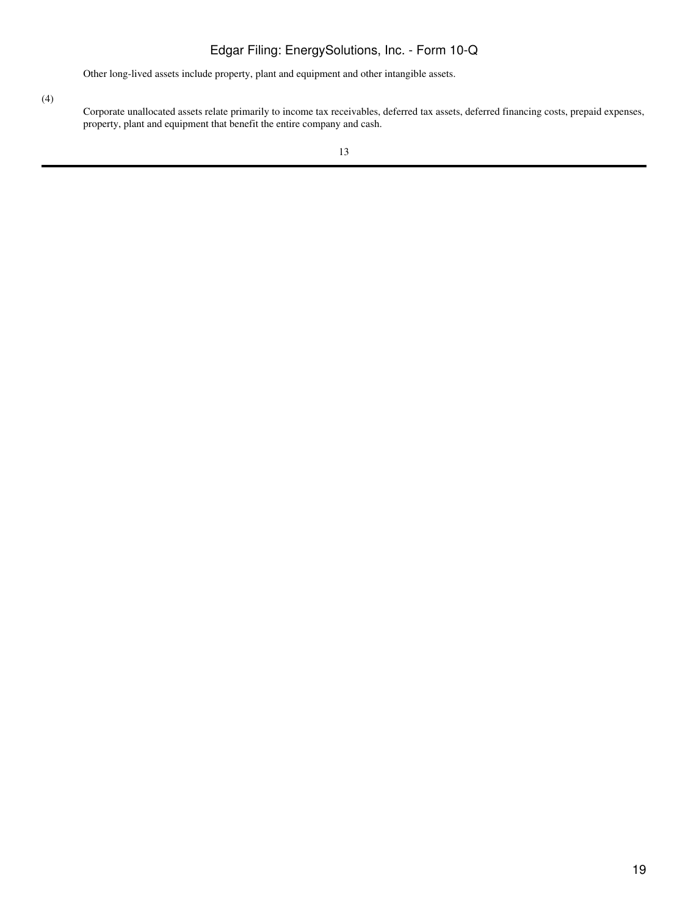Other long-lived assets include property, plant and equipment and other intangible assets.

(4) Corporate unallocated assets relate primarily to income tax receivables, deferred tax assets, deferred financing costs, prepaid expenses, property, plant and equipment that benefit the entire company and cash.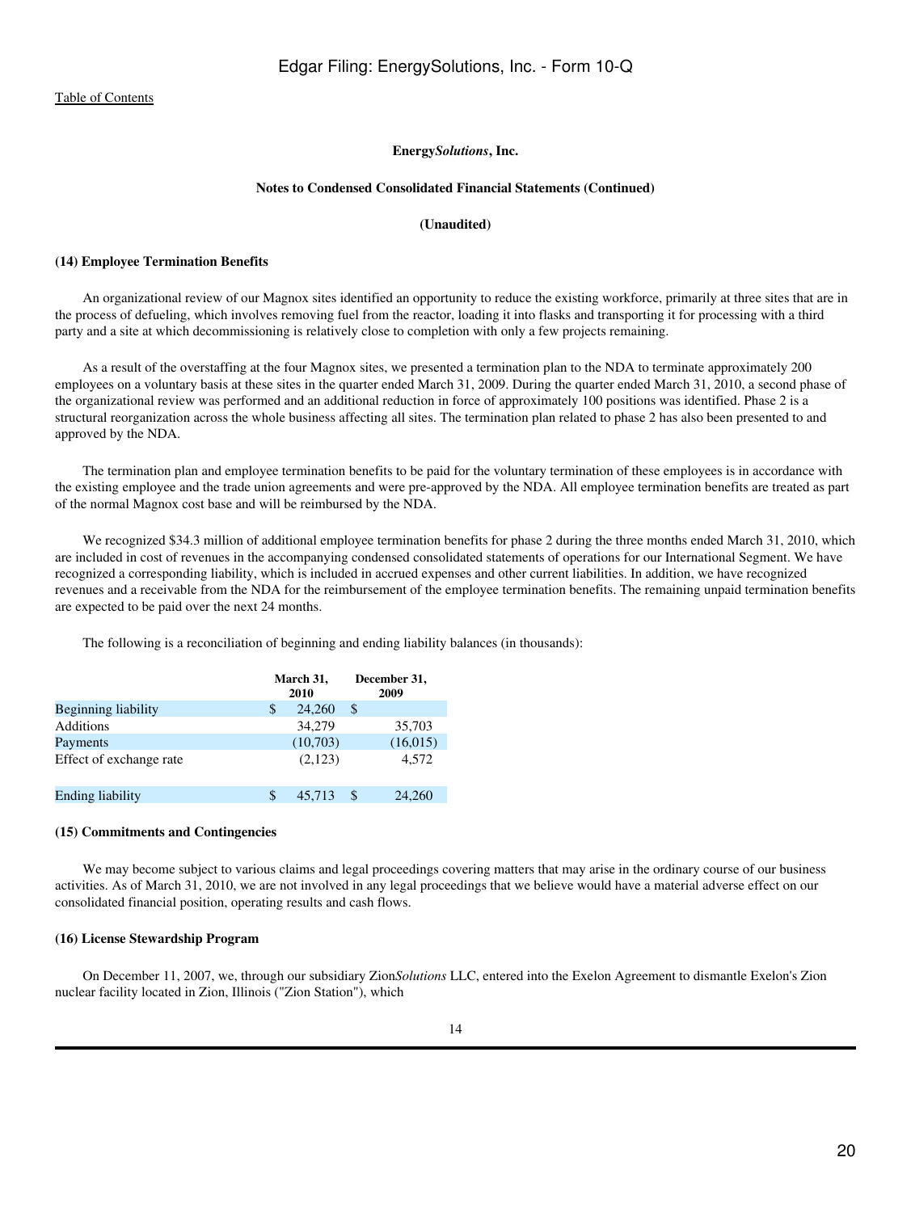[Table of Contents](#)

**Energy*Solutions*, Inc.**

**Notes to Condensed Consolidated Financial Statements (Continued)**

**(Unaudited)**

**(14) Employee Termination Benefits**

An organizational review of our Magnox sites identified an opportunity to reduce the existing workforce, primarily at three sites that are in the process of defueling, which involves removing fuel from the reactor, loading it into flasks and transporting it for processing with a third party and a site at which decommissioning is relatively close to completion with only a few projects remaining.

As a result of the overstaffing at the four Magnox sites, we presented a termination plan to the NDA to terminate approximately 200 employees on a voluntary basis at these sites in the quarter ended March 31, 2009. During the quarter ended March 31, 2010, a second phase of the organizational review was performed and an additional reduction in force of approximately 100 positions was identified. Phase 2 is a structural reorganization across the whole business affecting all sites. The termination plan related to phase 2 has also been presented to and approved by the NDA.

The termination plan and employee termination benefits to be paid for the voluntary termination of these employees is in accordance with the existing employee and the trade union agreements and were pre-approved by the NDA. All employee termination benefits are treated as part of the normal Magnox cost base and will be reimbursed by the NDA.

We recognized $34.3 million of additional employee termination benefits for phase 2 during the three months ended March 31, 2010, which are included in cost of revenues in the accompanying condensed consolidated statements of operations for our International Segment. We have recognized a corresponding liability, which is included in accrued expenses and other current liabilities. In addition, we have recognized revenues and a receivable from the NDA for the reimbursement of the employee termination benefits. The remaining unpaid termination benefits are expected to be paid over the next 24 months.

The following is a reconciliation of beginning and ending liability balances (in thousands):

| | March 31, 2010 | December 31, 2009 |
|---|---|---|
| Beginning liability | $ 24,260 | $ |
| Additions | 34,279 | 35,703 |
| Payments | (10,703) | (16,015) |
| Effect of exchange rate | (2,123) | 4,572 |
| Ending liability | $ 45,713 | $ 24,260 |

**(15) Commitments and Contingencies**

We may become subject to various claims and legal proceedings covering matters that may arise in the ordinary course of our business activities. As of March 31, 2010, we are not involved in any legal proceedings that we believe would have a material adverse effect on our consolidated financial position, operating results and cash flows.

**(16) License Stewardship Program**

On December 11, 2007, we, through our subsidiary Zion*Solutions* LLC, entered into the Exelon Agreement to dismantle Exelon's Zion nuclear facility located in Zion, Illinois ("Zion Station"), which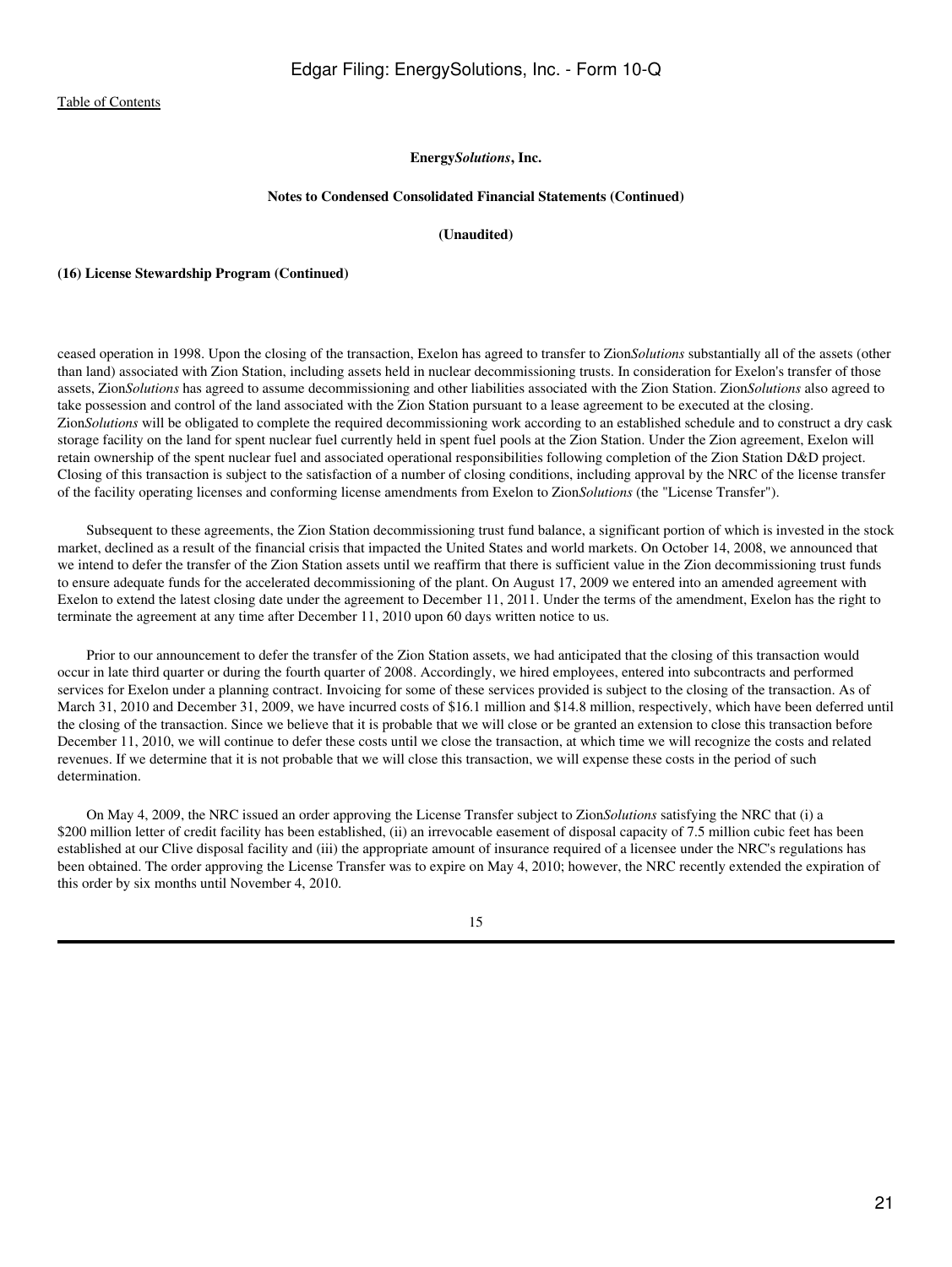**Energy*Solutions*, Inc.**

**Notes to Condensed Consolidated Financial Statements (Continued)**

**(Unaudited)**

**(16) License Stewardship Program (Continued)**

ceased operation in 1998. Upon the closing of the transaction, Exelon has agreed to transfer to Zion*Solutions* substantially all of the assets (other than land) associated with Zion Station, including assets held in nuclear decommissioning trusts. In consideration for Exelon's transfer of those assets, Zion*Solutions* has agreed to assume decommissioning and other liabilities associated with the Zion Station. Zion*Solutions* also agreed to take possession and control of the land associated with the Zion Station pursuant to a lease agreement to be executed at the closing. Zion*Solutions* will be obligated to complete the required decommissioning work according to an established schedule and to construct a dry cask storage facility on the land for spent nuclear fuel currently held in spent fuel pools at the Zion Station. Under the Zion agreement, Exelon will retain ownership of the spent nuclear fuel and associated operational responsibilities following completion of the Zion Station D&D project. Closing of this transaction is subject to the satisfaction of a number of closing conditions, including approval by the NRC of the license transfer of the facility operating licenses and conforming license amendments from Exelon to Zion*Solutions* (the "License Transfer").

Subsequent to these agreements, the Zion Station decommissioning trust fund balance, a significant portion of which is invested in the stock market, declined as a result of the financial crisis that impacted the United States and world markets. On October 14, 2008, we announced that we intend to defer the transfer of the Zion Station assets until we reaffirm that there is sufficient value in the Zion decommissioning trust funds to ensure adequate funds for the accelerated decommissioning of the plant. On August 17, 2009 we entered into an amended agreement with Exelon to extend the latest closing date under the agreement to December 11, 2011. Under the terms of the amendment, Exelon has the right to terminate the agreement at any time after December 11, 2010 upon 60 days written notice to us.

Prior to our announcement to defer the transfer of the Zion Station assets, we had anticipated that the closing of this transaction would occur in late third quarter or during the fourth quarter of 2008. Accordingly, we hired employees, entered into subcontracts and performed services for Exelon under a planning contract. Invoicing for some of these services provided is subject to the closing of the transaction. As of March 31, 2010 and December 31, 2009, we have incurred costs of $16.1 million and $14.8 million, respectively, which have been deferred until the closing of the transaction. Since we believe that it is probable that we will close or be granted an extension to close this transaction before December 11, 2010, we will continue to defer these costs until we close the transaction, at which time we will recognize the costs and related revenues. If we determine that it is not probable that we will close this transaction, we will expense these costs in the period of such determination.

On May 4, 2009, the NRC issued an order approving the License Transfer subject to Zion*Solutions* satisfying the NRC that (i) a $200 million letter of credit facility has been established, (ii) an irrevocable easement of disposal capacity of 7.5 million cubic feet has been established at our Clive disposal facility and (iii) the appropriate amount of insurance required of a licensee under the NRC's regulations has been obtained. The order approving the License Transfer was to expire on May 4, 2010; however, the NRC recently extended the expiration of this order by six months until November 4, 2010.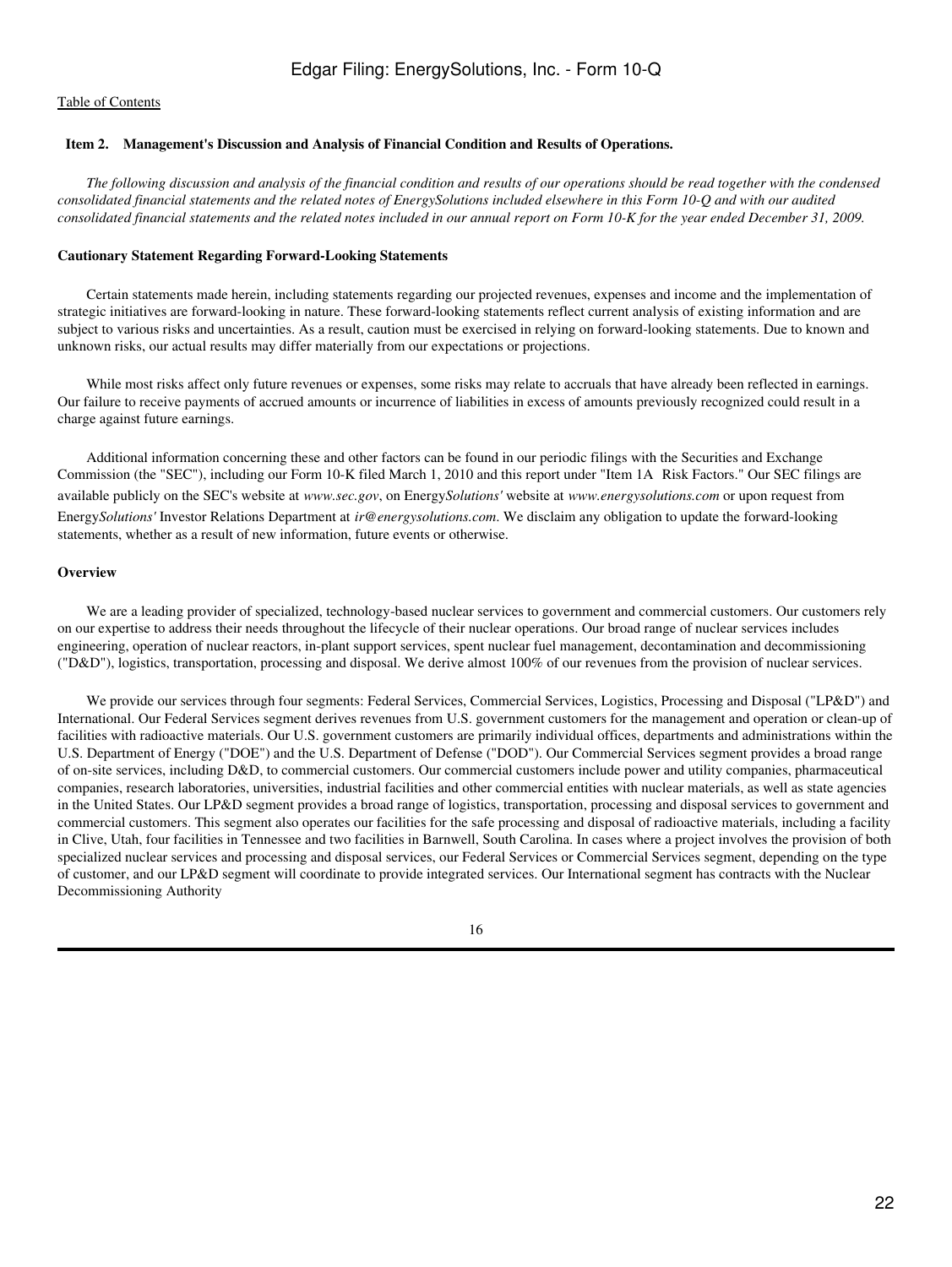[Table of Contents](#)

### Item 2. Management's Discussion and Analysis of Financial Condition and Results of Operations.

*The following discussion and analysis of the financial condition and results of our operations should be read together with the condensed consolidated financial statements and the related notes of EnergySolutions included elsewhere in this Form 10-Q and with our audited consolidated financial statements and the related notes included in our annual report on Form 10-K for the year ended December 31, 2009.*

#### Cautionary Statement Regarding Forward-Looking Statements

Certain statements made herein, including statements regarding our projected revenues, expenses and income and the implementation of strategic initiatives are forward-looking in nature. These forward-looking statements reflect current analysis of existing information and are subject to various risks and uncertainties. As a result, caution must be exercised in relying on forward-looking statements. Due to known and unknown risks, our actual results may differ materially from our expectations or projections.

While most risks affect only future revenues or expenses, some risks may relate to accruals that have already been reflected in earnings. Our failure to receive payments of accrued amounts or incurrence of liabilities in excess of amounts previously recognized could result in a charge against future earnings.

Additional information concerning these and other factors can be found in our periodic filings with the Securities and Exchange Commission (the "SEC"), including our Form 10-K filed March 1, 2010 and this report under "Item 1A Risk Factors." Our SEC filings are available publicly on the SEC's website at *www.sec.gov*, on Energy*Solutions'* website at *www.energysolutions.com* or upon request from Energy*Solutions'* Investor Relations Department at *ir@energysolutions.com*. We disclaim any obligation to update the forward-looking statements, whether as a result of new information, future events or otherwise.

#### Overview

We are a leading provider of specialized, technology-based nuclear services to government and commercial customers. Our customers rely on our expertise to address their needs throughout the lifecycle of their nuclear operations. Our broad range of nuclear services includes engineering, operation of nuclear reactors, in-plant support services, spent nuclear fuel management, decontamination and decommissioning ("D&D"), logistics, transportation, processing and disposal. We derive almost 100% of our revenues from the provision of nuclear services.

We provide our services through four segments: Federal Services, Commercial Services, Logistics, Processing and Disposal ("LP&D") and International. Our Federal Services segment derives revenues from U.S. government customers for the management and operation or clean-up of facilities with radioactive materials. Our U.S. government customers are primarily individual offices, departments and administrations within the U.S. Department of Energy ("DOE") and the U.S. Department of Defense ("DOD"). Our Commercial Services segment provides a broad range of on-site services, including D&D, to commercial customers. Our commercial customers include power and utility companies, pharmaceutical companies, research laboratories, universities, industrial facilities and other commercial entities with nuclear materials, as well as state agencies in the United States. Our LP&D segment provides a broad range of logistics, transportation, processing and disposal services to government and commercial customers. This segment also operates our facilities for the safe processing and disposal of radioactive materials, including a facility in Clive, Utah, four facilities in Tennessee and two facilities in Barnwell, South Carolina. In cases where a project involves the provision of both specialized nuclear services and processing and disposal services, our Federal Services or Commercial Services segment, depending on the type of customer, and our LP&D segment will coordinate to provide integrated services. Our International segment has contracts with the Nuclear Decommissioning Authority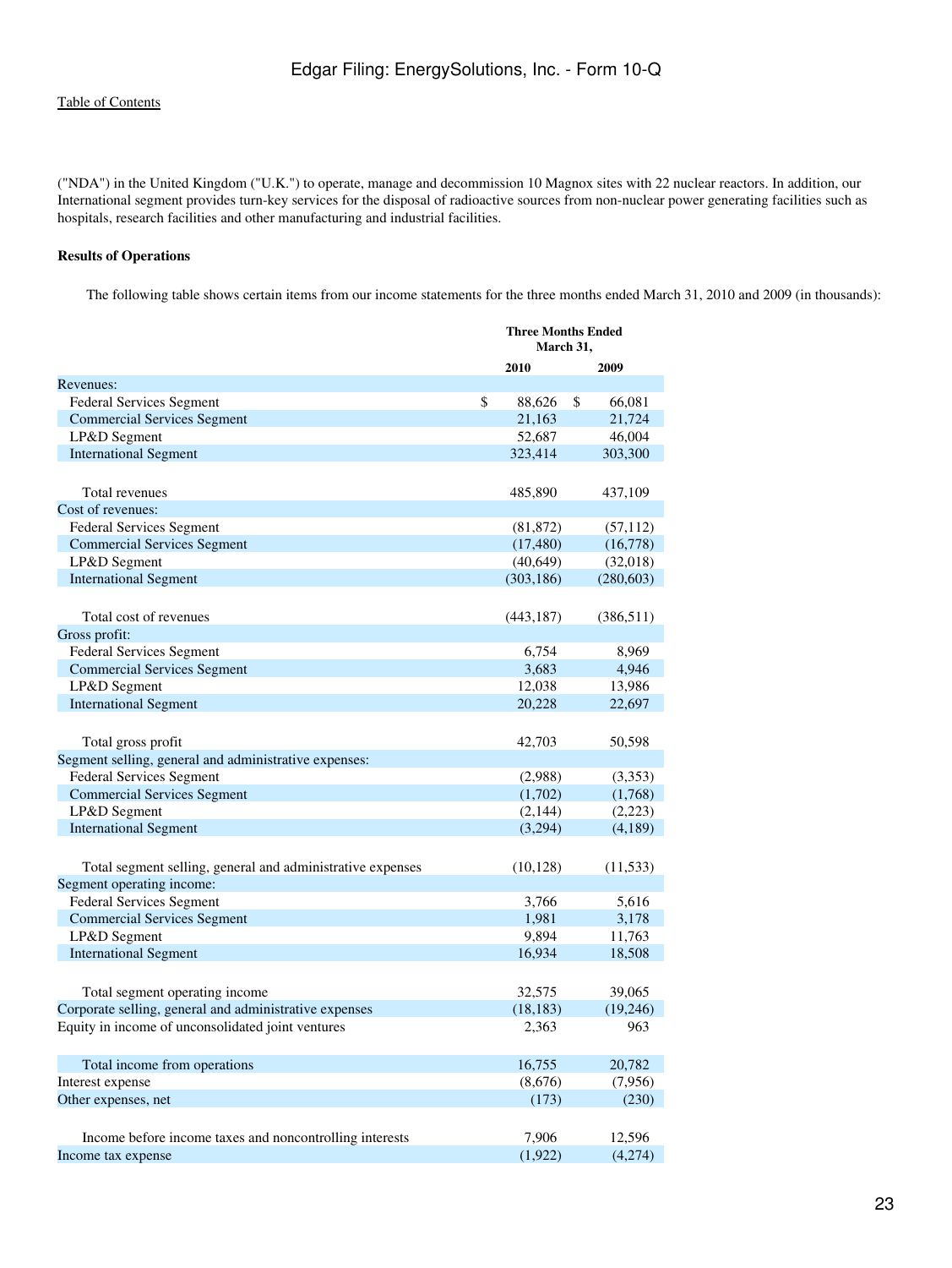("NDA") in the United Kingdom ("U.K.") to operate, manage and decommission 10 Magnox sites with 22 nuclear reactors. In addition, our International segment provides turn-key services for the disposal of radioactive sources from non-nuclear power generating facilities such as hospitals, research facilities and other manufacturing and industrial facilities.

**Results of Operations**

The following table shows certain items from our income statements for the three months ended March 31, 2010 and 2009 (in thousands):

| | Three Months Ended March 31, | |
|---|---|---|
| | **2010** | **2009** |
| Revenues: | | |
| Federal Services Segment | $ 88,626 | $ 66,081 |
| Commercial Services Segment | 21,163 | 21,724 |
| LP&D Segment | 52,687 | 46,004 |
| International Segment | 323,414 | 303,300 |
| Total revenues | 485,890 | 437,109 |
| Cost of revenues: | | |
| Federal Services Segment | (81,872) | (57,112) |
| Commercial Services Segment | (17,480) | (16,778) |
| LP&D Segment | (40,649) | (32,018) |
| International Segment | (303,186) | (280,603) |
| Total cost of revenues | (443,187) | (386,511) |
| Gross profit: | | |
| Federal Services Segment | 6,754 | 8,969 |
| Commercial Services Segment | 3,683 | 4,946 |
| LP&D Segment | 12,038 | 13,986 |
| International Segment | 20,228 | 22,697 |
| Total gross profit | 42,703 | 50,598 |
| Segment selling, general and administrative expenses: | | |
| Federal Services Segment | (2,988) | (3,353) |
| Commercial Services Segment | (1,702) | (1,768) |
| LP&D Segment | (2,144) | (2,223) |
| International Segment | (3,294) | (4,189) |
| Total segment selling, general and administrative expenses | (10,128) | (11,533) |
| Segment operating income: | | |
| Federal Services Segment | 3,766 | 5,616 |
| Commercial Services Segment | 1,981 | 3,178 |
| LP&D Segment | 9,894 | 11,763 |
| International Segment | 16,934 | 18,508 |
| Total segment operating income | 32,575 | 39,065 |
| Corporate selling, general and administrative expenses | (18,183) | (19,246) |
| Equity in income of unconsolidated joint ventures | 2,363 | 963 |
| Total income from operations | 16,755 | 20,782 |
| Interest expense | (8,676) | (7,956) |
| Other expenses, net | (173) | (230) |
| Income before income taxes and noncontrolling interests | 7,906 | 12,596 |
| Income tax expense | (1,922) | (4,274) |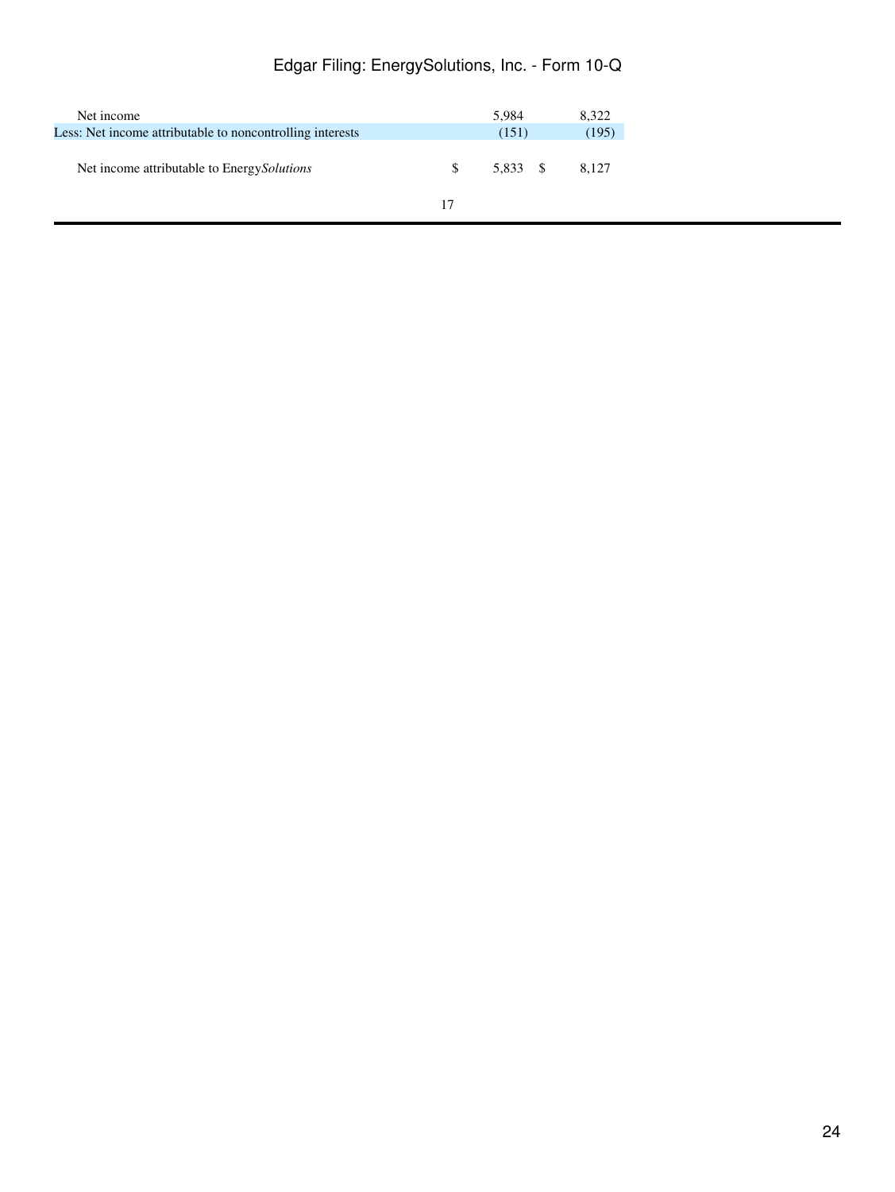| | | |
|---|---|---|
| Net income | 5,984 | 8,322 |
| Less: Net income attributable to noncontrolling interests | (151) | (195) |
| Net income attributable to Energy*Solutions* | $ 5,833 | $ 8,127 |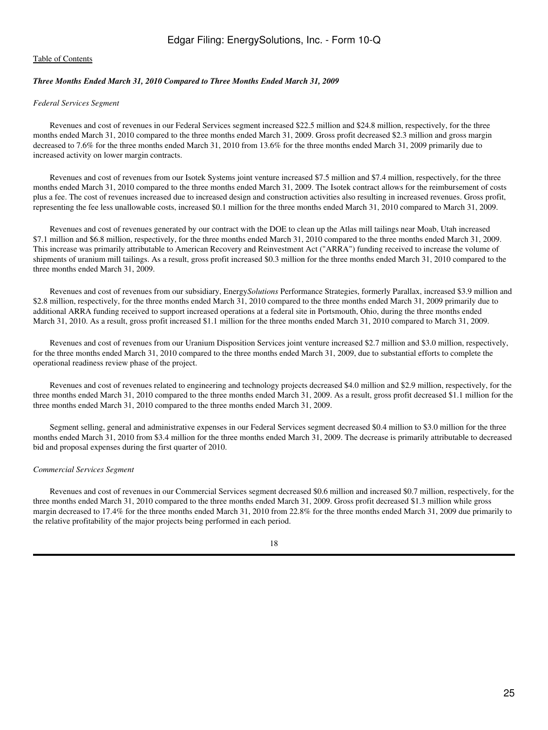*Three Months Ended March 31, 2010 Compared to Three Months Ended March 31, 2009*

*Federal Services Segment*

Revenues and cost of revenues in our Federal Services segment increased $22.5 million and $24.8 million, respectively, for the three months ended March 31, 2010 compared to the three months ended March 31, 2009. Gross profit decreased $2.3 million and gross margin decreased to 7.6% for the three months ended March 31, 2010 from 13.6% for the three months ended March 31, 2009 primarily due to increased activity on lower margin contracts.

Revenues and cost of revenues from our Isotek Systems joint venture increased $7.5 million and $7.4 million, respectively, for the three months ended March 31, 2010 compared to the three months ended March 31, 2009. The Isotek contract allows for the reimbursement of costs plus a fee. The cost of revenues increased due to increased design and construction activities also resulting in increased revenues. Gross profit, representing the fee less unallowable costs, increased $0.1 million for the three months ended March 31, 2010 compared to March 31, 2009.

Revenues and cost of revenues generated by our contract with the DOE to clean up the Atlas mill tailings near Moab, Utah increased $7.1 million and $6.8 million, respectively, for the three months ended March 31, 2010 compared to the three months ended March 31, 2009. This increase was primarily attributable to American Recovery and Reinvestment Act ("ARRA") funding received to increase the volume of shipments of uranium mill tailings. As a result, gross profit increased $0.3 million for the three months ended March 31, 2010 compared to the three months ended March 31, 2009.

Revenues and cost of revenues from our subsidiary, Energy*Solutions* Performance Strategies, formerly Parallax, increased $3.9 million and $2.8 million, respectively, for the three months ended March 31, 2010 compared to the three months ended March 31, 2009 primarily due to additional ARRA funding received to support increased operations at a federal site in Portsmouth, Ohio, during the three months ended March 31, 2010. As a result, gross profit increased $1.1 million for the three months ended March 31, 2010 compared to March 31, 2009.

Revenues and cost of revenues from our Uranium Disposition Services joint venture increased $2.7 million and $3.0 million, respectively, for the three months ended March 31, 2010 compared to the three months ended March 31, 2009, due to substantial efforts to complete the operational readiness review phase of the project.

Revenues and cost of revenues related to engineering and technology projects decreased $4.0 million and $2.9 million, respectively, for the three months ended March 31, 2010 compared to the three months ended March 31, 2009. As a result, gross profit decreased $1.1 million for the three months ended March 31, 2010 compared to the three months ended March 31, 2009.

Segment selling, general and administrative expenses in our Federal Services segment decreased $0.4 million to $3.0 million for the three months ended March 31, 2010 from $3.4 million for the three months ended March 31, 2009. The decrease is primarily attributable to decreased bid and proposal expenses during the first quarter of 2010.

*Commercial Services Segment*

Revenues and cost of revenues in our Commercial Services segment decreased $0.6 million and increased $0.7 million, respectively, for the three months ended March 31, 2010 compared to the three months ended March 31, 2009. Gross profit decreased $1.3 million while gross margin decreased to 17.4% for the three months ended March 31, 2010 from 22.8% for the three months ended March 31, 2009 due primarily to the relative profitability of the major projects being performed in each period.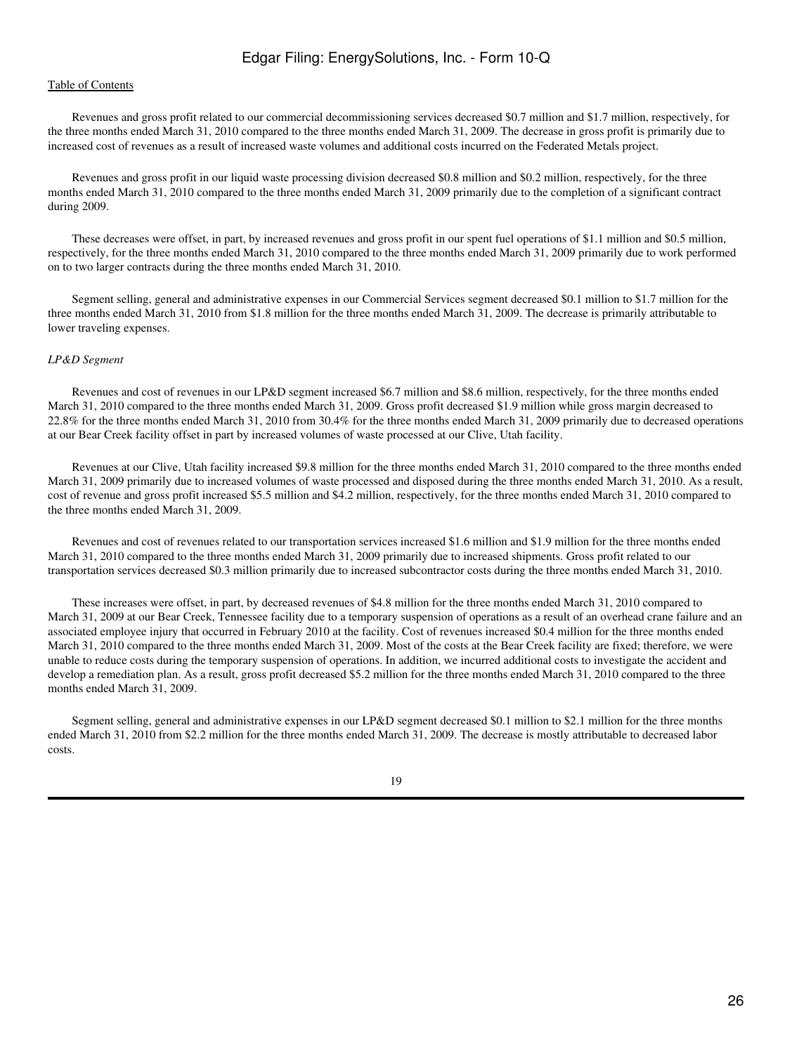Revenues and gross profit related to our commercial decommissioning services decreased $0.7 million and $1.7 million, respectively, for the three months ended March 31, 2010 compared to the three months ended March 31, 2009. The decrease in gross profit is primarily due to increased cost of revenues as a result of increased waste volumes and additional costs incurred on the Federated Metals project.

Revenues and gross profit in our liquid waste processing division decreased $0.8 million and $0.2 million, respectively, for the three months ended March 31, 2010 compared to the three months ended March 31, 2009 primarily due to the completion of a significant contract during 2009.

These decreases were offset, in part, by increased revenues and gross profit in our spent fuel operations of $1.1 million and $0.5 million, respectively, for the three months ended March 31, 2010 compared to the three months ended March 31, 2009 primarily due to work performed on to two larger contracts during the three months ended March 31, 2010.

Segment selling, general and administrative expenses in our Commercial Services segment decreased $0.1 million to $1.7 million for the three months ended March 31, 2010 from $1.8 million for the three months ended March 31, 2009. The decrease is primarily attributable to lower traveling expenses.

*LP&D Segment*

Revenues and cost of revenues in our LP&D segment increased $6.7 million and $8.6 million, respectively, for the three months ended March 31, 2010 compared to the three months ended March 31, 2009. Gross profit decreased $1.9 million while gross margin decreased to 22.8% for the three months ended March 31, 2010 from 30.4% for the three months ended March 31, 2009 primarily due to decreased operations at our Bear Creek facility offset in part by increased volumes of waste processed at our Clive, Utah facility.

Revenues at our Clive, Utah facility increased $9.8 million for the three months ended March 31, 2010 compared to the three months ended March 31, 2009 primarily due to increased volumes of waste processed and disposed during the three months ended March 31, 2010. As a result, cost of revenue and gross profit increased $5.5 million and $4.2 million, respectively, for the three months ended March 31, 2010 compared to the three months ended March 31, 2009.

Revenues and cost of revenues related to our transportation services increased $1.6 million and $1.9 million for the three months ended March 31, 2010 compared to the three months ended March 31, 2009 primarily due to increased shipments. Gross profit related to our transportation services decreased $0.3 million primarily due to increased subcontractor costs during the three months ended March 31, 2010.

These increases were offset, in part, by decreased revenues of $4.8 million for the three months ended March 31, 2010 compared to March 31, 2009 at our Bear Creek, Tennessee facility due to a temporary suspension of operations as a result of an overhead crane failure and an associated employee injury that occurred in February 2010 at the facility. Cost of revenues increased $0.4 million for the three months ended March 31, 2010 compared to the three months ended March 31, 2009. Most of the costs at the Bear Creek facility are fixed; therefore, we were unable to reduce costs during the temporary suspension of operations. In addition, we incurred additional costs to investigate the accident and develop a remediation plan. As a result, gross profit decreased $5.2 million for the three months ended March 31, 2010 compared to the three months ended March 31, 2009.

Segment selling, general and administrative expenses in our LP&D segment decreased $0.1 million to $2.1 million for the three months ended March 31, 2010 from $2.2 million for the three months ended March 31, 2009. The decrease is mostly attributable to decreased labor costs.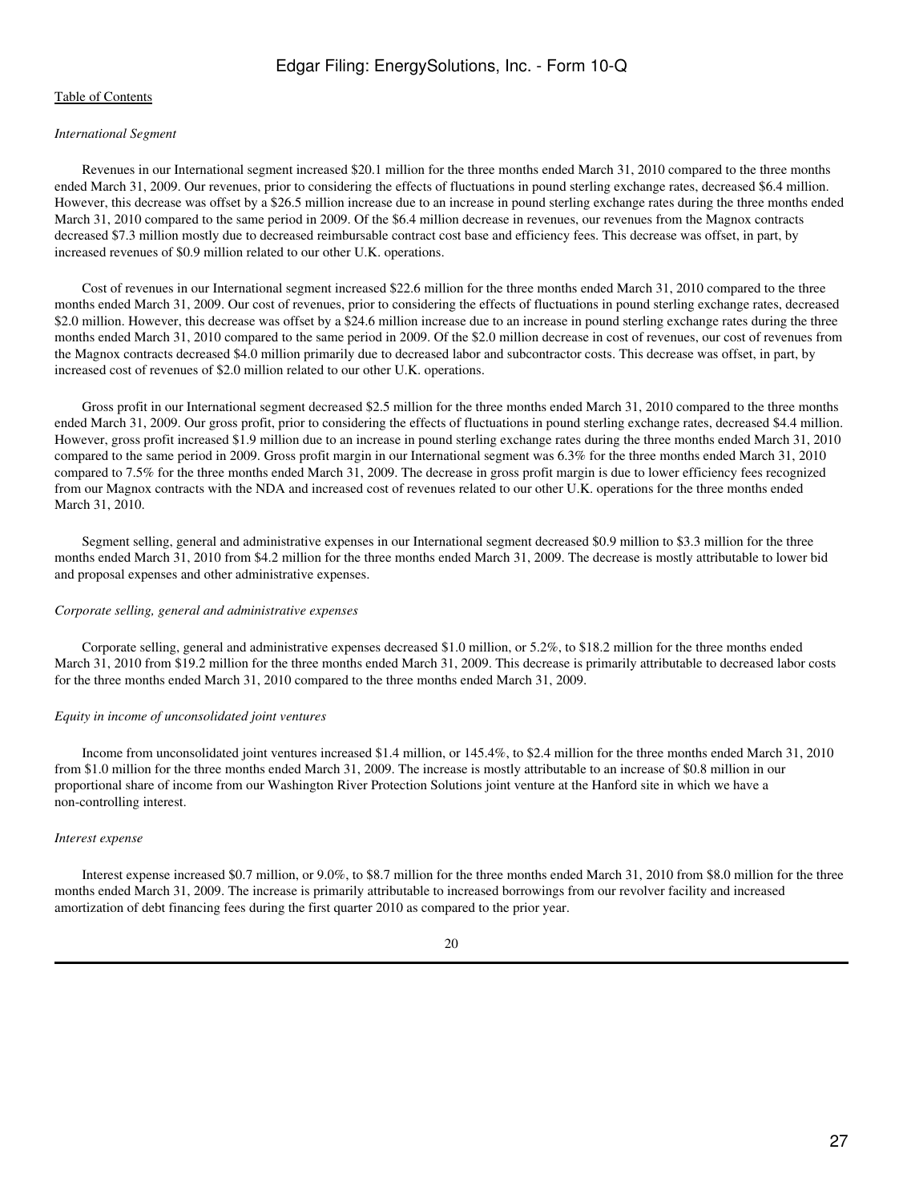[Table of Contents](#)

*International Segment*

Revenues in our International segment increased $20.1 million for the three months ended March 31, 2010 compared to the three months ended March 31, 2009. Our revenues, prior to considering the effects of fluctuations in pound sterling exchange rates, decreased $6.4 million. However, this decrease was offset by a $26.5 million increase due to an increase in pound sterling exchange rates during the three months ended March 31, 2010 compared to the same period in 2009. Of the $6.4 million decrease in revenues, our revenues from the Magnox contracts decreased $7.3 million mostly due to decreased reimbursable contract cost base and efficiency fees. This decrease was offset, in part, by increased revenues of $0.9 million related to our other U.K. operations.

Cost of revenues in our International segment increased $22.6 million for the three months ended March 31, 2010 compared to the three months ended March 31, 2009. Our cost of revenues, prior to considering the effects of fluctuations in pound sterling exchange rates, decreased $2.0 million. However, this decrease was offset by a $24.6 million increase due to an increase in pound sterling exchange rates during the three months ended March 31, 2010 compared to the same period in 2009. Of the $2.0 million decrease in cost of revenues, our cost of revenues from the Magnox contracts decreased $4.0 million primarily due to decreased labor and subcontractor costs. This decrease was offset, in part, by increased cost of revenues of $2.0 million related to our other U.K. operations.

Gross profit in our International segment decreased $2.5 million for the three months ended March 31, 2010 compared to the three months ended March 31, 2009. Our gross profit, prior to considering the effects of fluctuations in pound sterling exchange rates, decreased $4.4 million. However, gross profit increased $1.9 million due to an increase in pound sterling exchange rates during the three months ended March 31, 2010 compared to the same period in 2009. Gross profit margin in our International segment was 6.3% for the three months ended March 31, 2010 compared to 7.5% for the three months ended March 31, 2009. The decrease in gross profit margin is due to lower efficiency fees recognized from our Magnox contracts with the NDA and increased cost of revenues related to our other U.K. operations for the three months ended March 31, 2010.

Segment selling, general and administrative expenses in our International segment decreased $0.9 million to $3.3 million for the three months ended March 31, 2010 from $4.2 million for the three months ended March 31, 2009. The decrease is mostly attributable to lower bid and proposal expenses and other administrative expenses.

*Corporate selling, general and administrative expenses*

Corporate selling, general and administrative expenses decreased $1.0 million, or 5.2%, to $18.2 million for the three months ended March 31, 2010 from $19.2 million for the three months ended March 31, 2009. This decrease is primarily attributable to decreased labor costs for the three months ended March 31, 2010 compared to the three months ended March 31, 2009.

*Equity in income of unconsolidated joint ventures*

Income from unconsolidated joint ventures increased $1.4 million, or 145.4%, to $2.4 million for the three months ended March 31, 2010 from $1.0 million for the three months ended March 31, 2009. The increase is mostly attributable to an increase of $0.8 million in our proportional share of income from our Washington River Protection Solutions joint venture at the Hanford site in which we have a non-controlling interest.

*Interest expense*

Interest expense increased $0.7 million, or 9.0%, to $8.7 million for the three months ended March 31, 2010 from $8.0 million for the three months ended March 31, 2009. The increase is primarily attributable to increased borrowings from our revolver facility and increased amortization of debt financing fees during the first quarter 2010 as compared to the prior year.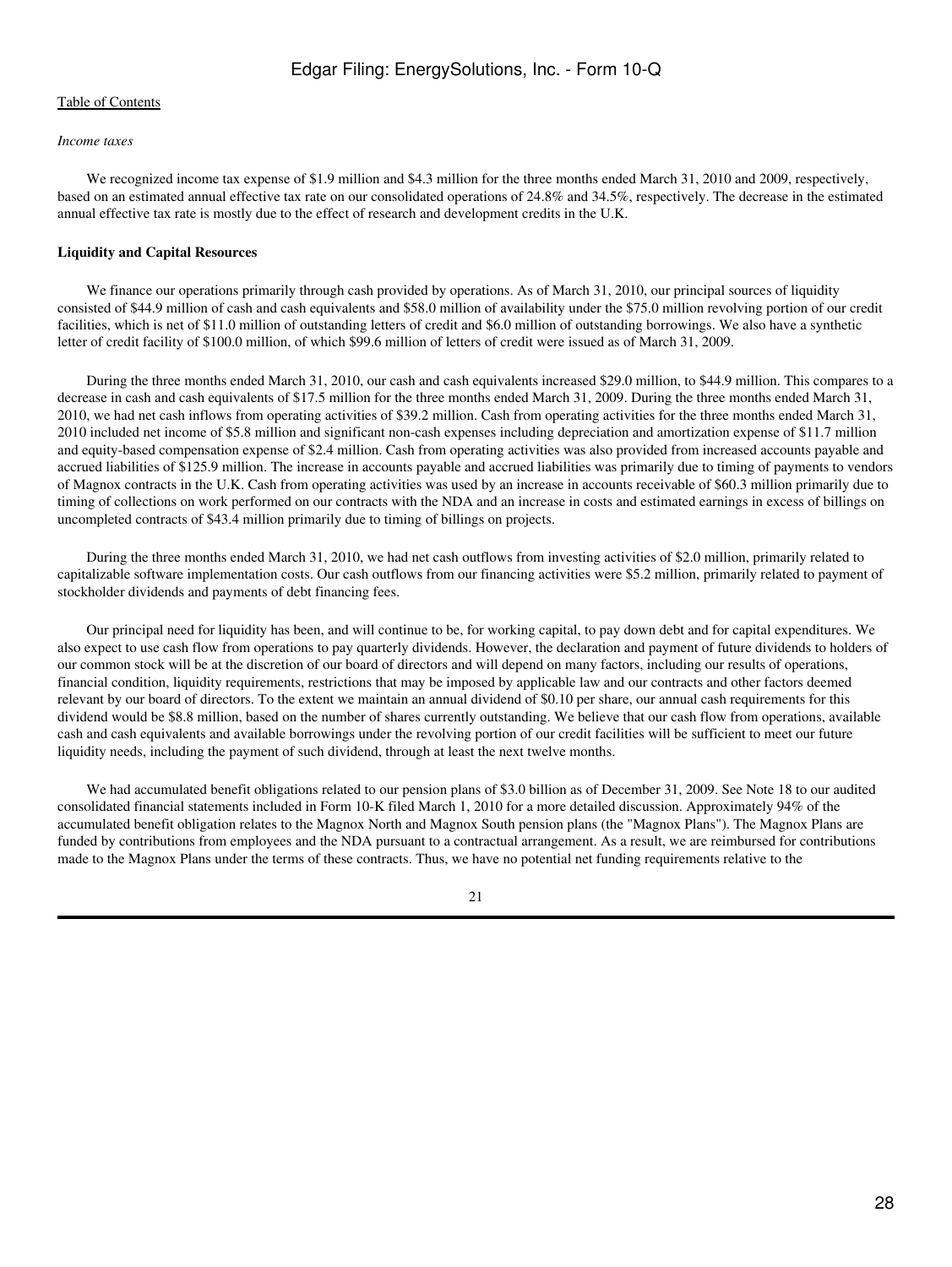*Income taxes*

We recognized income tax expense of $1.9 million and $4.3 million for the three months ended March 31, 2010 and 2009, respectively, based on an estimated annual effective tax rate on our consolidated operations of 24.8% and 34.5%, respectively. The decrease in the estimated annual effective tax rate is mostly due to the effect of research and development credits in the U.K.

**Liquidity and Capital Resources**

We finance our operations primarily through cash provided by operations. As of March 31, 2010, our principal sources of liquidity consisted of $44.9 million of cash and cash equivalents and $58.0 million of availability under the $75.0 million revolving portion of our credit facilities, which is net of $11.0 million of outstanding letters of credit and $6.0 million of outstanding borrowings. We also have a synthetic letter of credit facility of $100.0 million, of which $99.6 million of letters of credit were issued as of March 31, 2009.

During the three months ended March 31, 2010, our cash and cash equivalents increased $29.0 million, to $44.9 million. This compares to a decrease in cash and cash equivalents of $17.5 million for the three months ended March 31, 2009. During the three months ended March 31, 2010, we had net cash inflows from operating activities of $39.2 million. Cash from operating activities for the three months ended March 31, 2010 included net income of $5.8 million and significant non-cash expenses including depreciation and amortization expense of $11.7 million and equity-based compensation expense of $2.4 million. Cash from operating activities was also provided from increased accounts payable and accrued liabilities of $125.9 million. The increase in accounts payable and accrued liabilities was primarily due to timing of payments to vendors of Magnox contracts in the U.K. Cash from operating activities was used by an increase in accounts receivable of $60.3 million primarily due to timing of collections on work performed on our contracts with the NDA and an increase in costs and estimated earnings in excess of billings on uncompleted contracts of $43.4 million primarily due to timing of billings on projects.

During the three months ended March 31, 2010, we had net cash outflows from investing activities of $2.0 million, primarily related to capitalizable software implementation costs. Our cash outflows from our financing activities were $5.2 million, primarily related to payment of stockholder dividends and payments of debt financing fees.

Our principal need for liquidity has been, and will continue to be, for working capital, to pay down debt and for capital expenditures. We also expect to use cash flow from operations to pay quarterly dividends. However, the declaration and payment of future dividends to holders of our common stock will be at the discretion of our board of directors and will depend on many factors, including our results of operations, financial condition, liquidity requirements, restrictions that may be imposed by applicable law and our contracts and other factors deemed relevant by our board of directors. To the extent we maintain an annual dividend of $0.10 per share, our annual cash requirements for this dividend would be $8.8 million, based on the number of shares currently outstanding. We believe that our cash flow from operations, available cash and cash equivalents and available borrowings under the revolving portion of our credit facilities will be sufficient to meet our future liquidity needs, including the payment of such dividend, through at least the next twelve months.

We had accumulated benefit obligations related to our pension plans of $3.0 billion as of December 31, 2009. See Note 18 to our audited consolidated financial statements included in Form 10-K filed March 1, 2010 for a more detailed discussion. Approximately 94% of the accumulated benefit obligation relates to the Magnox North and Magnox South pension plans (the "Magnox Plans"). The Magnox Plans are funded by contributions from employees and the NDA pursuant to a contractual arrangement. As a result, we are reimbursed for contributions made to the Magnox Plans under the terms of these contracts. Thus, we have no potential net funding requirements relative to the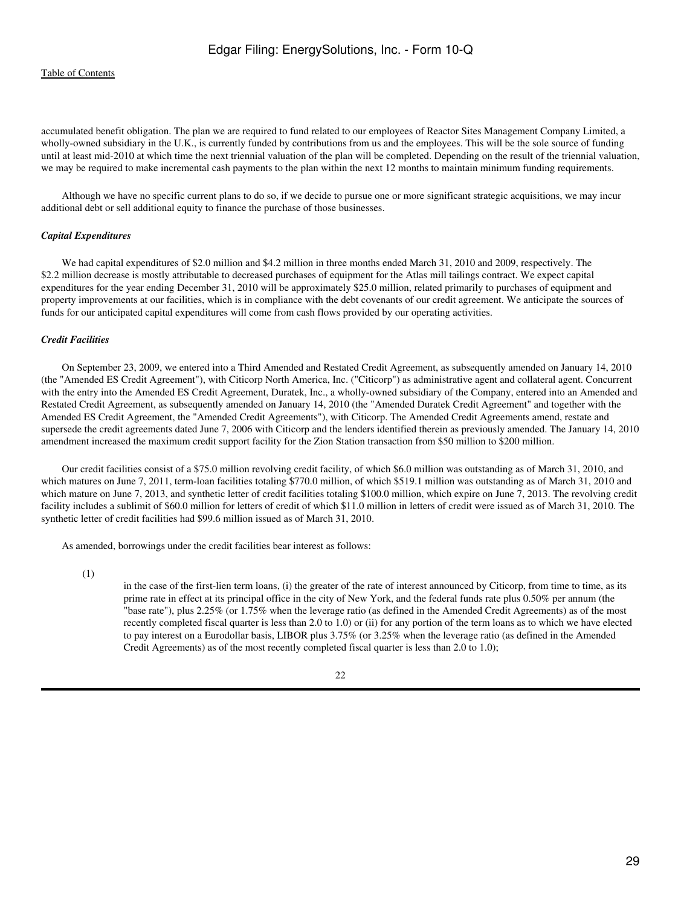accumulated benefit obligation. The plan we are required to fund related to our employees of Reactor Sites Management Company Limited, a wholly-owned subsidiary in the U.K., is currently funded by contributions from us and the employees. This will be the sole source of funding until at least mid-2010 at which time the next triennial valuation of the plan will be completed. Depending on the result of the triennial valuation, we may be required to make incremental cash payments to the plan within the next 12 months to maintain minimum funding requirements.

Although we have no specific current plans to do so, if we decide to pursue one or more significant strategic acquisitions, we may incur additional debt or sell additional equity to finance the purchase of those businesses.

***Capital Expenditures***

We had capital expenditures of $2.0 million and $4.2 million in three months ended March 31, 2010 and 2009, respectively. The $2.2 million decrease is mostly attributable to decreased purchases of equipment for the Atlas mill tailings contract. We expect capital expenditures for the year ending December 31, 2010 will be approximately $25.0 million, related primarily to purchases of equipment and property improvements at our facilities, which is in compliance with the debt covenants of our credit agreement. We anticipate the sources of funds for our anticipated capital expenditures will come from cash flows provided by our operating activities.

***Credit Facilities***

On September 23, 2009, we entered into a Third Amended and Restated Credit Agreement, as subsequently amended on January 14, 2010 (the "Amended ES Credit Agreement"), with Citicorp North America, Inc. ("Citicorp") as administrative agent and collateral agent. Concurrent with the entry into the Amended ES Credit Agreement, Duratek, Inc., a wholly-owned subsidiary of the Company, entered into an Amended and Restated Credit Agreement, as subsequently amended on January 14, 2010 (the "Amended Duratek Credit Agreement" and together with the Amended ES Credit Agreement, the "Amended Credit Agreements"), with Citicorp. The Amended Credit Agreements amend, restate and supersede the credit agreements dated June 7, 2006 with Citicorp and the lenders identified therein as previously amended. The January 14, 2010 amendment increased the maximum credit support facility for the Zion Station transaction from $50 million to $200 million.

Our credit facilities consist of a $75.0 million revolving credit facility, of which $6.0 million was outstanding as of March 31, 2010, and which matures on June 7, 2011, term-loan facilities totaling $770.0 million, of which $519.1 million was outstanding as of March 31, 2010 and which mature on June 7, 2013, and synthetic letter of credit facilities totaling $100.0 million, which expire on June 7, 2013. The revolving credit facility includes a sublimit of $60.0 million for letters of credit of which $11.0 million in letters of credit were issued as of March 31, 2010. The synthetic letter of credit facilities had $99.6 million issued as of March 31, 2010.

As amended, borrowings under the credit facilities bear interest as follows:

(1) in the case of the first-lien term loans, (i) the greater of the rate of interest announced by Citicorp, from time to time, as its prime rate in effect at its principal office in the city of New York, and the federal funds rate plus 0.50% per annum (the "base rate"), plus 2.25% (or 1.75% when the leverage ratio (as defined in the Amended Credit Agreements) as of the most recently completed fiscal quarter is less than 2.0 to 1.0) or (ii) for any portion of the term loans as to which we have elected to pay interest on a Eurodollar basis, LIBOR plus 3.75% (or 3.25% when the leverage ratio (as defined in the Amended Credit Agreements) as of the most recently completed fiscal quarter is less than 2.0 to 1.0);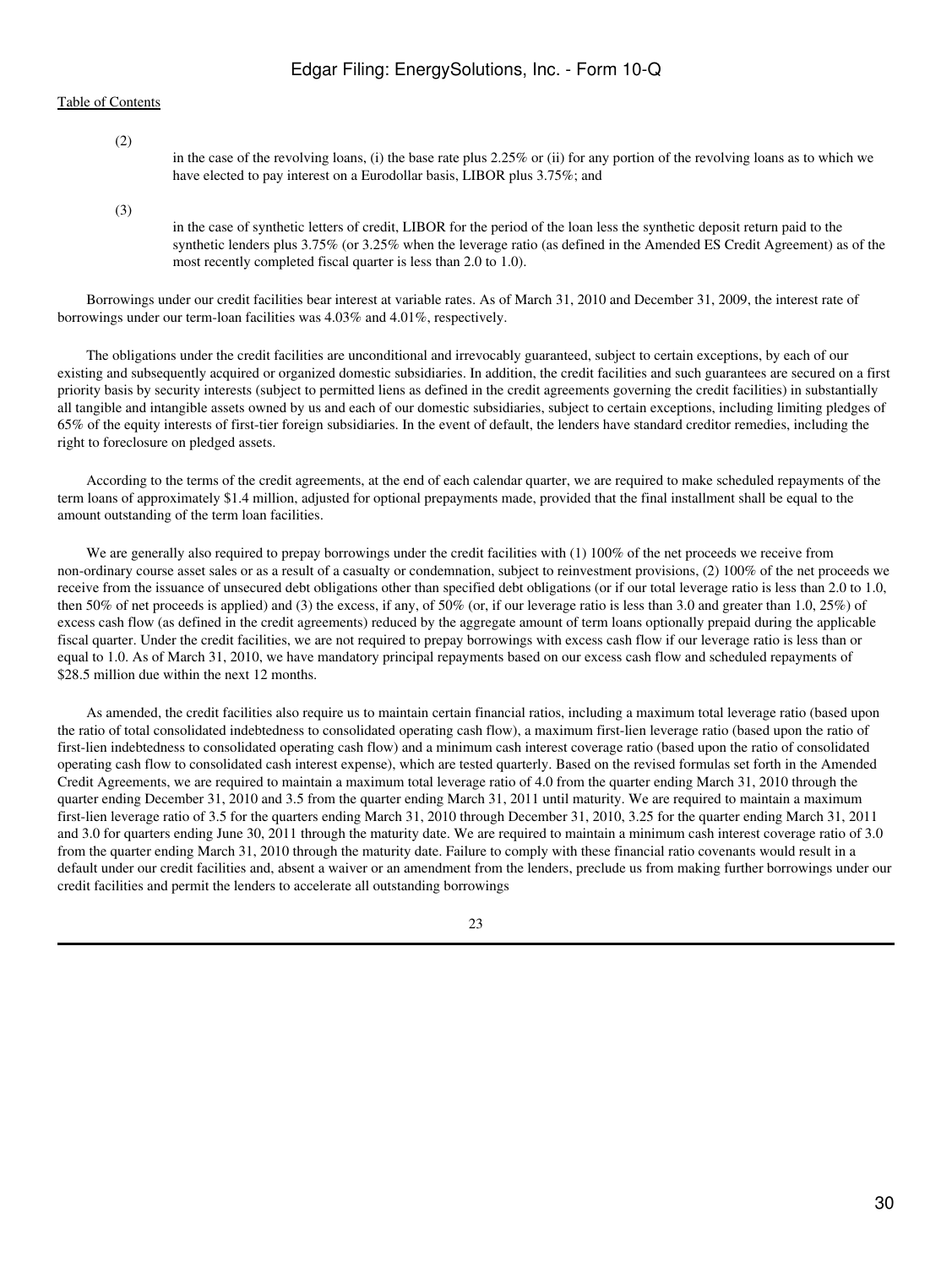(2) in the case of the revolving loans, (i) the base rate plus 2.25% or (ii) for any portion of the revolving loans as to which we have elected to pay interest on a Eurodollar basis, LIBOR plus 3.75%; and

(3) in the case of synthetic letters of credit, LIBOR for the period of the loan less the synthetic deposit return paid to the synthetic lenders plus 3.75% (or 3.25% when the leverage ratio (as defined in the Amended ES Credit Agreement) as of the most recently completed fiscal quarter is less than 2.0 to 1.0).

Borrowings under our credit facilities bear interest at variable rates. As of March 31, 2010 and December 31, 2009, the interest rate of borrowings under our term-loan facilities was 4.03% and 4.01%, respectively.

The obligations under the credit facilities are unconditional and irrevocably guaranteed, subject to certain exceptions, by each of our existing and subsequently acquired or organized domestic subsidiaries. In addition, the credit facilities and such guarantees are secured on a first priority basis by security interests (subject to permitted liens as defined in the credit agreements governing the credit facilities) in substantially all tangible and intangible assets owned by us and each of our domestic subsidiaries, subject to certain exceptions, including limiting pledges of 65% of the equity interests of first-tier foreign subsidiaries. In the event of default, the lenders have standard creditor remedies, including the right to foreclosure on pledged assets.

According to the terms of the credit agreements, at the end of each calendar quarter, we are required to make scheduled repayments of the term loans of approximately $1.4 million, adjusted for optional prepayments made, provided that the final installment shall be equal to the amount outstanding of the term loan facilities.

We are generally also required to prepay borrowings under the credit facilities with (1) 100% of the net proceeds we receive from non-ordinary course asset sales or as a result of a casualty or condemnation, subject to reinvestment provisions, (2) 100% of the net proceeds we receive from the issuance of unsecured debt obligations other than specified debt obligations (or if our total leverage ratio is less than 2.0 to 1.0, then 50% of net proceeds is applied) and (3) the excess, if any, of 50% (or, if our leverage ratio is less than 3.0 and greater than 1.0, 25%) of excess cash flow (as defined in the credit agreements) reduced by the aggregate amount of term loans optionally prepaid during the applicable fiscal quarter. Under the credit facilities, we are not required to prepay borrowings with excess cash flow if our leverage ratio is less than or equal to 1.0. As of March 31, 2010, we have mandatory principal repayments based on our excess cash flow and scheduled repayments of $28.5 million due within the next 12 months.

As amended, the credit facilities also require us to maintain certain financial ratios, including a maximum total leverage ratio (based upon the ratio of total consolidated indebtedness to consolidated operating cash flow), a maximum first-lien leverage ratio (based upon the ratio of first-lien indebtedness to consolidated operating cash flow) and a minimum cash interest coverage ratio (based upon the ratio of consolidated operating cash flow to consolidated cash interest expense), which are tested quarterly. Based on the revised formulas set forth in the Amended Credit Agreements, we are required to maintain a maximum total leverage ratio of 4.0 from the quarter ending March 31, 2010 through the quarter ending December 31, 2010 and 3.5 from the quarter ending March 31, 2011 until maturity. We are required to maintain a maximum first-lien leverage ratio of 3.5 for the quarters ending March 31, 2010 through December 31, 2010, 3.25 for the quarter ending March 31, 2011 and 3.0 for quarters ending June 30, 2011 through the maturity date. We are required to maintain a minimum cash interest coverage ratio of 3.0 from the quarter ending March 31, 2010 through the maturity date. Failure to comply with these financial ratio covenants would result in a default under our credit facilities and, absent a waiver or an amendment from the lenders, preclude us from making further borrowings under our credit facilities and permit the lenders to accelerate all outstanding borrowings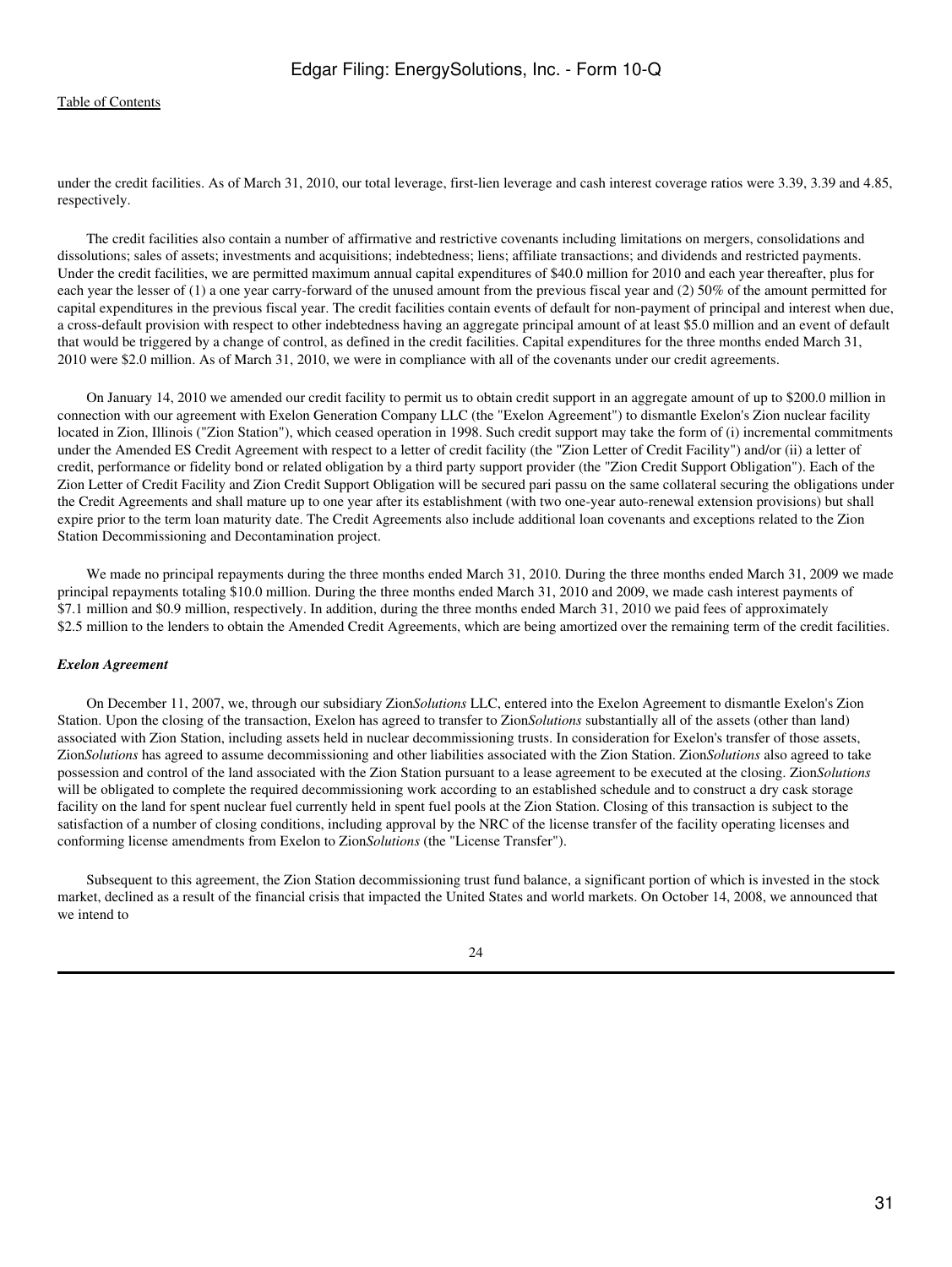under the credit facilities. As of March 31, 2010, our total leverage, first-lien leverage and cash interest coverage ratios were 3.39, 3.39 and 4.85, respectively.

The credit facilities also contain a number of affirmative and restrictive covenants including limitations on mergers, consolidations and dissolutions; sales of assets; investments and acquisitions; indebtedness; liens; affiliate transactions; and dividends and restricted payments. Under the credit facilities, we are permitted maximum annual capital expenditures of $40.0 million for 2010 and each year thereafter, plus for each year the lesser of (1) a one year carry-forward of the unused amount from the previous fiscal year and (2) 50% of the amount permitted for capital expenditures in the previous fiscal year. The credit facilities contain events of default for non-payment of principal and interest when due, a cross-default provision with respect to other indebtedness having an aggregate principal amount of at least $5.0 million and an event of default that would be triggered by a change of control, as defined in the credit facilities. Capital expenditures for the three months ended March 31, 2010 were $2.0 million. As of March 31, 2010, we were in compliance with all of the covenants under our credit agreements.

On January 14, 2010 we amended our credit facility to permit us to obtain credit support in an aggregate amount of up to $200.0 million in connection with our agreement with Exelon Generation Company LLC (the "Exelon Agreement") to dismantle Exelon's Zion nuclear facility located in Zion, Illinois ("Zion Station"), which ceased operation in 1998. Such credit support may take the form of (i) incremental commitments under the Amended ES Credit Agreement with respect to a letter of credit facility (the "Zion Letter of Credit Facility") and/or (ii) a letter of credit, performance or fidelity bond or related obligation by a third party support provider (the "Zion Credit Support Obligation"). Each of the Zion Letter of Credit Facility and Zion Credit Support Obligation will be secured pari passu on the same collateral securing the obligations under the Credit Agreements and shall mature up to one year after its establishment (with two one-year auto-renewal extension provisions) but shall expire prior to the term loan maturity date. The Credit Agreements also include additional loan covenants and exceptions related to the Zion Station Decommissioning and Decontamination project.

We made no principal repayments during the three months ended March 31, 2010. During the three months ended March 31, 2009 we made principal repayments totaling $10.0 million. During the three months ended March 31, 2010 and 2009, we made cash interest payments of $7.1 million and $0.9 million, respectively. In addition, during the three months ended March 31, 2010 we paid fees of approximately $2.5 million to the lenders to obtain the Amended Credit Agreements, which are being amortized over the remaining term of the credit facilities.

***Exelon Agreement***

On December 11, 2007, we, through our subsidiary Zion*Solutions* LLC, entered into the Exelon Agreement to dismantle Exelon's Zion Station. Upon the closing of the transaction, Exelon has agreed to transfer to Zion*Solutions* substantially all of the assets (other than land) associated with Zion Station, including assets held in nuclear decommissioning trusts. In consideration for Exelon's transfer of those assets, Zion*Solutions* has agreed to assume decommissioning and other liabilities associated with the Zion Station. Zion*Solutions* also agreed to take possession and control of the land associated with the Zion Station pursuant to a lease agreement to be executed at the closing. Zion*Solutions* will be obligated to complete the required decommissioning work according to an established schedule and to construct a dry cask storage facility on the land for spent nuclear fuel currently held in spent fuel pools at the Zion Station. Closing of this transaction is subject to the satisfaction of a number of closing conditions, including approval by the NRC of the license transfer of the facility operating licenses and conforming license amendments from Exelon to Zion*Solutions* (the "License Transfer").

Subsequent to this agreement, the Zion Station decommissioning trust fund balance, a significant portion of which is invested in the stock market, declined as a result of the financial crisis that impacted the United States and world markets. On October 14, 2008, we announced that we intend to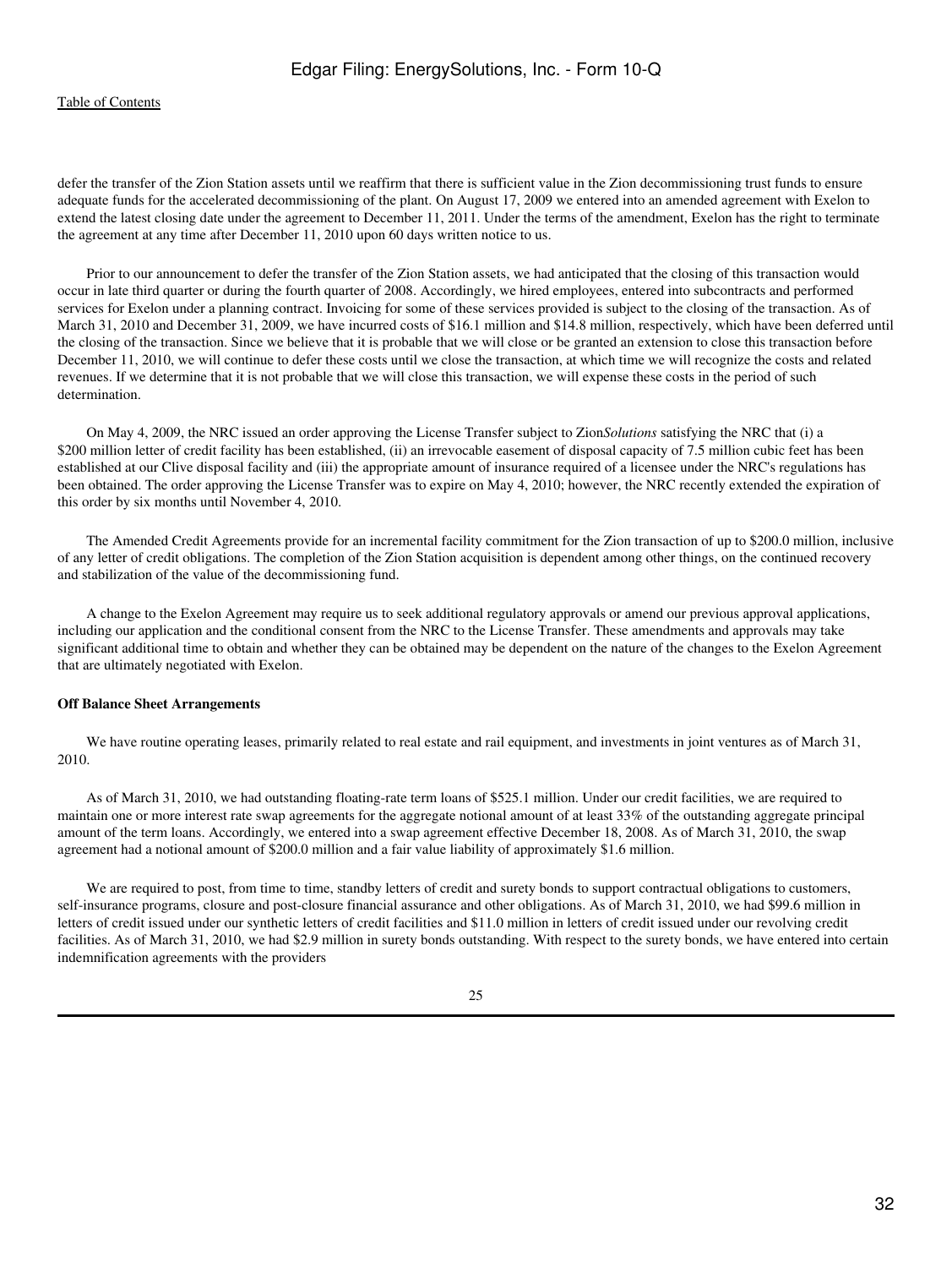defer the transfer of the Zion Station assets until we reaffirm that there is sufficient value in the Zion decommissioning trust funds to ensure adequate funds for the accelerated decommissioning of the plant. On August 17, 2009 we entered into an amended agreement with Exelon to extend the latest closing date under the agreement to December 11, 2011. Under the terms of the amendment, Exelon has the right to terminate the agreement at any time after December 11, 2010 upon 60 days written notice to us.

Prior to our announcement to defer the transfer of the Zion Station assets, we had anticipated that the closing of this transaction would occur in late third quarter or during the fourth quarter of 2008. Accordingly, we hired employees, entered into subcontracts and performed services for Exelon under a planning contract. Invoicing for some of these services provided is subject to the closing of the transaction. As of March 31, 2010 and December 31, 2009, we have incurred costs of $16.1 million and $14.8 million, respectively, which have been deferred until the closing of the transaction. Since we believe that it is probable that we will close or be granted an extension to close this transaction before December 11, 2010, we will continue to defer these costs until we close the transaction, at which time we will recognize the costs and related revenues. If we determine that it is not probable that we will close this transaction, we will expense these costs in the period of such determination.

On May 4, 2009, the NRC issued an order approving the License Transfer subject to Zion*Solutions* satisfying the NRC that (i) a $200 million letter of credit facility has been established, (ii) an irrevocable easement of disposal capacity of 7.5 million cubic feet has been established at our Clive disposal facility and (iii) the appropriate amount of insurance required of a licensee under the NRC's regulations has been obtained. The order approving the License Transfer was to expire on May 4, 2010; however, the NRC recently extended the expiration of this order by six months until November 4, 2010.

The Amended Credit Agreements provide for an incremental facility commitment for the Zion transaction of up to $200.0 million, inclusive of any letter of credit obligations. The completion of the Zion Station acquisition is dependent among other things, on the continued recovery and stabilization of the value of the decommissioning fund.

A change to the Exelon Agreement may require us to seek additional regulatory approvals or amend our previous approval applications, including our application and the conditional consent from the NRC to the License Transfer. These amendments and approvals may take significant additional time to obtain and whether they can be obtained may be dependent on the nature of the changes to the Exelon Agreement that are ultimately negotiated with Exelon.

**Off Balance Sheet Arrangements**

We have routine operating leases, primarily related to real estate and rail equipment, and investments in joint ventures as of March 31, 2010.

As of March 31, 2010, we had outstanding floating-rate term loans of $525.1 million. Under our credit facilities, we are required to maintain one or more interest rate swap agreements for the aggregate notional amount of at least 33% of the outstanding aggregate principal amount of the term loans. Accordingly, we entered into a swap agreement effective December 18, 2008. As of March 31, 2010, the swap agreement had a notional amount of $200.0 million and a fair value liability of approximately $1.6 million.

We are required to post, from time to time, standby letters of credit and surety bonds to support contractual obligations to customers, self-insurance programs, closure and post-closure financial assurance and other obligations. As of March 31, 2010, we had $99.6 million in letters of credit issued under our synthetic letters of credit facilities and $11.0 million in letters of credit issued under our revolving credit facilities. As of March 31, 2010, we had $2.9 million in surety bonds outstanding. With respect to the surety bonds, we have entered into certain indemnification agreements with the providers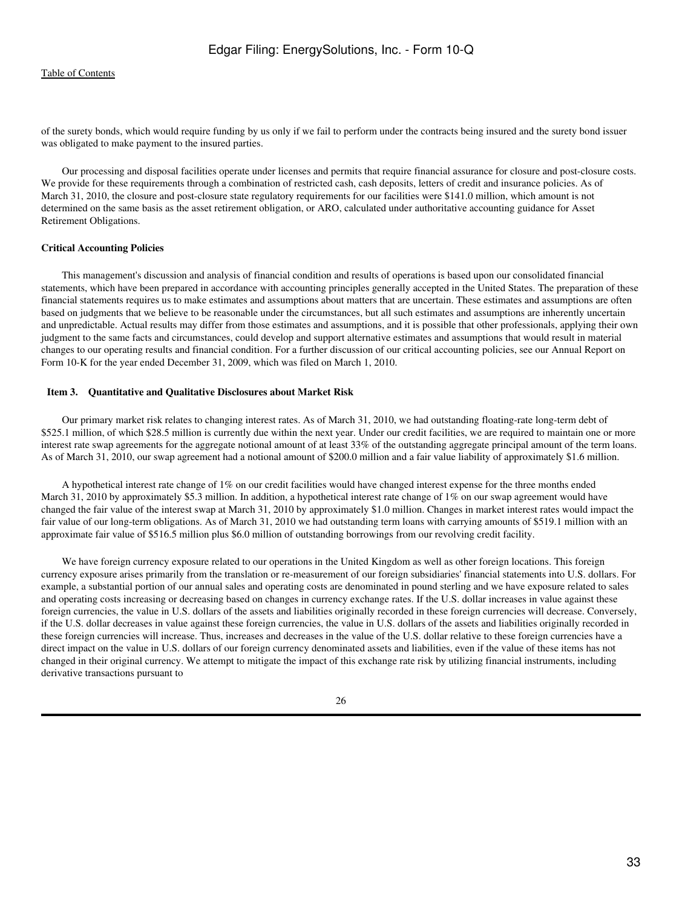of the surety bonds, which would require funding by us only if we fail to perform under the contracts being insured and the surety bond issuer was obligated to make payment to the insured parties.

Our processing and disposal facilities operate under licenses and permits that require financial assurance for closure and post-closure costs. We provide for these requirements through a combination of restricted cash, cash deposits, letters of credit and insurance policies. As of March 31, 2010, the closure and post-closure state regulatory requirements for our facilities were $141.0 million, which amount is not determined on the same basis as the asset retirement obligation, or ARO, calculated under authoritative accounting guidance for Asset Retirement Obligations.

**Critical Accounting Policies**

This management's discussion and analysis of financial condition and results of operations is based upon our consolidated financial statements, which have been prepared in accordance with accounting principles generally accepted in the United States. The preparation of these financial statements requires us to make estimates and assumptions about matters that are uncertain. These estimates and assumptions are often based on judgments that we believe to be reasonable under the circumstances, but all such estimates and assumptions are inherently uncertain and unpredictable. Actual results may differ from those estimates and assumptions, and it is possible that other professionals, applying their own judgment to the same facts and circumstances, could develop and support alternative estimates and assumptions that would result in material changes to our operating results and financial condition. For a further discussion of our critical accounting policies, see our Annual Report on Form 10-K for the year ended December 31, 2009, which was filed on March 1, 2010.

## Item 3. Quantitative and Qualitative Disclosures about Market Risk

Our primary market risk relates to changing interest rates. As of March 31, 2010, we had outstanding floating-rate long-term debt of $525.1 million, of which $28.5 million is currently due within the next year. Under our credit facilities, we are required to maintain one or more interest rate swap agreements for the aggregate notional amount of at least 33% of the outstanding aggregate principal amount of the term loans. As of March 31, 2010, our swap agreement had a notional amount of $200.0 million and a fair value liability of approximately $1.6 million.

A hypothetical interest rate change of 1% on our credit facilities would have changed interest expense for the three months ended March 31, 2010 by approximately $5.3 million. In addition, a hypothetical interest rate change of 1% on our swap agreement would have changed the fair value of the interest swap at March 31, 2010 by approximately $1.0 million. Changes in market interest rates would impact the fair value of our long-term obligations. As of March 31, 2010 we had outstanding term loans with carrying amounts of $519.1 million with an approximate fair value of $516.5 million plus $6.0 million of outstanding borrowings from our revolving credit facility.

We have foreign currency exposure related to our operations in the United Kingdom as well as other foreign locations. This foreign currency exposure arises primarily from the translation or re-measurement of our foreign subsidiaries' financial statements into U.S. dollars. For example, a substantial portion of our annual sales and operating costs are denominated in pound sterling and we have exposure related to sales and operating costs increasing or decreasing based on changes in currency exchange rates. If the U.S. dollar increases in value against these foreign currencies, the value in U.S. dollars of the assets and liabilities originally recorded in these foreign currencies will decrease. Conversely, if the U.S. dollar decreases in value against these foreign currencies, the value in U.S. dollars of the assets and liabilities originally recorded in these foreign currencies will increase. Thus, increases and decreases in the value of the U.S. dollar relative to these foreign currencies have a direct impact on the value in U.S. dollars of our foreign currency denominated assets and liabilities, even if the value of these items has not changed in their original currency. We attempt to mitigate the impact of this exchange rate risk by utilizing financial instruments, including derivative transactions pursuant to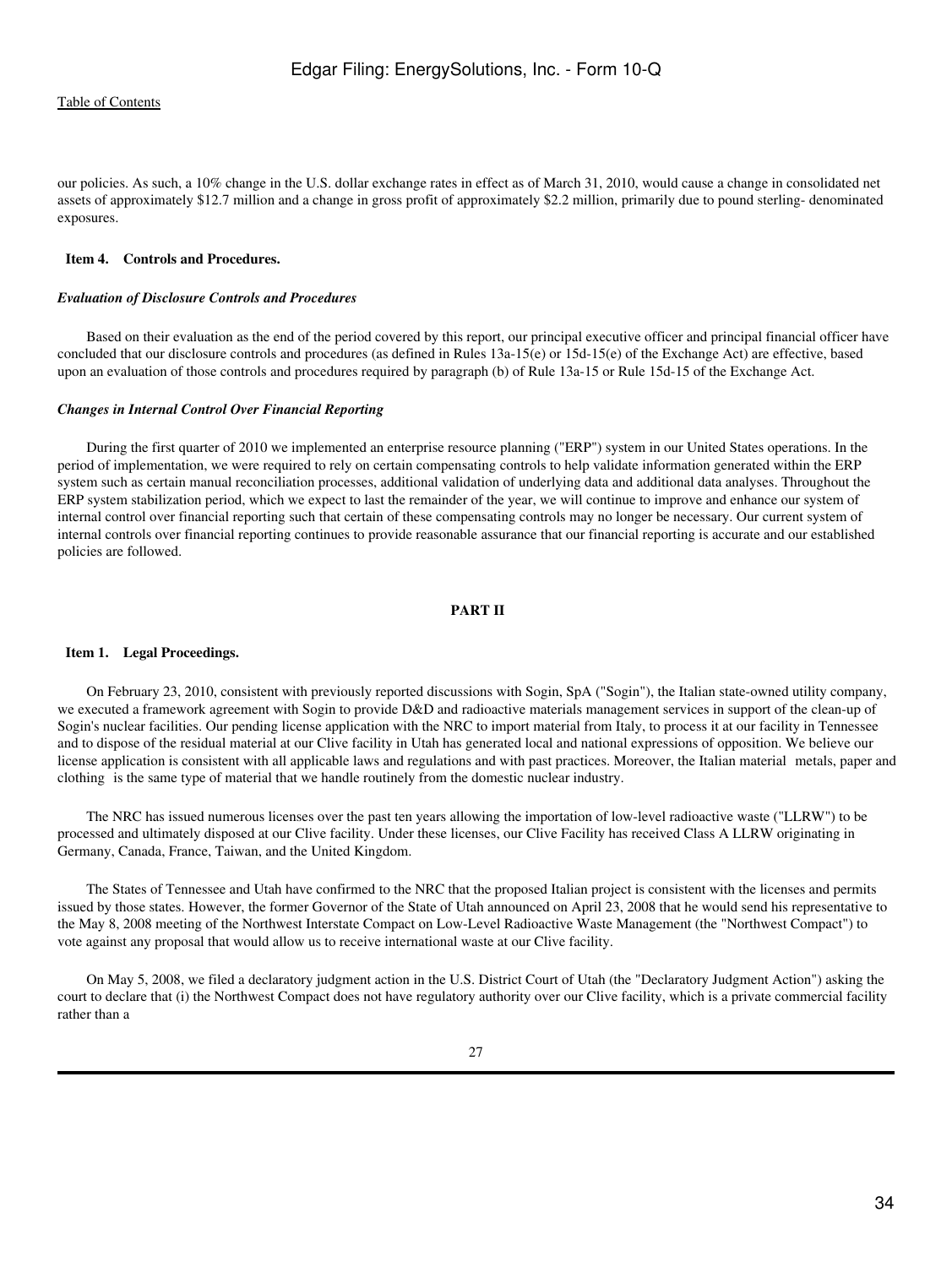our policies. As such, a 10% change in the U.S. dollar exchange rates in effect as of March 31, 2010, would cause a change in consolidated net assets of approximately $12.7 million and a change in gross profit of approximately $2.2 million, primarily due to pound sterling- denominated exposures.

### Item 4. Controls and Procedures.

***Evaluation of Disclosure Controls and Procedures***

Based on their evaluation as the end of the period covered by this report, our principal executive officer and principal financial officer have concluded that our disclosure controls and procedures (as defined in Rules 13a-15(e) or 15d-15(e) of the Exchange Act) are effective, based upon an evaluation of those controls and procedures required by paragraph (b) of Rule 13a-15 or Rule 15d-15 of the Exchange Act.

***Changes in Internal Control Over Financial Reporting***

During the first quarter of 2010 we implemented an enterprise resource planning ("ERP") system in our United States operations. In the period of implementation, we were required to rely on certain compensating controls to help validate information generated within the ERP system such as certain manual reconciliation processes, additional validation of underlying data and additional data analyses. Throughout the ERP system stabilization period, which we expect to last the remainder of the year, we will continue to improve and enhance our system of internal control over financial reporting such that certain of these compensating controls may no longer be necessary. Our current system of internal controls over financial reporting continues to provide reasonable assurance that our financial reporting is accurate and our established policies are followed.

## PART II

### Item 1. Legal Proceedings.

On February 23, 2010, consistent with previously reported discussions with Sogin, SpA ("Sogin"), the Italian state-owned utility company, we executed a framework agreement with Sogin to provide D&D and radioactive materials management services in support of the clean-up of Sogin's nuclear facilities. Our pending license application with the NRC to import material from Italy, to process it at our facility in Tennessee and to dispose of the residual material at our Clive facility in Utah has generated local and national expressions of opposition. We believe our license application is consistent with all applicable laws and regulations and with past practices. Moreover, the Italian material metals, paper and clothing is the same type of material that we handle routinely from the domestic nuclear industry.

The NRC has issued numerous licenses over the past ten years allowing the importation of low-level radioactive waste ("LLRW") to be processed and ultimately disposed at our Clive facility. Under these licenses, our Clive Facility has received Class A LLRW originating in Germany, Canada, France, Taiwan, and the United Kingdom.

The States of Tennessee and Utah have confirmed to the NRC that the proposed Italian project is consistent with the licenses and permits issued by those states. However, the former Governor of the State of Utah announced on April 23, 2008 that he would send his representative to the May 8, 2008 meeting of the Northwest Interstate Compact on Low-Level Radioactive Waste Management (the "Northwest Compact") to vote against any proposal that would allow us to receive international waste at our Clive facility.

On May 5, 2008, we filed a declaratory judgment action in the U.S. District Court of Utah (the "Declaratory Judgment Action") asking the court to declare that (i) the Northwest Compact does not have regulatory authority over our Clive facility, which is a private commercial facility rather than a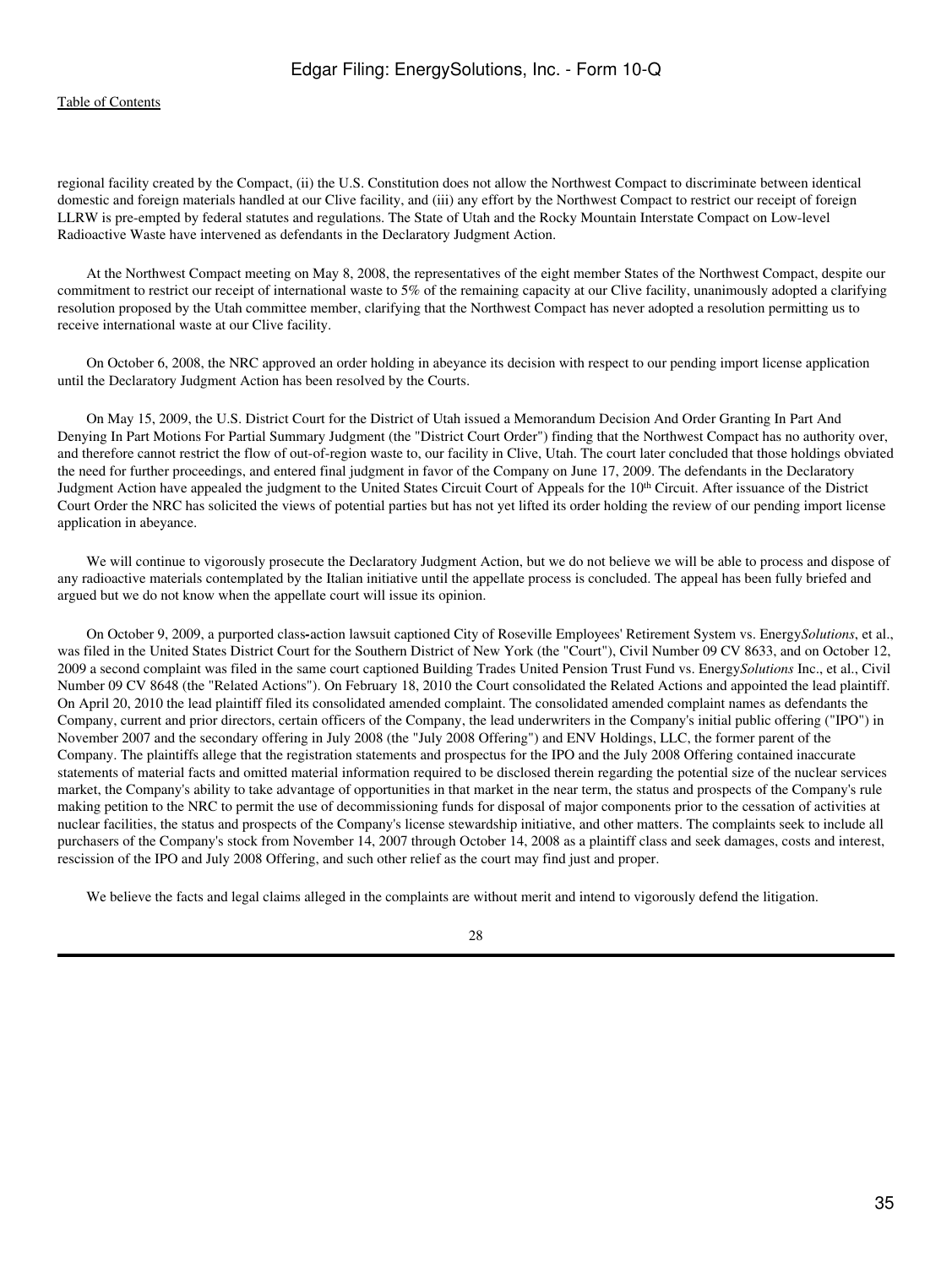regional facility created by the Compact, (ii) the U.S. Constitution does not allow the Northwest Compact to discriminate between identical domestic and foreign materials handled at our Clive facility, and (iii) any effort by the Northwest Compact to restrict our receipt of foreign LLRW is pre-empted by federal statutes and regulations. The State of Utah and the Rocky Mountain Interstate Compact on Low-level Radioactive Waste have intervened as defendants in the Declaratory Judgment Action.

At the Northwest Compact meeting on May 8, 2008, the representatives of the eight member States of the Northwest Compact, despite our commitment to restrict our receipt of international waste to 5% of the remaining capacity at our Clive facility, unanimously adopted a clarifying resolution proposed by the Utah committee member, clarifying that the Northwest Compact has never adopted a resolution permitting us to receive international waste at our Clive facility.

On October 6, 2008, the NRC approved an order holding in abeyance its decision with respect to our pending import license application until the Declaratory Judgment Action has been resolved by the Courts.

On May 15, 2009, the U.S. District Court for the District of Utah issued a Memorandum Decision And Order Granting In Part And Denying In Part Motions For Partial Summary Judgment (the "District Court Order") finding that the Northwest Compact has no authority over, and therefore cannot restrict the flow of out-of-region waste to, our facility in Clive, Utah. The court later concluded that those holdings obviated the need for further proceedings, and entered final judgment in favor of the Company on June 17, 2009. The defendants in the Declaratory Judgment Action have appealed the judgment to the United States Circuit Court of Appeals for the 10th Circuit. After issuance of the District Court Order the NRC has solicited the views of potential parties but has not yet lifted its order holding the review of our pending import license application in abeyance.

We will continue to vigorously prosecute the Declaratory Judgment Action, but we do not believe we will be able to process and dispose of any radioactive materials contemplated by the Italian initiative until the appellate process is concluded. The appeal has been fully briefed and argued but we do not know when the appellate court will issue its opinion.

On October 9, 2009, a purported class-action lawsuit captioned City of Roseville Employees' Retirement System vs. Energy*Solutions*, et al., was filed in the United States District Court for the Southern District of New York (the "Court"), Civil Number 09 CV 8633, and on October 12, 2009 a second complaint was filed in the same court captioned Building Trades United Pension Trust Fund vs. Energy*Solutions* Inc., et al., Civil Number 09 CV 8648 (the "Related Actions"). On February 18, 2010 the Court consolidated the Related Actions and appointed the lead plaintiff. On April 20, 2010 the lead plaintiff filed its consolidated amended complaint. The consolidated amended complaint names as defendants the Company, current and prior directors, certain officers of the Company, the lead underwriters in the Company's initial public offering ("IPO") in November 2007 and the secondary offering in July 2008 (the "July 2008 Offering") and ENV Holdings, LLC, the former parent of the Company. The plaintiffs allege that the registration statements and prospectus for the IPO and the July 2008 Offering contained inaccurate statements of material facts and omitted material information required to be disclosed therein regarding the potential size of the nuclear services market, the Company's ability to take advantage of opportunities in that market in the near term, the status and prospects of the Company's rule making petition to the NRC to permit the use of decommissioning funds for disposal of major components prior to the cessation of activities at nuclear facilities, the status and prospects of the Company's license stewardship initiative, and other matters. The complaints seek to include all purchasers of the Company's stock from November 14, 2007 through October 14, 2008 as a plaintiff class and seek damages, costs and interest, rescission of the IPO and July 2008 Offering, and such other relief as the court may find just and proper.

We believe the facts and legal claims alleged in the complaints are without merit and intend to vigorously defend the litigation.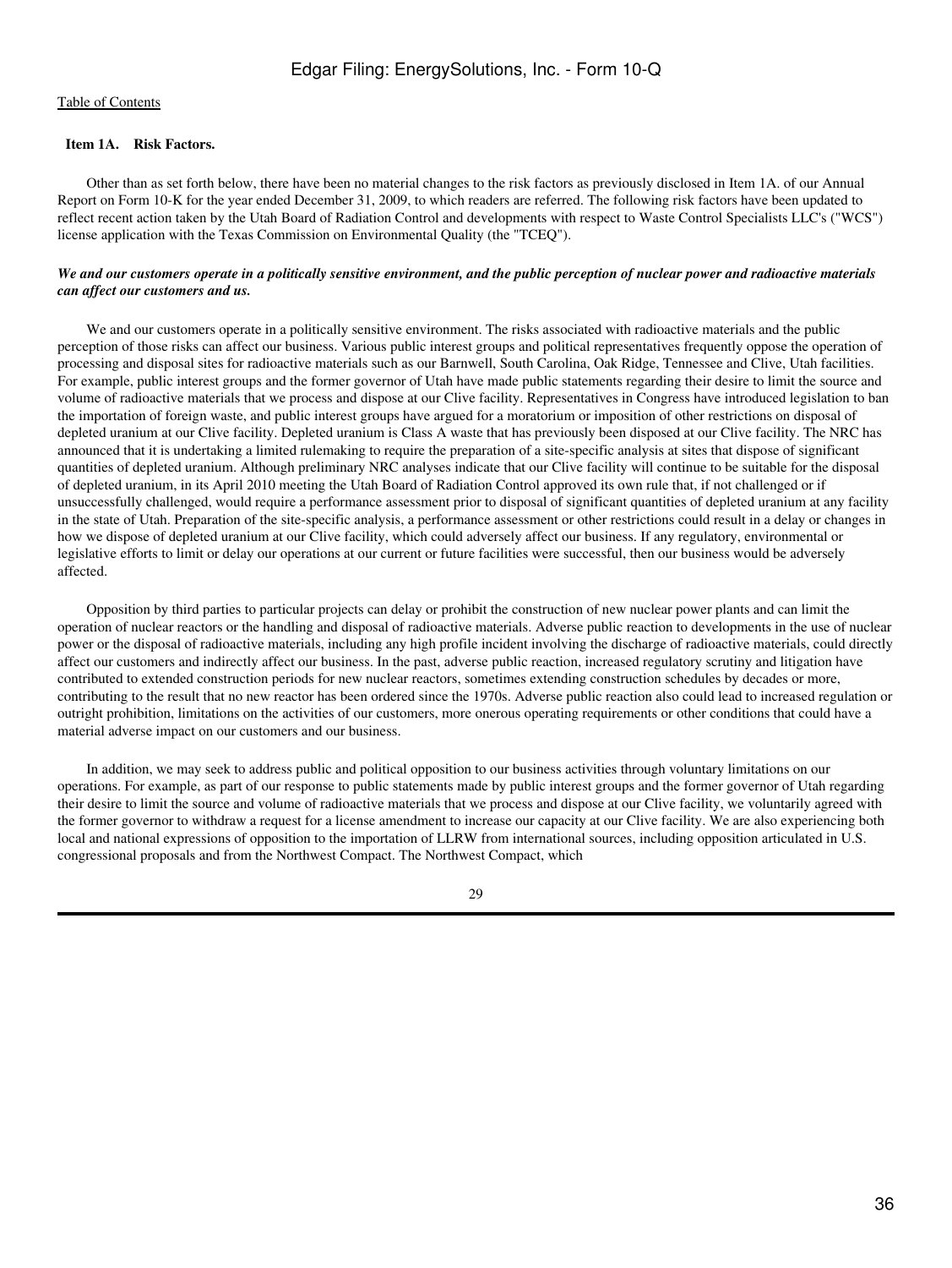[Table of Contents](#)

### Item 1A. Risk Factors.

Other than as set forth below, there have been no material changes to the risk factors as previously disclosed in Item 1A. of our Annual Report on Form 10-K for the year ended December 31, 2009, to which readers are referred. The following risk factors have been updated to reflect recent action taken by the Utah Board of Radiation Control and developments with respect to Waste Control Specialists LLC's ("WCS") license application with the Texas Commission on Environmental Quality (the "TCEQ").

***We and our customers operate in a politically sensitive environment, and the public perception of nuclear power and radioactive materials can affect our customers and us.***

We and our customers operate in a politically sensitive environment. The risks associated with radioactive materials and the public perception of those risks can affect our business. Various public interest groups and political representatives frequently oppose the operation of processing and disposal sites for radioactive materials such as our Barnwell, South Carolina, Oak Ridge, Tennessee and Clive, Utah facilities. For example, public interest groups and the former governor of Utah have made public statements regarding their desire to limit the source and volume of radioactive materials that we process and dispose at our Clive facility. Representatives in Congress have introduced legislation to ban the importation of foreign waste, and public interest groups have argued for a moratorium or imposition of other restrictions on disposal of depleted uranium at our Clive facility. Depleted uranium is Class A waste that has previously been disposed at our Clive facility. The NRC has announced that it is undertaking a limited rulemaking to require the preparation of a site-specific analysis at sites that dispose of significant quantities of depleted uranium. Although preliminary NRC analyses indicate that our Clive facility will continue to be suitable for the disposal of depleted uranium, in its April 2010 meeting the Utah Board of Radiation Control approved its own rule that, if not challenged or if unsuccessfully challenged, would require a performance assessment prior to disposal of significant quantities of depleted uranium at any facility in the state of Utah. Preparation of the site-specific analysis, a performance assessment or other restrictions could result in a delay or changes in how we dispose of depleted uranium at our Clive facility, which could adversely affect our business. If any regulatory, environmental or legislative efforts to limit or delay our operations at our current or future facilities were successful, then our business would be adversely affected.

Opposition by third parties to particular projects can delay or prohibit the construction of new nuclear power plants and can limit the operation of nuclear reactors or the handling and disposal of radioactive materials. Adverse public reaction to developments in the use of nuclear power or the disposal of radioactive materials, including any high profile incident involving the discharge of radioactive materials, could directly affect our customers and indirectly affect our business. In the past, adverse public reaction, increased regulatory scrutiny and litigation have contributed to extended construction periods for new nuclear reactors, sometimes extending construction schedules by decades or more, contributing to the result that no new reactor has been ordered since the 1970s. Adverse public reaction also could lead to increased regulation or outright prohibition, limitations on the activities of our customers, more onerous operating requirements or other conditions that could have a material adverse impact on our customers and our business.

In addition, we may seek to address public and political opposition to our business activities through voluntary limitations on our operations. For example, as part of our response to public statements made by public interest groups and the former governor of Utah regarding their desire to limit the source and volume of radioactive materials that we process and dispose at our Clive facility, we voluntarily agreed with the former governor to withdraw a request for a license amendment to increase our capacity at our Clive facility. We are also experiencing both local and national expressions of opposition to the importation of LLRW from international sources, including opposition articulated in U.S. congressional proposals and from the Northwest Compact. The Northwest Compact, which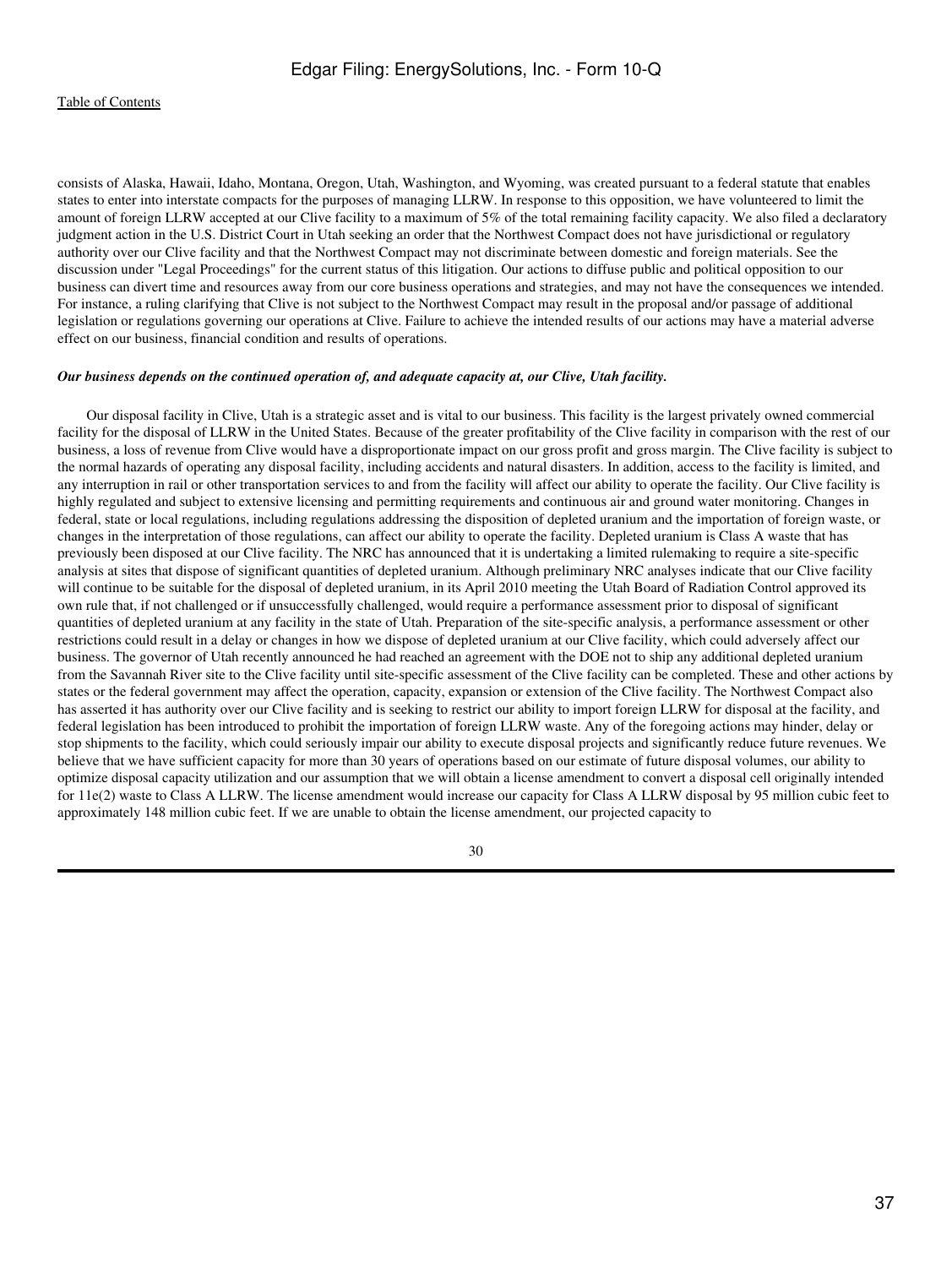consists of Alaska, Hawaii, Idaho, Montana, Oregon, Utah, Washington, and Wyoming, was created pursuant to a federal statute that enables states to enter into interstate compacts for the purposes of managing LLRW. In response to this opposition, we have volunteered to limit the amount of foreign LLRW accepted at our Clive facility to a maximum of 5% of the total remaining facility capacity. We also filed a declaratory judgment action in the U.S. District Court in Utah seeking an order that the Northwest Compact does not have jurisdictional or regulatory authority over our Clive facility and that the Northwest Compact may not discriminate between domestic and foreign materials. See the discussion under "Legal Proceedings" for the current status of this litigation. Our actions to diffuse public and political opposition to our business can divert time and resources away from our core business operations and strategies, and may not have the consequences we intended. For instance, a ruling clarifying that Clive is not subject to the Northwest Compact may result in the proposal and/or passage of additional legislation or regulations governing our operations at Clive. Failure to achieve the intended results of our actions may have a material adverse effect on our business, financial condition and results of operations.

***Our business depends on the continued operation of, and adequate capacity at, our Clive, Utah facility.***

Our disposal facility in Clive, Utah is a strategic asset and is vital to our business. This facility is the largest privately owned commercial facility for the disposal of LLRW in the United States. Because of the greater profitability of the Clive facility in comparison with the rest of our business, a loss of revenue from Clive would have a disproportionate impact on our gross profit and gross margin. The Clive facility is subject to the normal hazards of operating any disposal facility, including accidents and natural disasters. In addition, access to the facility is limited, and any interruption in rail or other transportation services to and from the facility will affect our ability to operate the facility. Our Clive facility is highly regulated and subject to extensive licensing and permitting requirements and continuous air and ground water monitoring. Changes in federal, state or local regulations, including regulations addressing the disposition of depleted uranium and the importation of foreign waste, or changes in the interpretation of those regulations, can affect our ability to operate the facility. Depleted uranium is Class A waste that has previously been disposed at our Clive facility. The NRC has announced that it is undertaking a limited rulemaking to require a site-specific analysis at sites that dispose of significant quantities of depleted uranium. Although preliminary NRC analyses indicate that our Clive facility will continue to be suitable for the disposal of depleted uranium, in its April 2010 meeting the Utah Board of Radiation Control approved its own rule that, if not challenged or if unsuccessfully challenged, would require a performance assessment prior to disposal of significant quantities of depleted uranium at any facility in the state of Utah. Preparation of the site-specific analysis, a performance assessment or other restrictions could result in a delay or changes in how we dispose of depleted uranium at our Clive facility, which could adversely affect our business. The governor of Utah recently announced he had reached an agreement with the DOE not to ship any additional depleted uranium from the Savannah River site to the Clive facility until site-specific assessment of the Clive facility can be completed. These and other actions by states or the federal government may affect the operation, capacity, expansion or extension of the Clive facility. The Northwest Compact also has asserted it has authority over our Clive facility and is seeking to restrict our ability to import foreign LLRW for disposal at the facility, and federal legislation has been introduced to prohibit the importation of foreign LLRW waste. Any of the foregoing actions may hinder, delay or stop shipments to the facility, which could seriously impair our ability to execute disposal projects and significantly reduce future revenues. We believe that we have sufficient capacity for more than 30 years of operations based on our estimate of future disposal volumes, our ability to optimize disposal capacity utilization and our assumption that we will obtain a license amendment to convert a disposal cell originally intended for 11e(2) waste to Class A LLRW. The license amendment would increase our capacity for Class A LLRW disposal by 95 million cubic feet to approximately 148 million cubic feet. If we are unable to obtain the license amendment, our projected capacity to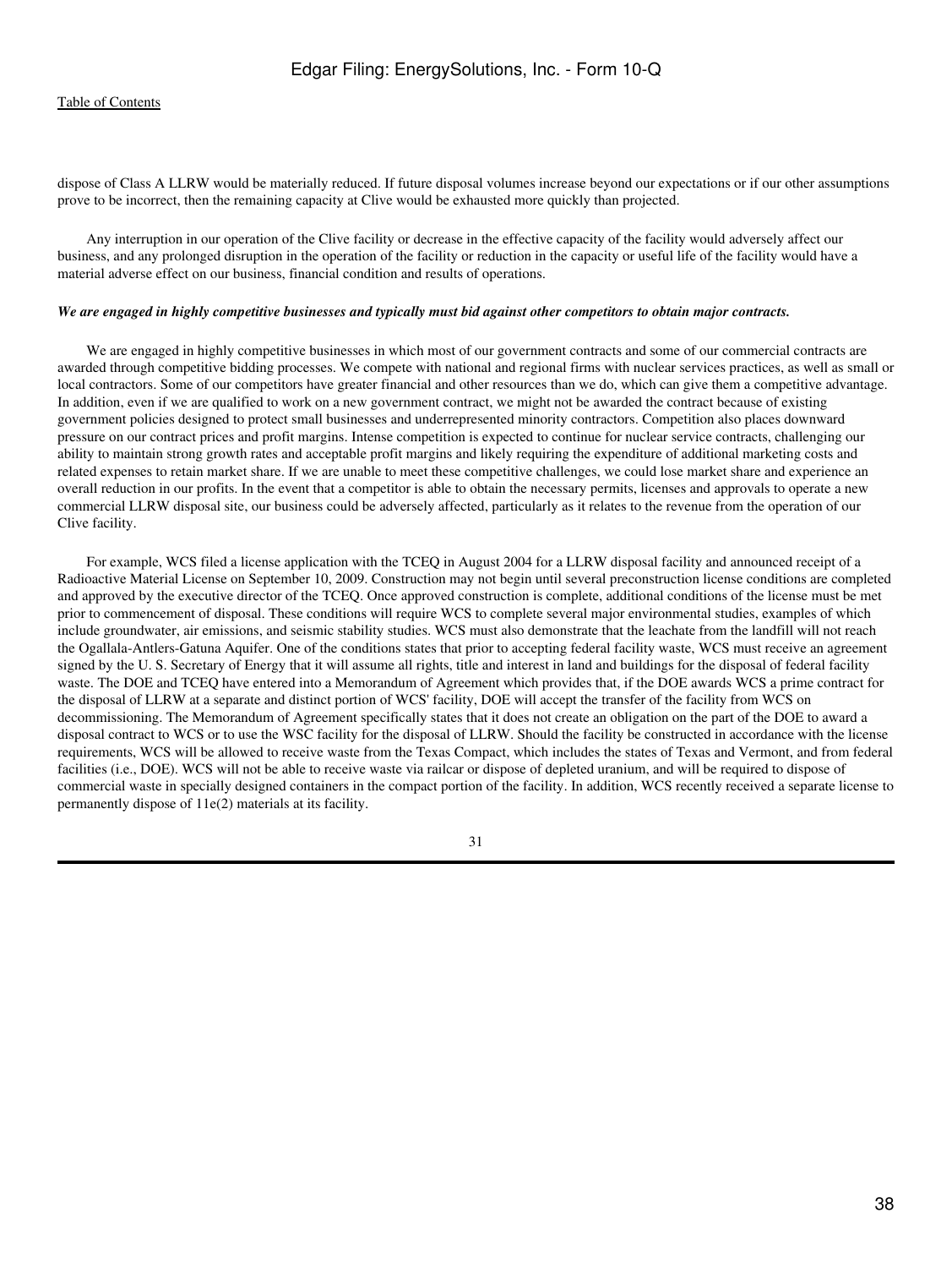dispose of Class A LLRW would be materially reduced. If future disposal volumes increase beyond our expectations or if our other assumptions prove to be incorrect, then the remaining capacity at Clive would be exhausted more quickly than projected.

Any interruption in our operation of the Clive facility or decrease in the effective capacity of the facility would adversely affect our business, and any prolonged disruption in the operation of the facility or reduction in the capacity or useful life of the facility would have a material adverse effect on our business, financial condition and results of operations.

***We are engaged in highly competitive businesses and typically must bid against other competitors to obtain major contracts.***

We are engaged in highly competitive businesses in which most of our government contracts and some of our commercial contracts are awarded through competitive bidding processes. We compete with national and regional firms with nuclear services practices, as well as small or local contractors. Some of our competitors have greater financial and other resources than we do, which can give them a competitive advantage. In addition, even if we are qualified to work on a new government contract, we might not be awarded the contract because of existing government policies designed to protect small businesses and underrepresented minority contractors. Competition also places downward pressure on our contract prices and profit margins. Intense competition is expected to continue for nuclear service contracts, challenging our ability to maintain strong growth rates and acceptable profit margins and likely requiring the expenditure of additional marketing costs and related expenses to retain market share. If we are unable to meet these competitive challenges, we could lose market share and experience an overall reduction in our profits. In the event that a competitor is able to obtain the necessary permits, licenses and approvals to operate a new commercial LLRW disposal site, our business could be adversely affected, particularly as it relates to the revenue from the operation of our Clive facility.

For example, WCS filed a license application with the TCEQ in August 2004 for a LLRW disposal facility and announced receipt of a Radioactive Material License on September 10, 2009. Construction may not begin until several preconstruction license conditions are completed and approved by the executive director of the TCEQ. Once approved construction is complete, additional conditions of the license must be met prior to commencement of disposal. These conditions will require WCS to complete several major environmental studies, examples of which include groundwater, air emissions, and seismic stability studies. WCS must also demonstrate that the leachate from the landfill will not reach the Ogallala-Antlers-Gatuna Aquifer. One of the conditions states that prior to accepting federal facility waste, WCS must receive an agreement signed by the U. S. Secretary of Energy that it will assume all rights, title and interest in land and buildings for the disposal of federal facility waste. The DOE and TCEQ have entered into a Memorandum of Agreement which provides that, if the DOE awards WCS a prime contract for the disposal of LLRW at a separate and distinct portion of WCS' facility, DOE will accept the transfer of the facility from WCS on decommissioning. The Memorandum of Agreement specifically states that it does not create an obligation on the part of the DOE to award a disposal contract to WCS or to use the WSC facility for the disposal of LLRW. Should the facility be constructed in accordance with the license requirements, WCS will be allowed to receive waste from the Texas Compact, which includes the states of Texas and Vermont, and from federal facilities (i.e., DOE). WCS will not be able to receive waste via railcar or dispose of depleted uranium, and will be required to dispose of commercial waste in specially designed containers in the compact portion of the facility. In addition, WCS recently received a separate license to permanently dispose of 11e(2) materials at its facility.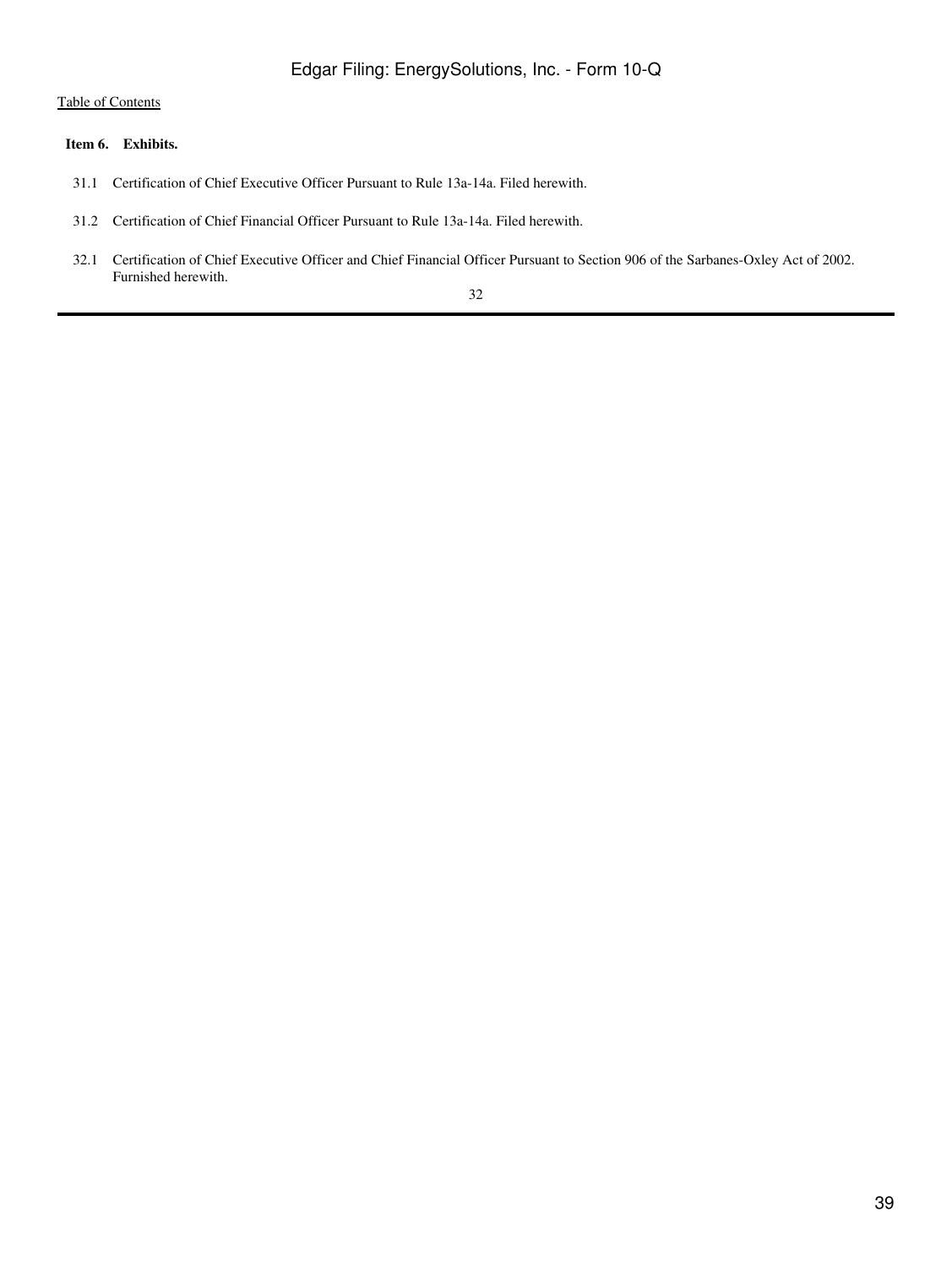[Table of Contents](#)

**Item 6. Exhibits.**

31.1 Certification of Chief Executive Officer Pursuant to Rule 13a-14a. Filed herewith.

31.2 Certification of Chief Financial Officer Pursuant to Rule 13a-14a. Filed herewith.

32.1 Certification of Chief Executive Officer and Chief Financial Officer Pursuant to Section 906 of the Sarbanes-Oxley Act of 2002. Furnished herewith.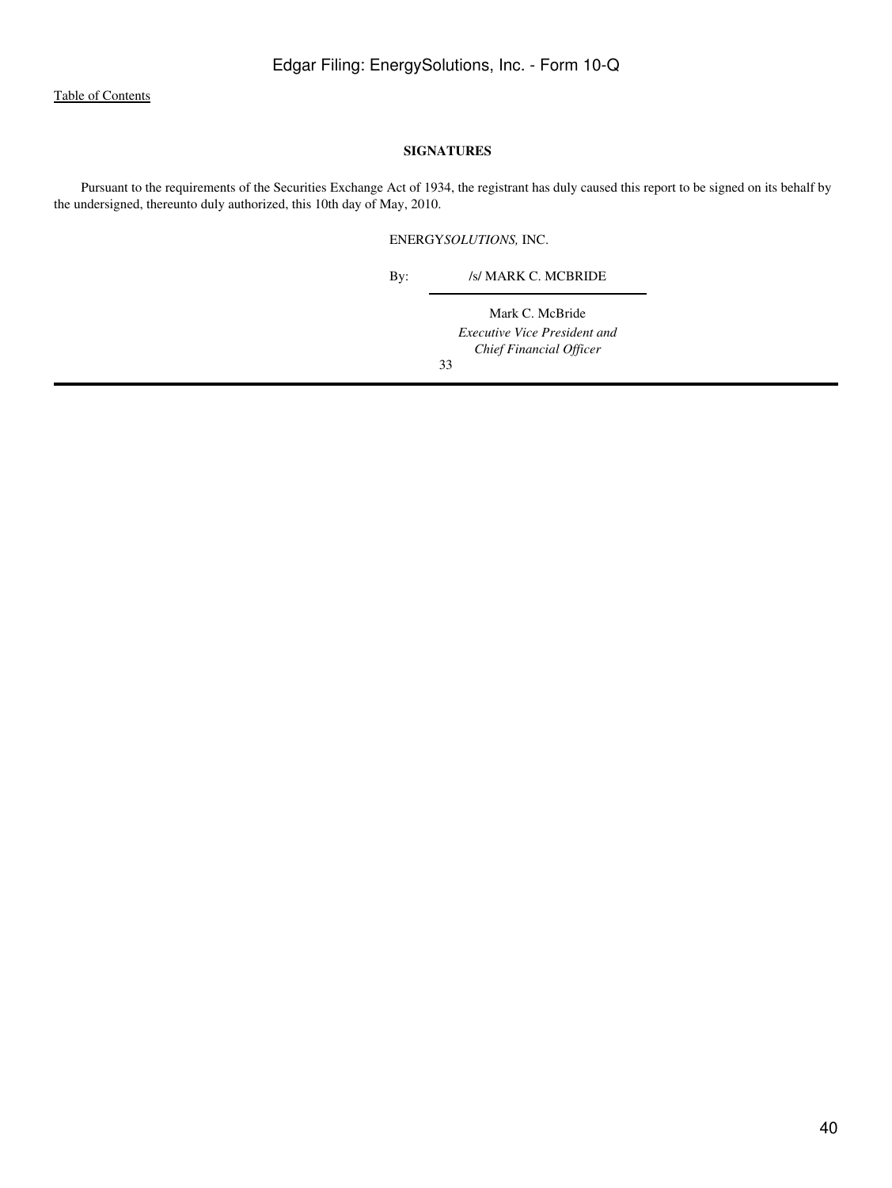## SIGNATURES

Pursuant to the requirements of the Securities Exchange Act of 1934, the registrant has duly caused this report to be signed on its behalf by the undersigned, thereunto duly authorized, this 10th day of May, 2010.

ENERGY*SOLUTIONS,* INC.

By: /s/ MARK C. MCBRIDE

Mark C. McBride
*Executive Vice President and Chief Financial Officer*